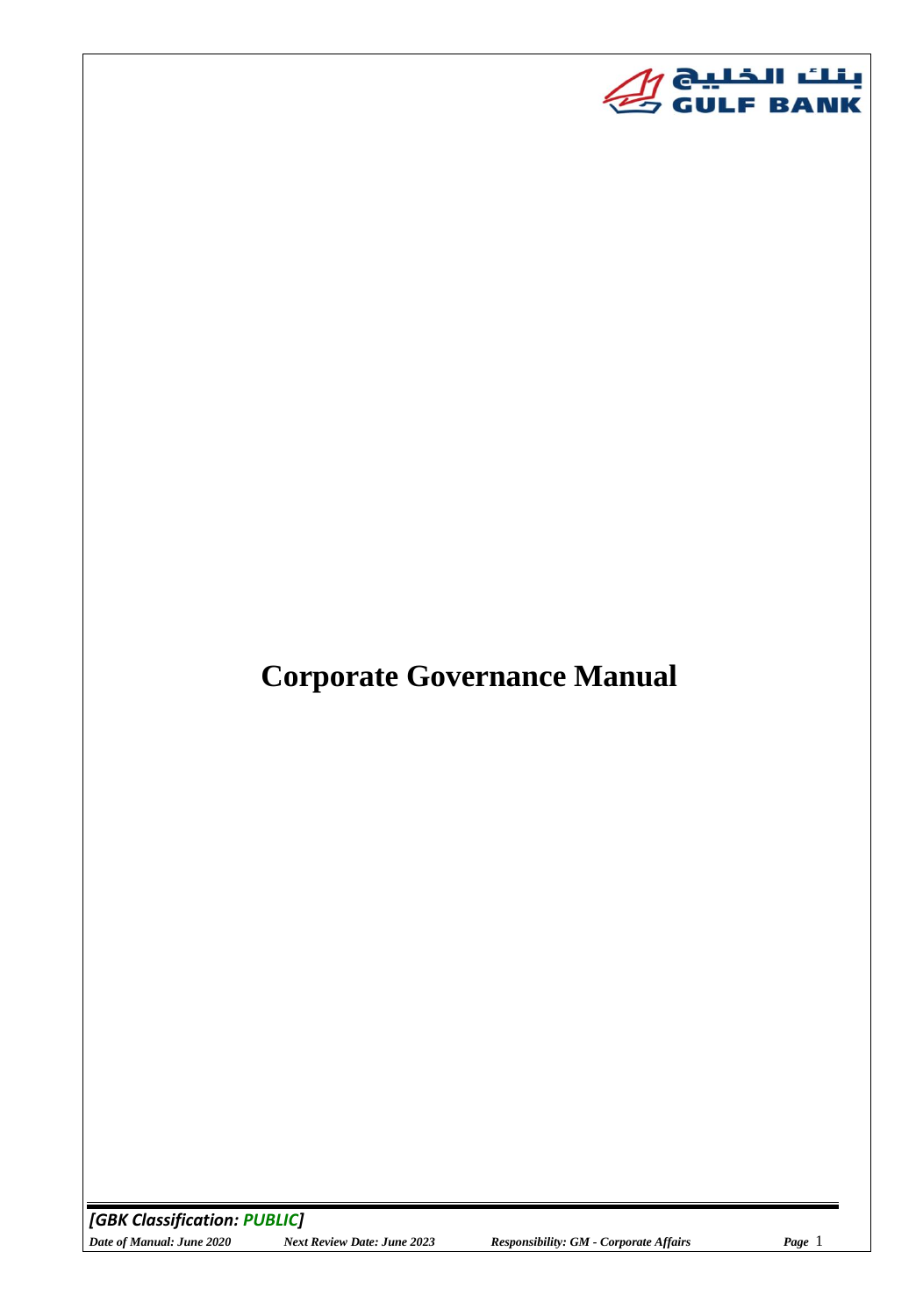# Corporate Governance Manual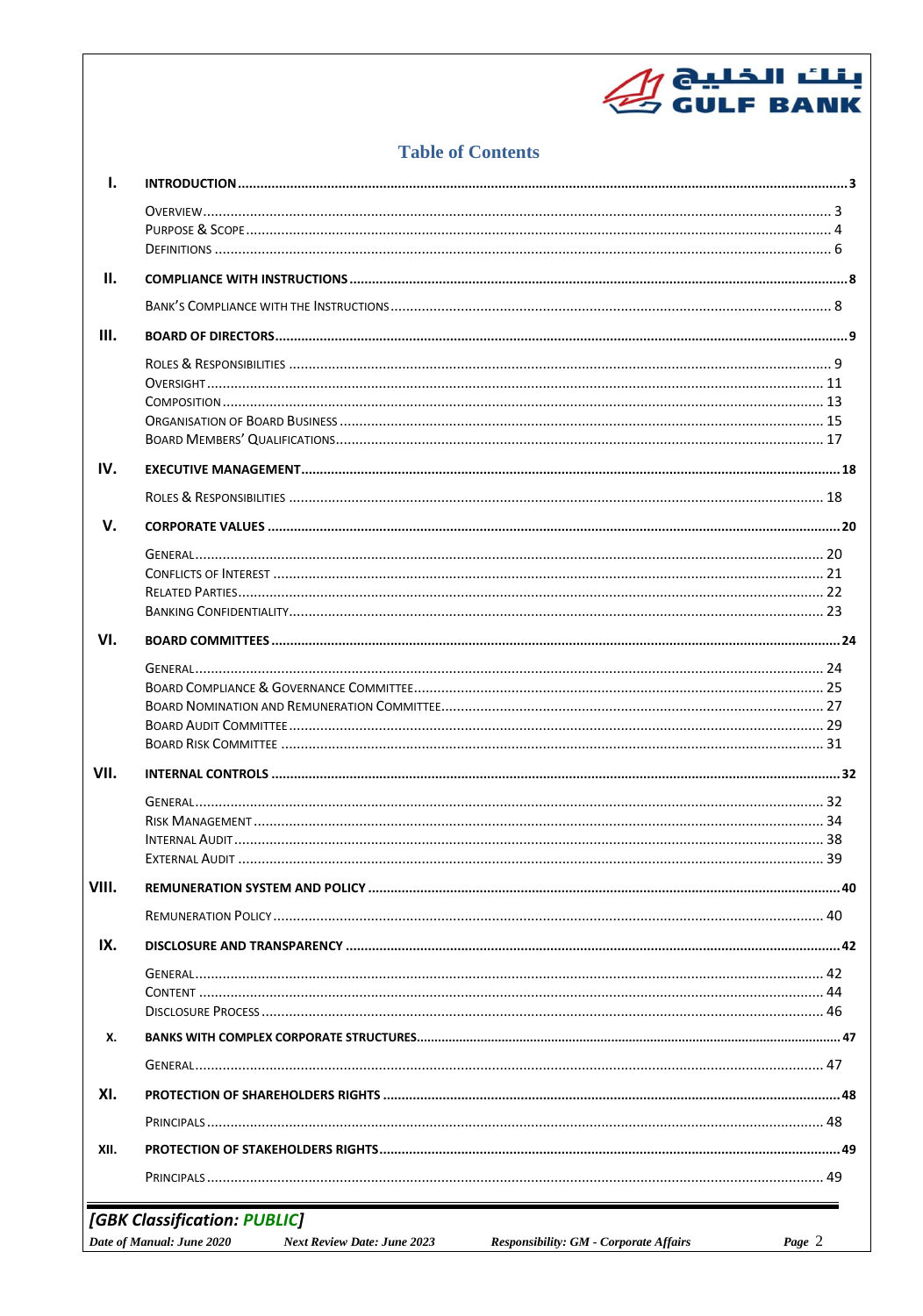## Table of Contents

| | | |
|---|---|---|
| **I.** | **INTRODUCTION** | **3** |
| | Overview | 3 |
| | Purpose & Scope | 4 |
| | Definitions | 6 |
| **II.** | **COMPLIANCE WITH INSTRUCTIONS** | **8** |
| | Bank's Compliance with the Instructions | 8 |
| **III.** | **BOARD OF DIRECTORS** | **9** |
| | Roles & Responsibilities | 9 |
| | Oversight | 11 |
| | Composition | 13 |
| | Organisation of Board Business | 15 |
| | Board Members' Qualifications | 17 |
| **IV.** | **EXECUTIVE MANAGEMENT** | **18** |
| | Roles & Responsibilities | 18 |
| **V.** | **CORPORATE VALUES** | **20** |
| | General | 20 |
| | Conflicts of Interest | 21 |
| | Related Parties | 22 |
| | Banking Confidentiality | 23 |
| **VI.** | **BOARD COMMITTEES** | **24** |
| | General | 24 |
| | Board Compliance & Governance Committee | 25 |
| | Board Nomination and Remuneration Committee | 27 |
| | Board Audit Committee | 29 |
| | Board Risk Committee | 31 |
| **VII.** | **INTERNAL CONTROLS** | **32** |
| | General | 32 |
| | Risk Management | 34 |
| | Internal Audit | 38 |
| | External Audit | 39 |
| **VIII.** | **REMUNERATION SYSTEM AND POLICY** | **40** |
| | Remuneration Policy | 40 |
| **IX.** | **DISCLOSURE AND TRANSPARENCY** | **42** |
| | General | 42 |
| | Content | 44 |
| | Disclosure Process | 46 |
| **X.** | **BANKS WITH COMPLEX CORPORATE STRUCTURES** | **47** |
| | General | 47 |
| **XI.** | **PROTECTION OF SHAREHOLDERS RIGHTS** | **48** |
| | Principals | 48 |
| **XII.** | **PROTECTION OF STAKEHOLDERS RIGHTS** | **49** |
| | Principals | 49 |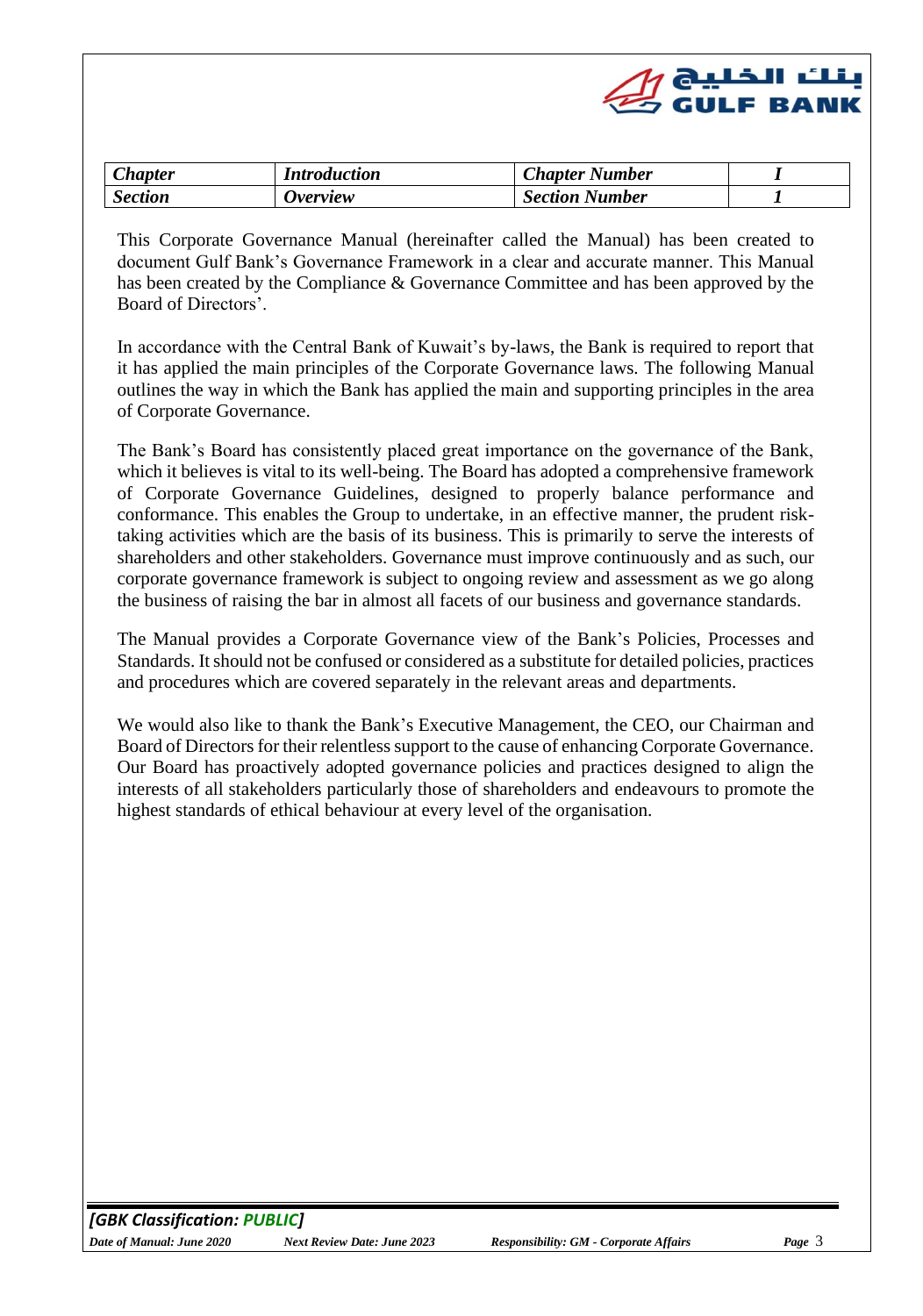| *Chapter* | *Introduction* | *Chapter Number* | *I* |
|---|---|---|---|
| *Section* | *Overview* | *Section Number* | *1* |

This Corporate Governance Manual (hereinafter called the Manual) has been created to document Gulf Bank's Governance Framework in a clear and accurate manner. This Manual has been created by the Compliance & Governance Committee and has been approved by the Board of Directors'.

In accordance with the Central Bank of Kuwait's by-laws, the Bank is required to report that it has applied the main principles of the Corporate Governance laws. The following Manual outlines the way in which the Bank has applied the main and supporting principles in the area of Corporate Governance.

The Bank's Board has consistently placed great importance on the governance of the Bank, which it believes is vital to its well-being. The Board has adopted a comprehensive framework of Corporate Governance Guidelines, designed to properly balance performance and conformance. This enables the Group to undertake, in an effective manner, the prudent risk-taking activities which are the basis of its business. This is primarily to serve the interests of shareholders and other stakeholders. Governance must improve continuously and as such, our corporate governance framework is subject to ongoing review and assessment as we go along the business of raising the bar in almost all facets of our business and governance standards.

The Manual provides a Corporate Governance view of the Bank's Policies, Processes and Standards. It should not be confused or considered as a substitute for detailed policies, practices and procedures which are covered separately in the relevant areas and departments.

We would also like to thank the Bank's Executive Management, the CEO, our Chairman and Board of Directors for their relentless support to the cause of enhancing Corporate Governance. Our Board has proactively adopted governance policies and practices designed to align the interests of all stakeholders particularly those of shareholders and endeavours to promote the highest standards of ethical behaviour at every level of the organisation.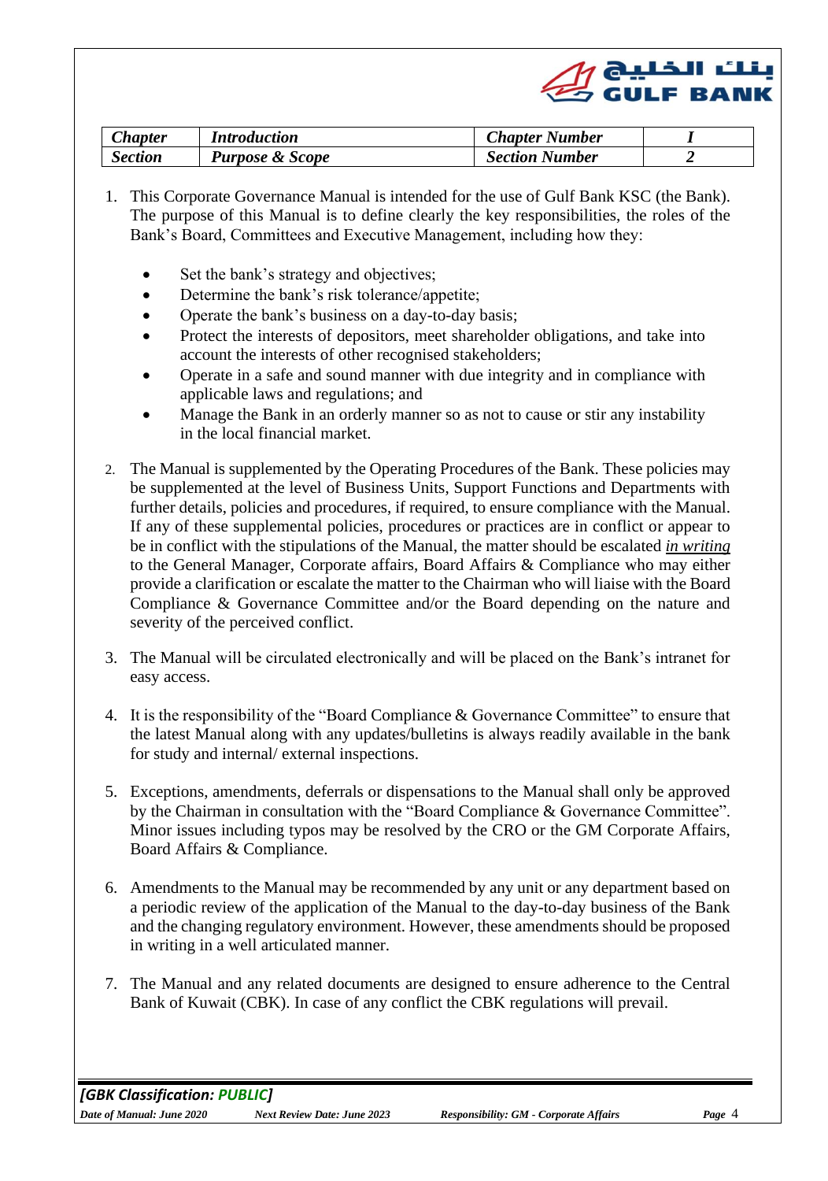| *Chapter* | *Introduction* | *Chapter Number* | *I* |
|---|---|---|---|
| *Section* | *Purpose & Scope* | *Section Number* | *2* |

1. This Corporate Governance Manual is intended for the use of Gulf Bank KSC (the Bank). The purpose of this Manual is to define clearly the key responsibilities, the roles of the Bank's Board, Committees and Executive Management, including how they:

    - Set the bank's strategy and objectives;
    - Determine the bank's risk tolerance/appetite;
    - Operate the bank's business on a day-to-day basis;
    - Protect the interests of depositors, meet shareholder obligations, and take into account the interests of other recognised stakeholders;
    - Operate in a safe and sound manner with due integrity and in compliance with applicable laws and regulations; and
    - Manage the Bank in an orderly manner so as not to cause or stir any instability in the local financial market.

2. The Manual is supplemented by the Operating Procedures of the Bank. These policies may be supplemented at the level of Business Units, Support Functions and Departments with further details, policies and procedures, if required, to ensure compliance with the Manual. If any of these supplemental policies, procedures or practices are in conflict or appear to be in conflict with the stipulations of the Manual, the matter should be escalated ***in writing*** to the General Manager, Corporate affairs, Board Affairs & Compliance who may either provide a clarification or escalate the matter to the Chairman who will liaise with the Board Compliance & Governance Committee and/or the Board depending on the nature and severity of the perceived conflict.

3. The Manual will be circulated electronically and will be placed on the Bank's intranet for easy access.

4. It is the responsibility of the "Board Compliance & Governance Committee" to ensure that the latest Manual along with any updates/bulletins is always readily available in the bank for study and internal/ external inspections.

5. Exceptions, amendments, deferrals or dispensations to the Manual shall only be approved by the Chairman in consultation with the "Board Compliance & Governance Committee". Minor issues including typos may be resolved by the CRO or the GM Corporate Affairs, Board Affairs & Compliance.

6. Amendments to the Manual may be recommended by any unit or any department based on a periodic review of the application of the Manual to the day-to-day business of the Bank and the changing regulatory environment. However, these amendments should be proposed in writing in a well articulated manner.

7. The Manual and any related documents are designed to ensure adherence to the Central Bank of Kuwait (CBK). In case of any conflict the CBK regulations will prevail.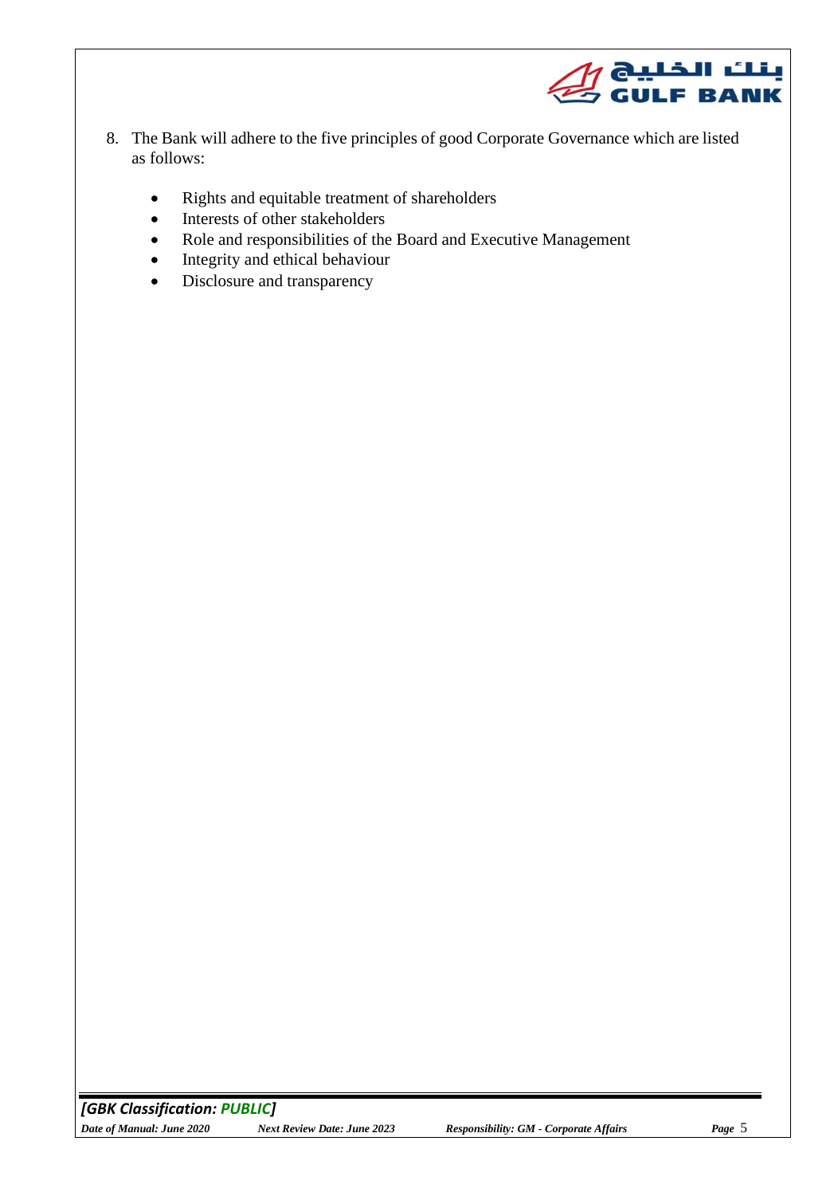8. The Bank will adhere to the five principles of good Corporate Governance which are listed as follows:

    - Rights and equitable treatment of shareholders
    - Interests of other stakeholders
    - Role and responsibilities of the Board and Executive Management
    - Integrity and ethical behaviour
    - Disclosure and transparency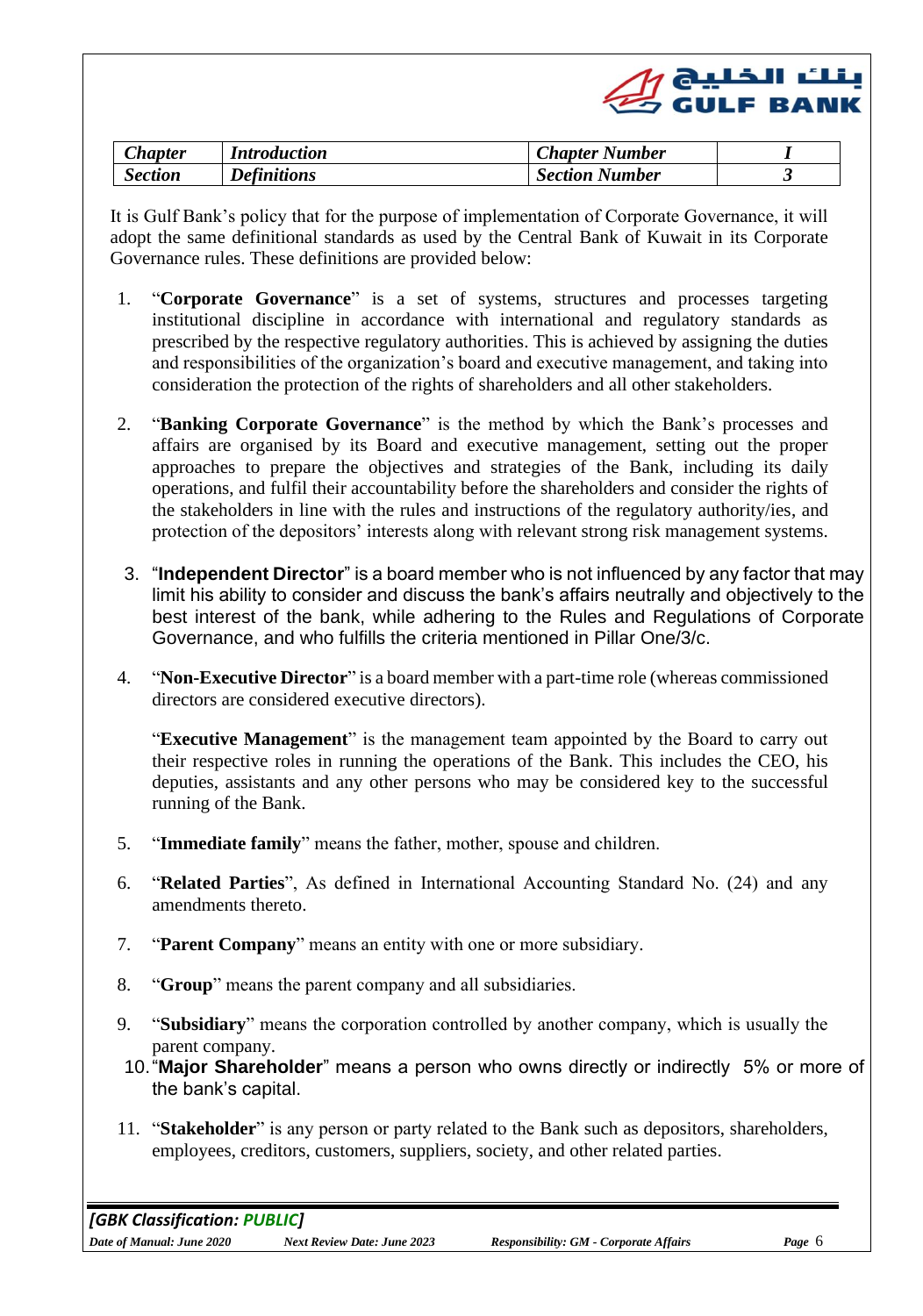| Chapter | Introduction | Chapter Number | I |
|---|---|---|---|
| Section | Definitions | Section Number | 3 |

It is Gulf Bank's policy that for the purpose of implementation of Corporate Governance, it will adopt the same definitional standards as used by the Central Bank of Kuwait in its Corporate Governance rules. These definitions are provided below:

1. "**Corporate Governance**" is a set of systems, structures and processes targeting institutional discipline in accordance with international and regulatory standards as prescribed by the respective regulatory authorities. This is achieved by assigning the duties and responsibilities of the organization's board and executive management, and taking into consideration the protection of the rights of shareholders and all other stakeholders.

2. "**Banking Corporate Governance**" is the method by which the Bank's processes and affairs are organised by its Board and executive management, setting out the proper approaches to prepare the objectives and strategies of the Bank, including its daily operations, and fulfil their accountability before the shareholders and consider the rights of the stakeholders in line with the rules and instructions of the regulatory authority/ies, and protection of the depositors' interests along with relevant strong risk management systems.

3. "**Independent Director**" is a board member who is not influenced by any factor that may limit his ability to consider and discuss the bank's affairs neutrally and objectively to the best interest of the bank, while adhering to the Rules and Regulations of Corporate Governance, and who fulfills the criteria mentioned in Pillar One/3/c.

4. "**Non-Executive Director**" is a board member with a part-time role (whereas commissioned directors are considered executive directors).

   "**Executive Management**" is the management team appointed by the Board to carry out their respective roles in running the operations of the Bank. This includes the CEO, his deputies, assistants and any other persons who may be considered key to the successful running of the Bank.

5. "**Immediate family**" means the father, mother, spouse and children.

6. "**Related Parties**", As defined in International Accounting Standard No. (24) and any amendments thereto.

7. "**Parent Company**" means an entity with one or more subsidiary.

8. "**Group**" means the parent company and all subsidiaries.

9. "**Subsidiary**" means the corporation controlled by another company, which is usually the parent company.

10. "**Major Shareholder**" means a person who owns directly or indirectly 5% or more of the bank's capital.

11. "**Stakeholder**" is any person or party related to the Bank such as depositors, shareholders, employees, creditors, customers, suppliers, society, and other related parties.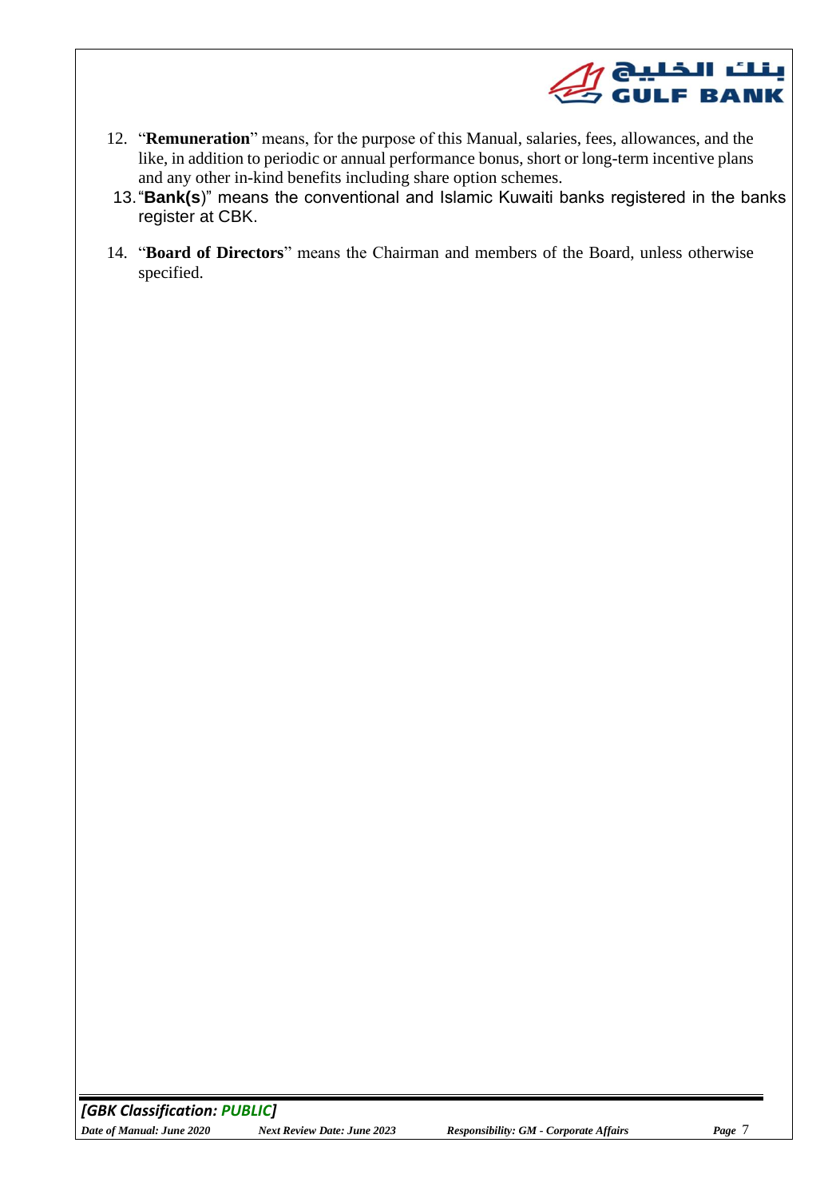12. "**Remuneration**" means, for the purpose of this Manual, salaries, fees, allowances, and the like, in addition to periodic or annual performance bonus, short or long-term incentive plans and any other in-kind benefits including share option schemes.
13. "**Bank(s**)" means the conventional and Islamic Kuwaiti banks registered in the banks register at CBK.
14. "**Board of Directors**" means the Chairman and members of the Board, unless otherwise specified.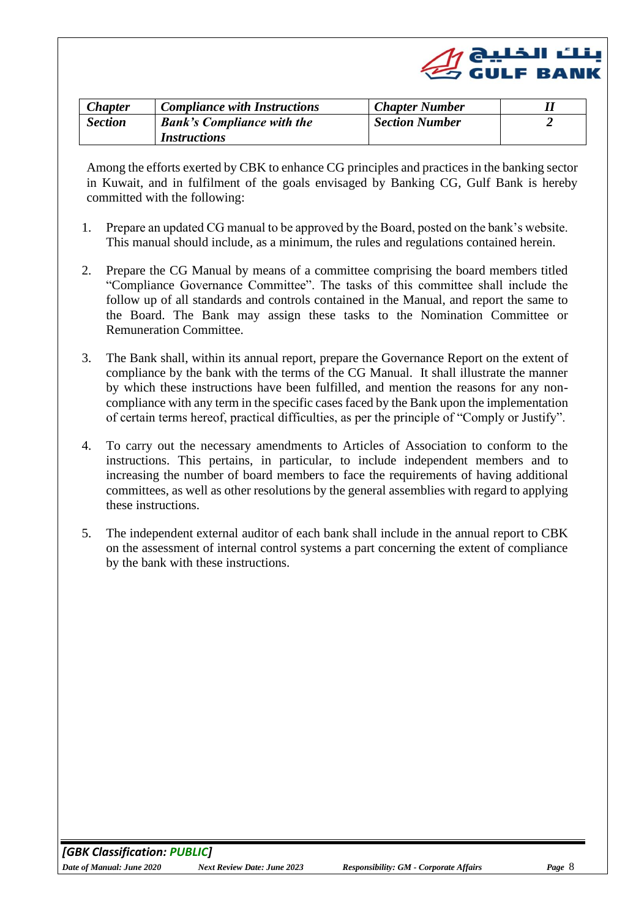| *Chapter* | *Compliance with Instructions* | *Chapter Number* | *II* |
|---|---|---|---|
| *Section* | *Bank's Compliance with the Instructions* | *Section Number* | *2* |

Among the efforts exerted by CBK to enhance CG principles and practices in the banking sector in Kuwait, and in fulfilment of the goals envisaged by Banking CG, Gulf Bank is hereby committed with the following:

1. Prepare an updated CG manual to be approved by the Board, posted on the bank's website. This manual should include, as a minimum, the rules and regulations contained herein.

2. Prepare the CG Manual by means of a committee comprising the board members titled "Compliance Governance Committee". The tasks of this committee shall include the follow up of all standards and controls contained in the Manual, and report the same to the Board. The Bank may assign these tasks to the Nomination Committee or Remuneration Committee.

3. The Bank shall, within its annual report, prepare the Governance Report on the extent of compliance by the bank with the terms of the CG Manual. It shall illustrate the manner by which these instructions have been fulfilled, and mention the reasons for any non-compliance with any term in the specific cases faced by the Bank upon the implementation of certain terms hereof, practical difficulties, as per the principle of "Comply or Justify".

4. To carry out the necessary amendments to Articles of Association to conform to the instructions. This pertains, in particular, to include independent members and to increasing the number of board members to face the requirements of having additional committees, as well as other resolutions by the general assemblies with regard to applying these instructions.

5. The independent external auditor of each bank shall include in the annual report to CBK on the assessment of internal control systems a part concerning the extent of compliance by the bank with these instructions.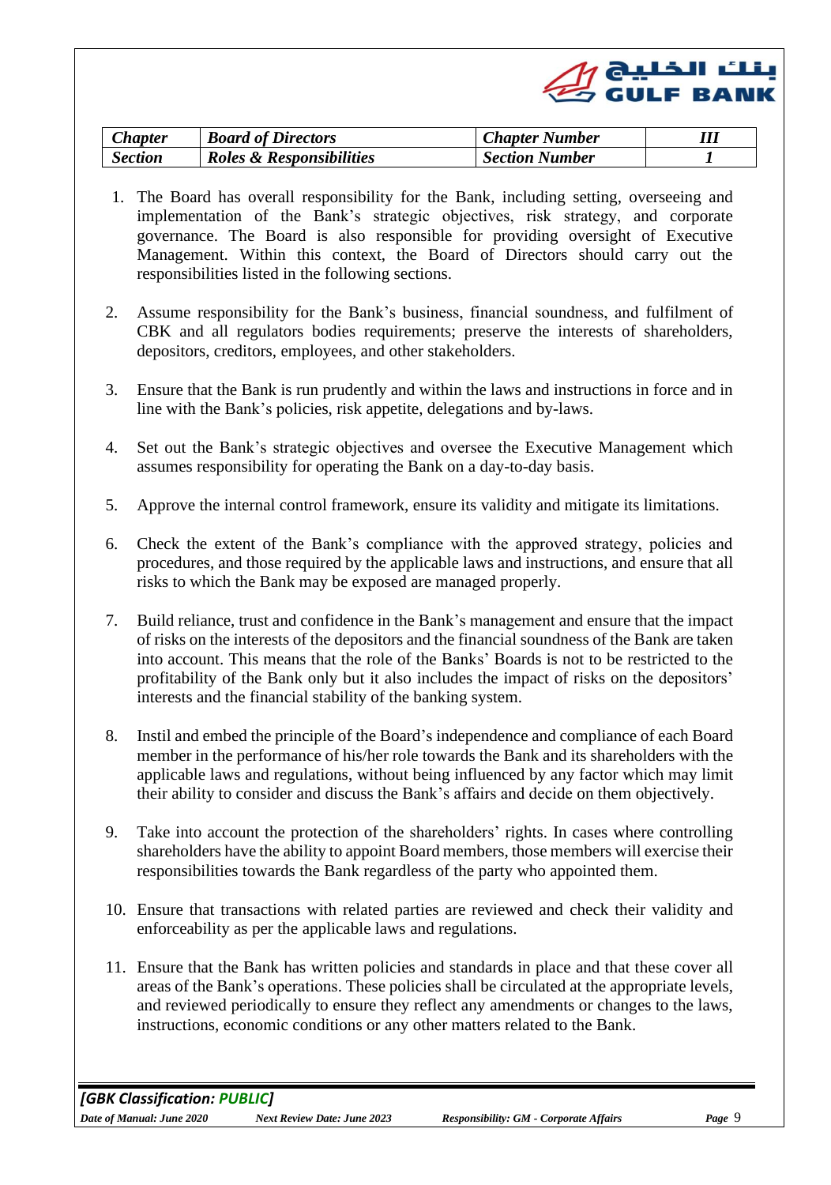| *Chapter* | *Board of Directors* | *Chapter Number* | *III* |
|---|---|---|---|
| *Section* | *Roles & Responsibilities* | *Section Number* | *1* |

1. The Board has overall responsibility for the Bank, including setting, overseeing and implementation of the Bank's strategic objectives, risk strategy, and corporate governance. The Board is also responsible for providing oversight of Executive Management. Within this context, the Board of Directors should carry out the responsibilities listed in the following sections.

2. Assume responsibility for the Bank's business, financial soundness, and fulfilment of CBK and all regulators bodies requirements; preserve the interests of shareholders, depositors, creditors, employees, and other stakeholders.

3. Ensure that the Bank is run prudently and within the laws and instructions in force and in line with the Bank's policies, risk appetite, delegations and by-laws.

4. Set out the Bank's strategic objectives and oversee the Executive Management which assumes responsibility for operating the Bank on a day-to-day basis.

5. Approve the internal control framework, ensure its validity and mitigate its limitations.

6. Check the extent of the Bank's compliance with the approved strategy, policies and procedures, and those required by the applicable laws and instructions, and ensure that all risks to which the Bank may be exposed are managed properly.

7. Build reliance, trust and confidence in the Bank's management and ensure that the impact of risks on the interests of the depositors and the financial soundness of the Bank are taken into account. This means that the role of the Banks' Boards is not to be restricted to the profitability of the Bank only but it also includes the impact of risks on the depositors' interests and the financial stability of the banking system.

8. Instil and embed the principle of the Board's independence and compliance of each Board member in the performance of his/her role towards the Bank and its shareholders with the applicable laws and regulations, without being influenced by any factor which may limit their ability to consider and discuss the Bank's affairs and decide on them objectively.

9. Take into account the protection of the shareholders' rights. In cases where controlling shareholders have the ability to appoint Board members, those members will exercise their responsibilities towards the Bank regardless of the party who appointed them.

10. Ensure that transactions with related parties are reviewed and check their validity and enforceability as per the applicable laws and regulations.

11. Ensure that the Bank has written policies and standards in place and that these cover all areas of the Bank's operations. These policies shall be circulated at the appropriate levels, and reviewed periodically to ensure they reflect any amendments or changes to the laws, instructions, economic conditions or any other matters related to the Bank.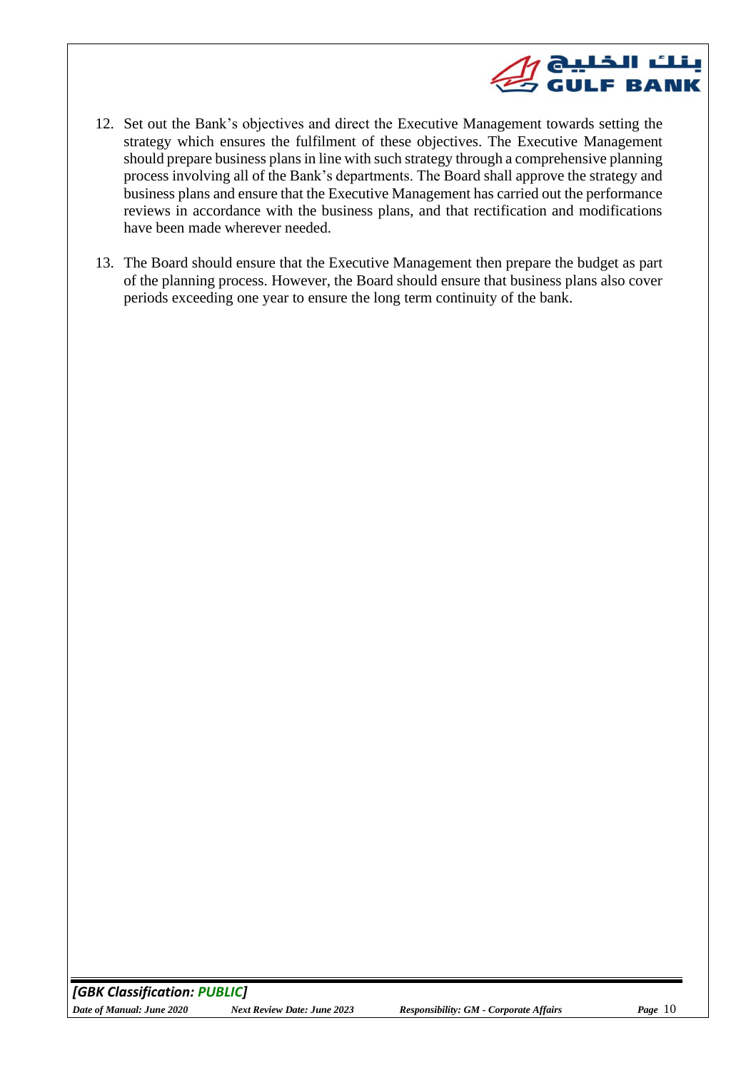12. Set out the Bank's objectives and direct the Executive Management towards setting the strategy which ensures the fulfilment of these objectives. The Executive Management should prepare business plans in line with such strategy through a comprehensive planning process involving all of the Bank's departments. The Board shall approve the strategy and business plans and ensure that the Executive Management has carried out the performance reviews in accordance with the business plans, and that rectification and modifications have been made wherever needed.

13. The Board should ensure that the Executive Management then prepare the budget as part of the planning process. However, the Board should ensure that business plans also cover periods exceeding one year to ensure the long term continuity of the bank.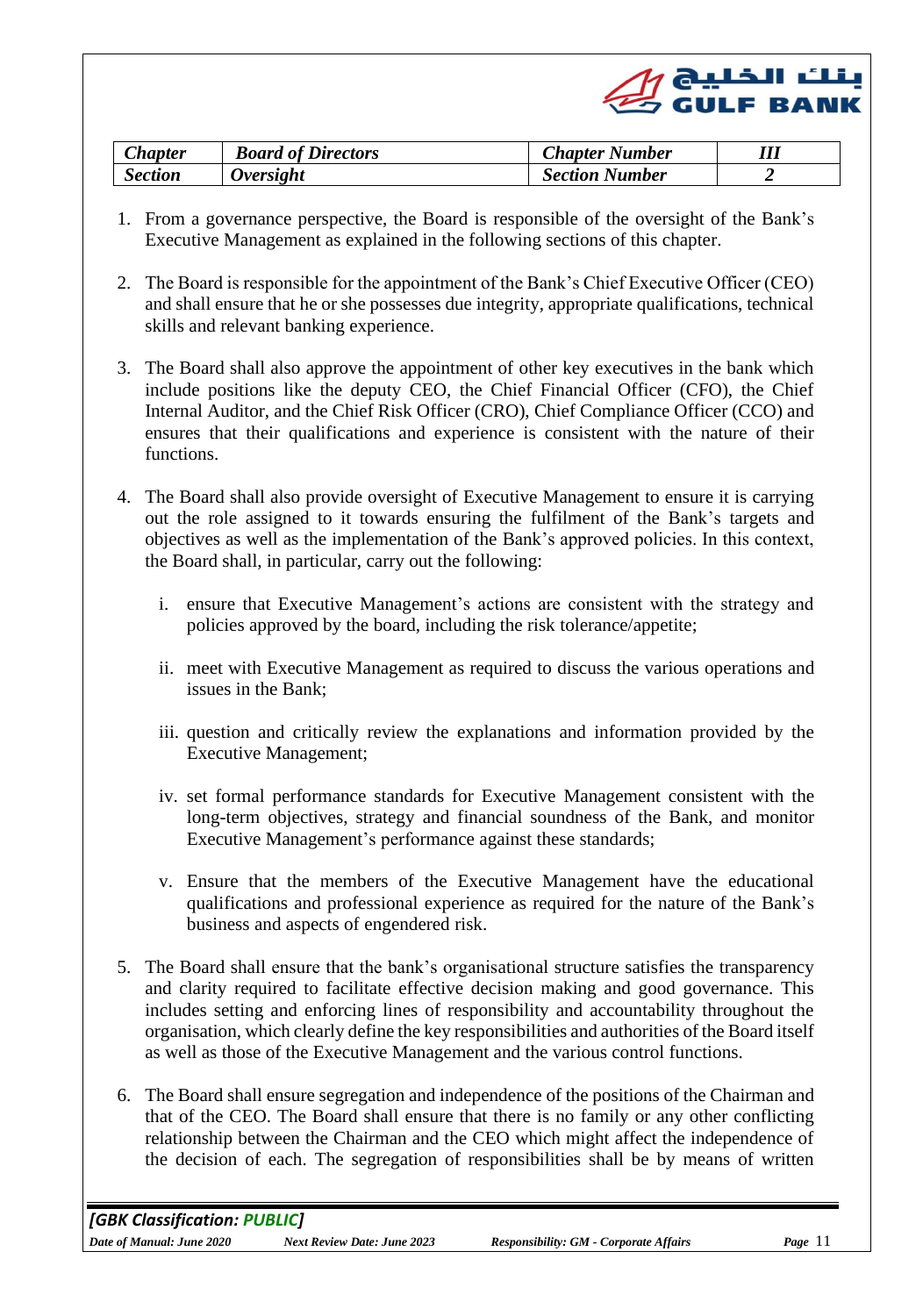| *Chapter* | *Board of Directors* | *Chapter Number* | *III* |
|---|---|---|---|
| *Section* | *Oversight* | *Section Number* | *2* |

1. From a governance perspective, the Board is responsible of the oversight of the Bank's Executive Management as explained in the following sections of this chapter.

2. The Board is responsible for the appointment of the Bank's Chief Executive Officer (CEO) and shall ensure that he or she possesses due integrity, appropriate qualifications, technical skills and relevant banking experience.

3. The Board shall also approve the appointment of other key executives in the bank which include positions like the deputy CEO, the Chief Financial Officer (CFO), the Chief Internal Auditor, and the Chief Risk Officer (CRO), Chief Compliance Officer (CCO) and ensures that their qualifications and experience is consistent with the nature of their functions.

4. The Board shall also provide oversight of Executive Management to ensure it is carrying out the role assigned to it towards ensuring the fulfilment of the Bank's targets and objectives as well as the implementation of the Bank's approved policies. In this context, the Board shall, in particular, carry out the following:

   i. ensure that Executive Management's actions are consistent with the strategy and policies approved by the board, including the risk tolerance/appetite;

   ii. meet with Executive Management as required to discuss the various operations and issues in the Bank;

   iii. question and critically review the explanations and information provided by the Executive Management;

   iv. set formal performance standards for Executive Management consistent with the long-term objectives, strategy and financial soundness of the Bank, and monitor Executive Management's performance against these standards;

   v. Ensure that the members of the Executive Management have the educational qualifications and professional experience as required for the nature of the Bank's business and aspects of engendered risk.

5. The Board shall ensure that the bank's organisational structure satisfies the transparency and clarity required to facilitate effective decision making and good governance. This includes setting and enforcing lines of responsibility and accountability throughout the organisation, which clearly define the key responsibilities and authorities of the Board itself as well as those of the Executive Management and the various control functions.

6. The Board shall ensure segregation and independence of the positions of the Chairman and that of the CEO. The Board shall ensure that there is no family or any other conflicting relationship between the Chairman and the CEO which might affect the independence of the decision of each. The segregation of responsibilities shall be by means of written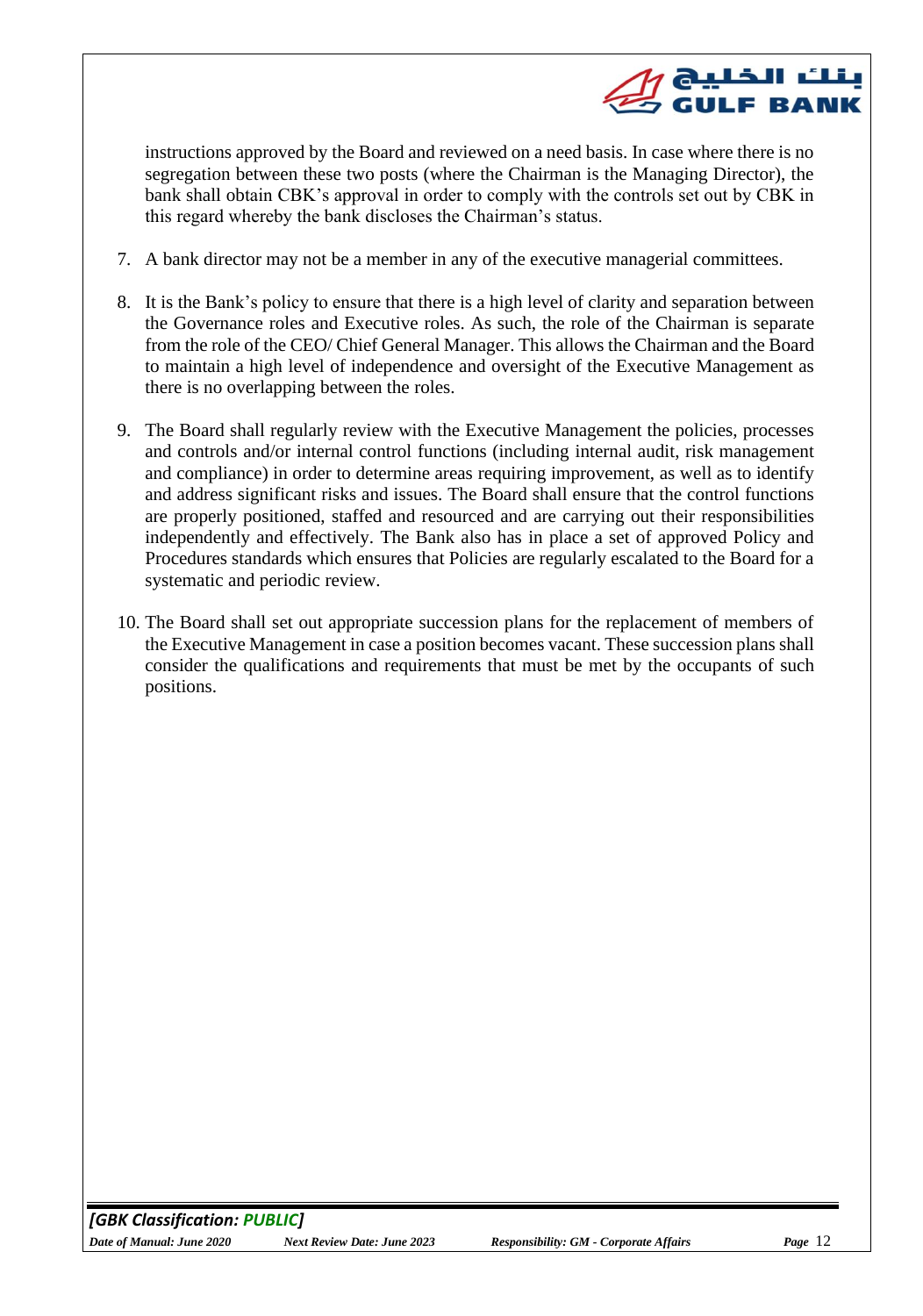instructions approved by the Board and reviewed on a need basis. In case where there is no segregation between these two posts (where the Chairman is the Managing Director), the bank shall obtain CBK's approval in order to comply with the controls set out by CBK in this regard whereby the bank discloses the Chairman's status.

7. A bank director may not be a member in any of the executive managerial committees.

8. It is the Bank's policy to ensure that there is a high level of clarity and separation between the Governance roles and Executive roles. As such, the role of the Chairman is separate from the role of the CEO/ Chief General Manager. This allows the Chairman and the Board to maintain a high level of independence and oversight of the Executive Management as there is no overlapping between the roles.

9. The Board shall regularly review with the Executive Management the policies, processes and controls and/or internal control functions (including internal audit, risk management and compliance) in order to determine areas requiring improvement, as well as to identify and address significant risks and issues. The Board shall ensure that the control functions are properly positioned, staffed and resourced and are carrying out their responsibilities independently and effectively. The Bank also has in place a set of approved Policy and Procedures standards which ensures that Policies are regularly escalated to the Board for a systematic and periodic review.

10. The Board shall set out appropriate succession plans for the replacement of members of the Executive Management in case a position becomes vacant. These succession plans shall consider the qualifications and requirements that must be met by the occupants of such positions.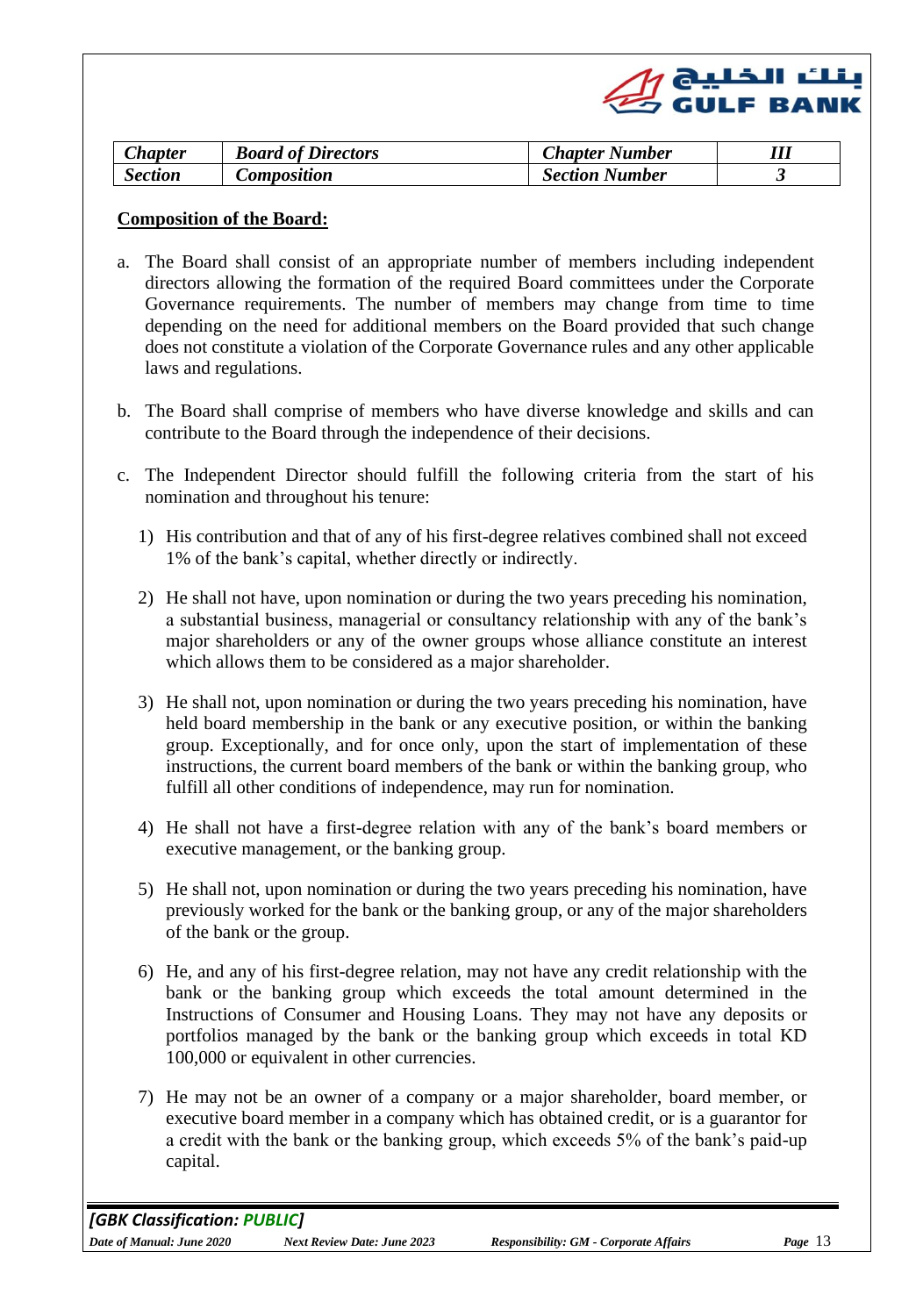| Chapter | Board of Directors | Chapter Number | III |
|---|---|---|---|
| Section | Composition | Section Number | 3 |

**Composition of the Board:**

a. The Board shall consist of an appropriate number of members including independent directors allowing the formation of the required Board committees under the Corporate Governance requirements. The number of members may change from time to time depending on the need for additional members on the Board provided that such change does not constitute a violation of the Corporate Governance rules and any other applicable laws and regulations.

b. The Board shall comprise of members who have diverse knowledge and skills and can contribute to the Board through the independence of their decisions.

c. The Independent Director should fulfill the following criteria from the start of his nomination and throughout his tenure:

1) His contribution and that of any of his first-degree relatives combined shall not exceed 1% of the bank's capital, whether directly or indirectly.

2) He shall not have, upon nomination or during the two years preceding his nomination, a substantial business, managerial or consultancy relationship with any of the bank's major shareholders or any of the owner groups whose alliance constitute an interest which allows them to be considered as a major shareholder.

3) He shall not, upon nomination or during the two years preceding his nomination, have held board membership in the bank or any executive position, or within the banking group. Exceptionally, and for once only, upon the start of implementation of these instructions, the current board members of the bank or within the banking group, who fulfill all other conditions of independence, may run for nomination.

4) He shall not have a first-degree relation with any of the bank's board members or executive management, or the banking group.

5) He shall not, upon nomination or during the two years preceding his nomination, have previously worked for the bank or the banking group, or any of the major shareholders of the bank or the group.

6) He, and any of his first-degree relation, may not have any credit relationship with the bank or the banking group which exceeds the total amount determined in the Instructions of Consumer and Housing Loans. They may not have any deposits or portfolios managed by the bank or the banking group which exceeds in total KD 100,000 or equivalent in other currencies.

7) He may not be an owner of a company or a major shareholder, board member, or executive board member in a company which has obtained credit, or is a guarantor for a credit with the bank or the banking group, which exceeds 5% of the bank's paid-up capital.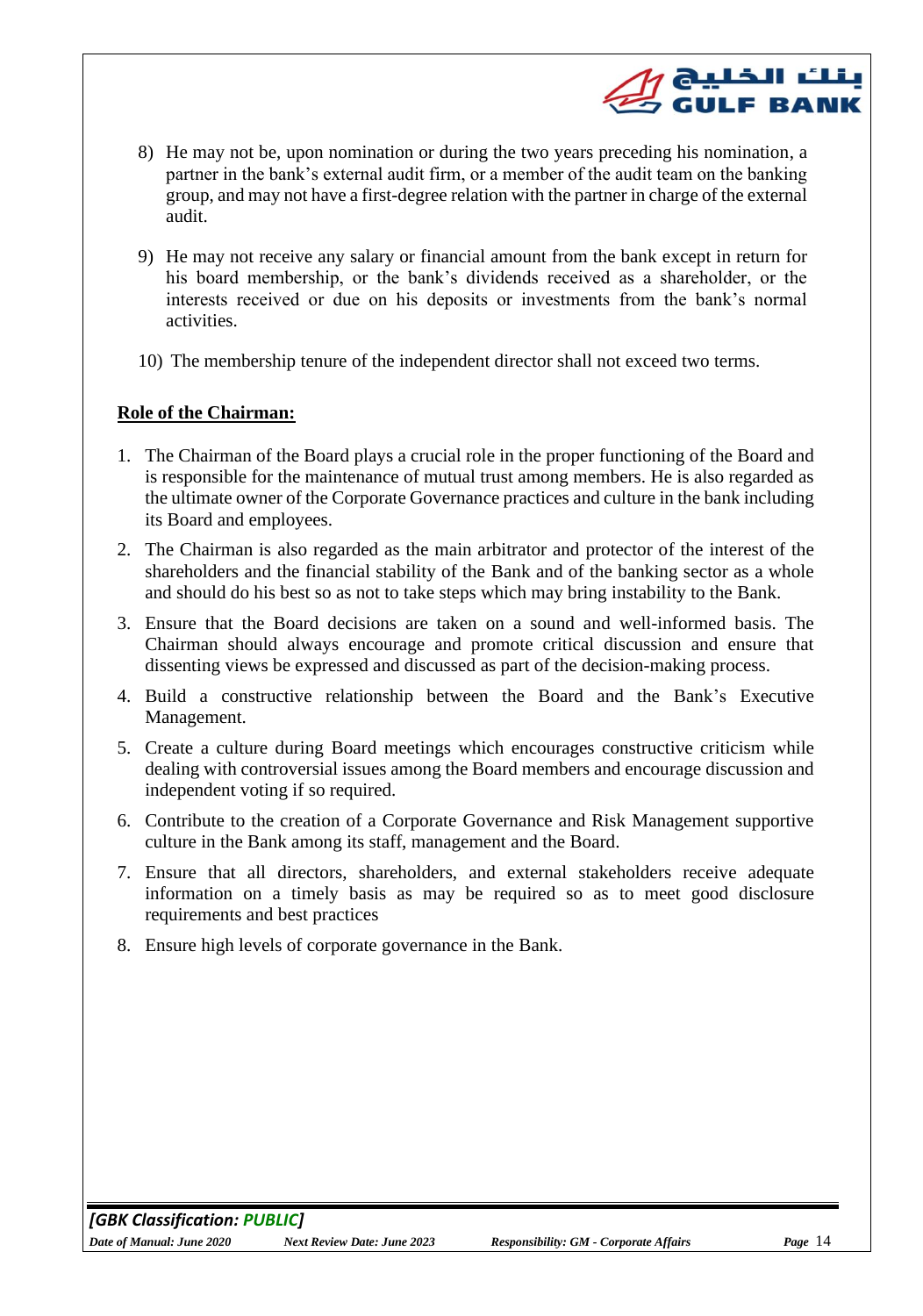8) He may not be, upon nomination or during the two years preceding his nomination, a partner in the bank's external audit firm, or a member of the audit team on the banking group, and may not have a first-degree relation with the partner in charge of the external audit.

9) He may not receive any salary or financial amount from the bank except in return for his board membership, or the bank's dividends received as a shareholder, or the interests received or due on his deposits or investments from the bank's normal activities.

10) The membership tenure of the independent director shall not exceed two terms.

**Role of the Chairman:**

1. The Chairman of the Board plays a crucial role in the proper functioning of the Board and is responsible for the maintenance of mutual trust among members. He is also regarded as the ultimate owner of the Corporate Governance practices and culture in the bank including its Board and employees.
2. The Chairman is also regarded as the main arbitrator and protector of the interest of the shareholders and the financial stability of the Bank and of the banking sector as a whole and should do his best so as not to take steps which may bring instability to the Bank.
3. Ensure that the Board decisions are taken on a sound and well-informed basis. The Chairman should always encourage and promote critical discussion and ensure that dissenting views be expressed and discussed as part of the decision-making process.
4. Build a constructive relationship between the Board and the Bank's Executive Management.
5. Create a culture during Board meetings which encourages constructive criticism while dealing with controversial issues among the Board members and encourage discussion and independent voting if so required.
6. Contribute to the creation of a Corporate Governance and Risk Management supportive culture in the Bank among its staff, management and the Board.
7. Ensure that all directors, shareholders, and external stakeholders receive adequate information on a timely basis as may be required so as to meet good disclosure requirements and best practices
8. Ensure high levels of corporate governance in the Bank.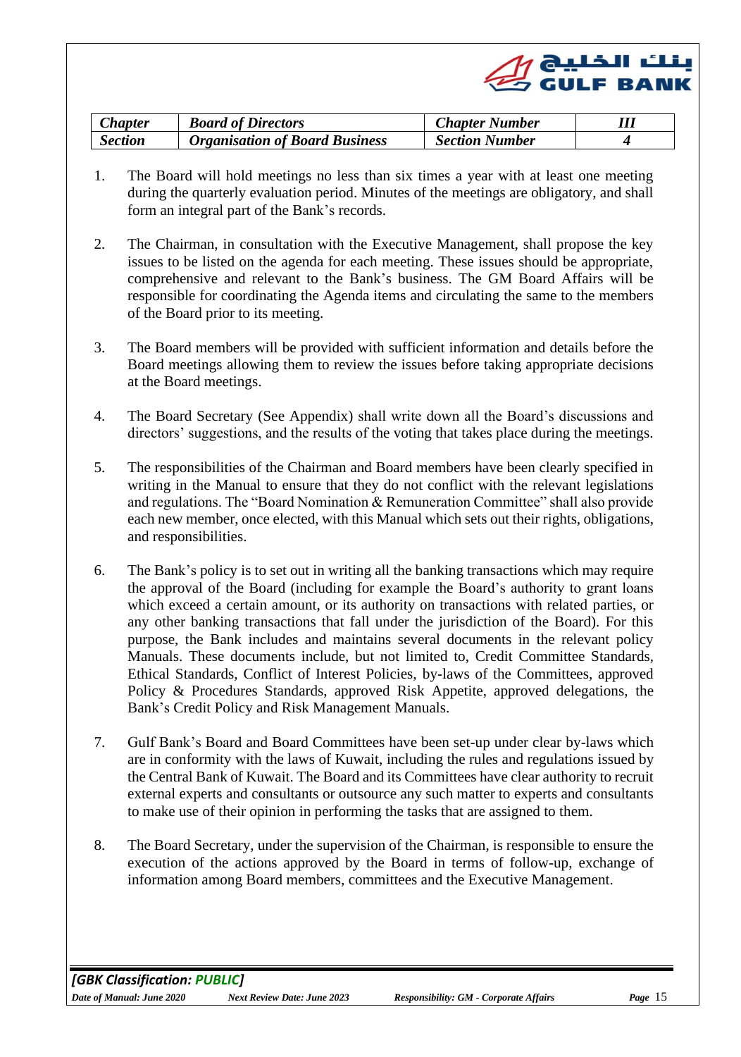| *Chapter* | *Board of Directors* | *Chapter Number* | *III* |
|---|---|---|---|
| *Section* | *Organisation of Board Business* | *Section Number* | *4* |

1. The Board will hold meetings no less than six times a year with at least one meeting during the quarterly evaluation period. Minutes of the meetings are obligatory, and shall form an integral part of the Bank's records.

2. The Chairman, in consultation with the Executive Management, shall propose the key issues to be listed on the agenda for each meeting. These issues should be appropriate, comprehensive and relevant to the Bank's business. The GM Board Affairs will be responsible for coordinating the Agenda items and circulating the same to the members of the Board prior to its meeting.

3. The Board members will be provided with sufficient information and details before the Board meetings allowing them to review the issues before taking appropriate decisions at the Board meetings.

4. The Board Secretary (See Appendix) shall write down all the Board's discussions and directors' suggestions, and the results of the voting that takes place during the meetings.

5. The responsibilities of the Chairman and Board members have been clearly specified in writing in the Manual to ensure that they do not conflict with the relevant legislations and regulations. The "Board Nomination & Remuneration Committee" shall also provide each new member, once elected, with this Manual which sets out their rights, obligations, and responsibilities.

6. The Bank's policy is to set out in writing all the banking transactions which may require the approval of the Board (including for example the Board's authority to grant loans which exceed a certain amount, or its authority on transactions with related parties, or any other banking transactions that fall under the jurisdiction of the Board). For this purpose, the Bank includes and maintains several documents in the relevant policy Manuals. These documents include, but not limited to, Credit Committee Standards, Ethical Standards, Conflict of Interest Policies, by-laws of the Committees, approved Policy & Procedures Standards, approved Risk Appetite, approved delegations, the Bank's Credit Policy and Risk Management Manuals.

7. Gulf Bank's Board and Board Committees have been set-up under clear by-laws which are in conformity with the laws of Kuwait, including the rules and regulations issued by the Central Bank of Kuwait. The Board and its Committees have clear authority to recruit external experts and consultants or outsource any such matter to experts and consultants to make use of their opinion in performing the tasks that are assigned to them.

8. The Board Secretary, under the supervision of the Chairman, is responsible to ensure the execution of the actions approved by the Board in terms of follow-up, exchange of information among Board members, committees and the Executive Management.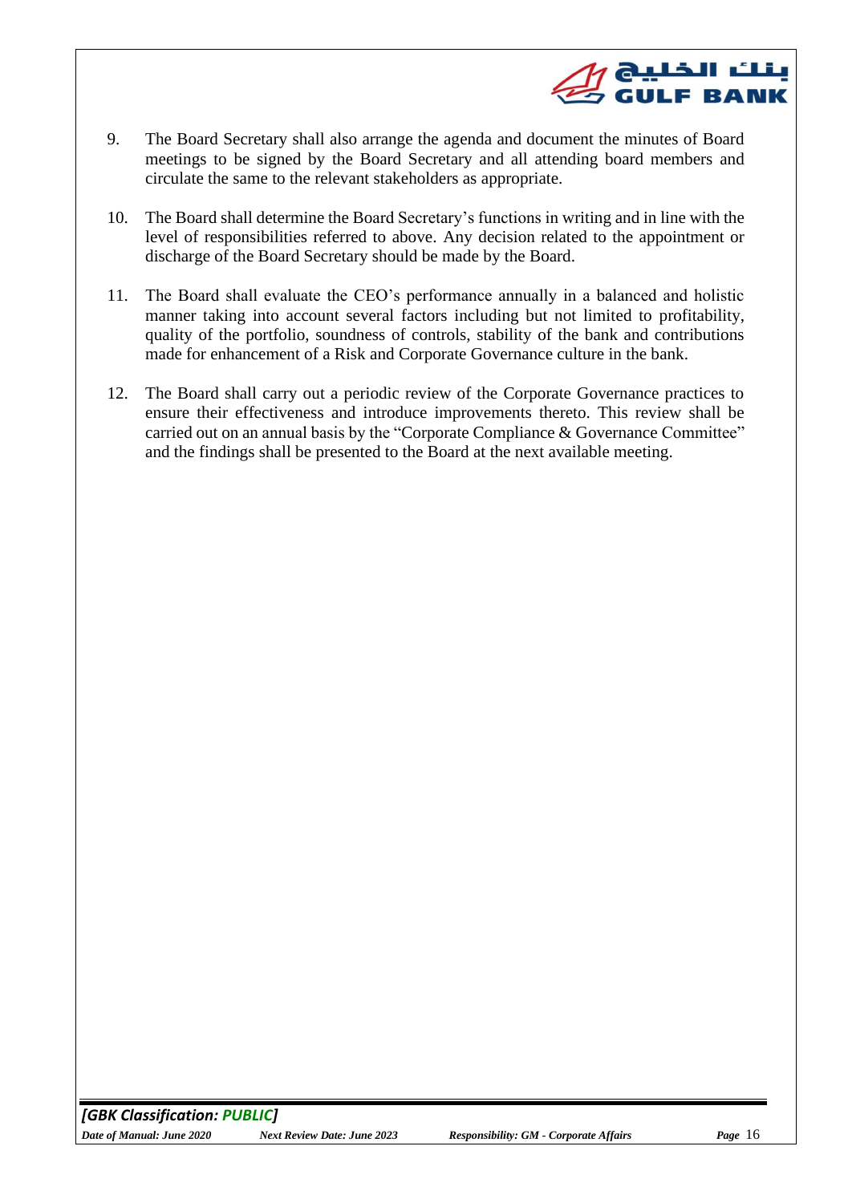9. The Board Secretary shall also arrange the agenda and document the minutes of Board meetings to be signed by the Board Secretary and all attending board members and circulate the same to the relevant stakeholders as appropriate.

10. The Board shall determine the Board Secretary's functions in writing and in line with the level of responsibilities referred to above. Any decision related to the appointment or discharge of the Board Secretary should be made by the Board.

11. The Board shall evaluate the CEO's performance annually in a balanced and holistic manner taking into account several factors including but not limited to profitability, quality of the portfolio, soundness of controls, stability of the bank and contributions made for enhancement of a Risk and Corporate Governance culture in the bank.

12. The Board shall carry out a periodic review of the Corporate Governance practices to ensure their effectiveness and introduce improvements thereto. This review shall be carried out on an annual basis by the "Corporate Compliance & Governance Committee" and the findings shall be presented to the Board at the next available meeting.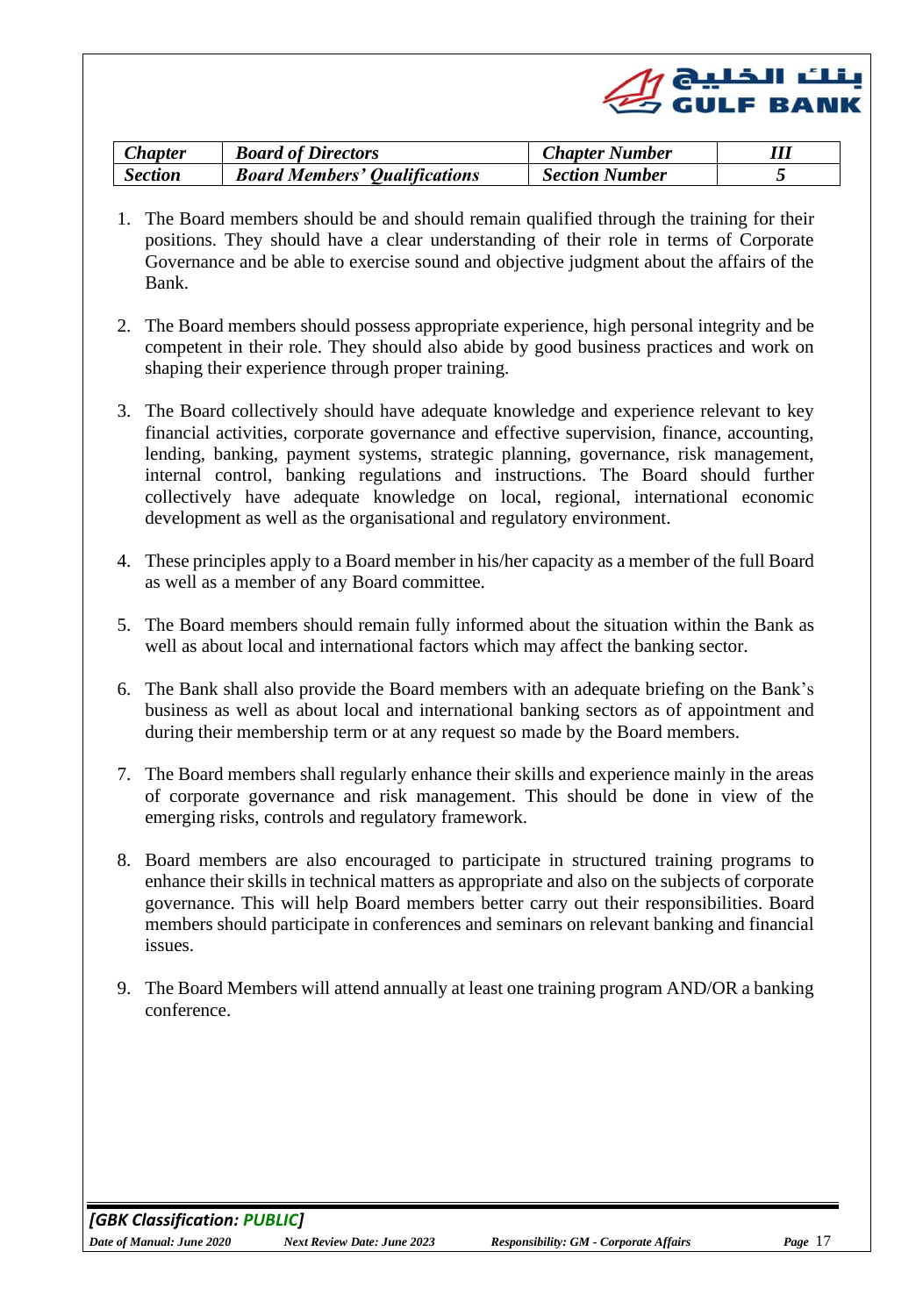| *Chapter* | *Board of Directors* | *Chapter Number* | *III* |
|---|---|---|---|
| *Section* | *Board Members' Qualifications* | *Section Number* | *5* |

1. The Board members should be and should remain qualified through the training for their positions. They should have a clear understanding of their role in terms of Corporate Governance and be able to exercise sound and objective judgment about the affairs of the Bank.

2. The Board members should possess appropriate experience, high personal integrity and be competent in their role. They should also abide by good business practices and work on shaping their experience through proper training.

3. The Board collectively should have adequate knowledge and experience relevant to key financial activities, corporate governance and effective supervision, finance, accounting, lending, banking, payment systems, strategic planning, governance, risk management, internal control, banking regulations and instructions. The Board should further collectively have adequate knowledge on local, regional, international economic development as well as the organisational and regulatory environment.

4. These principles apply to a Board member in his/her capacity as a member of the full Board as well as a member of any Board committee.

5. The Board members should remain fully informed about the situation within the Bank as well as about local and international factors which may affect the banking sector.

6. The Bank shall also provide the Board members with an adequate briefing on the Bank's business as well as about local and international banking sectors as of appointment and during their membership term or at any request so made by the Board members.

7. The Board members shall regularly enhance their skills and experience mainly in the areas of corporate governance and risk management. This should be done in view of the emerging risks, controls and regulatory framework.

8. Board members are also encouraged to participate in structured training programs to enhance their skills in technical matters as appropriate and also on the subjects of corporate governance. This will help Board members better carry out their responsibilities. Board members should participate in conferences and seminars on relevant banking and financial issues.

9. The Board Members will attend annually at least one training program AND/OR a banking conference.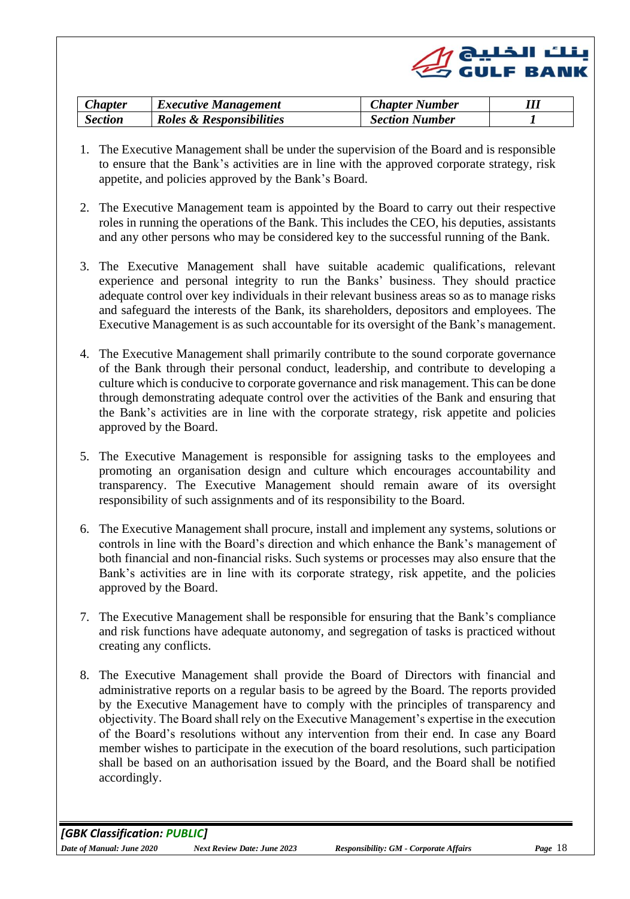| *Chapter* | *Executive Management* | *Chapter Number* | *III* |
|---|---|---|---|
| *Section* | *Roles & Responsibilities* | *Section Number* | *1* |

1. The Executive Management shall be under the supervision of the Board and is responsible to ensure that the Bank's activities are in line with the approved corporate strategy, risk appetite, and policies approved by the Bank's Board.

2. The Executive Management team is appointed by the Board to carry out their respective roles in running the operations of the Bank. This includes the CEO, his deputies, assistants and any other persons who may be considered key to the successful running of the Bank.

3. The Executive Management shall have suitable academic qualifications, relevant experience and personal integrity to run the Banks' business. They should practice adequate control over key individuals in their relevant business areas so as to manage risks and safeguard the interests of the Bank, its shareholders, depositors and employees. The Executive Management is as such accountable for its oversight of the Bank's management.

4. The Executive Management shall primarily contribute to the sound corporate governance of the Bank through their personal conduct, leadership, and contribute to developing a culture which is conducive to corporate governance and risk management. This can be done through demonstrating adequate control over the activities of the Bank and ensuring that the Bank's activities are in line with the corporate strategy, risk appetite and policies approved by the Board.

5. The Executive Management is responsible for assigning tasks to the employees and promoting an organisation design and culture which encourages accountability and transparency. The Executive Management should remain aware of its oversight responsibility of such assignments and of its responsibility to the Board.

6. The Executive Management shall procure, install and implement any systems, solutions or controls in line with the Board's direction and which enhance the Bank's management of both financial and non-financial risks. Such systems or processes may also ensure that the Bank's activities are in line with its corporate strategy, risk appetite, and the policies approved by the Board.

7. The Executive Management shall be responsible for ensuring that the Bank's compliance and risk functions have adequate autonomy, and segregation of tasks is practiced without creating any conflicts.

8. The Executive Management shall provide the Board of Directors with financial and administrative reports on a regular basis to be agreed by the Board. The reports provided by the Executive Management have to comply with the principles of transparency and objectivity. The Board shall rely on the Executive Management's expertise in the execution of the Board's resolutions without any intervention from their end. In case any Board member wishes to participate in the execution of the board resolutions, such participation shall be based on an authorisation issued by the Board, and the Board shall be notified accordingly.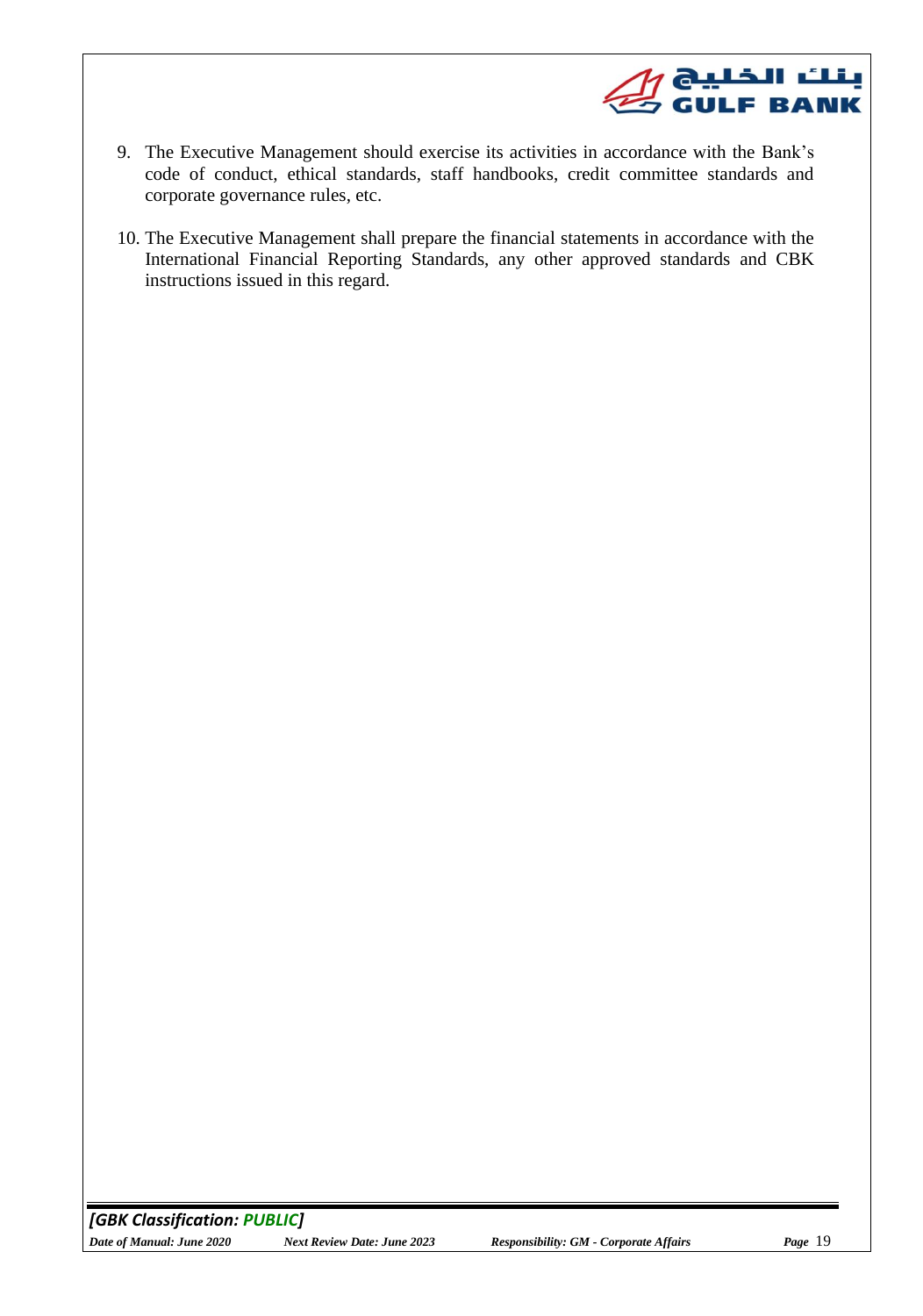9. The Executive Management should exercise its activities in accordance with the Bank's code of conduct, ethical standards, staff handbooks, credit committee standards and corporate governance rules, etc.

10. The Executive Management shall prepare the financial statements in accordance with the International Financial Reporting Standards, any other approved standards and CBK instructions issued in this regard.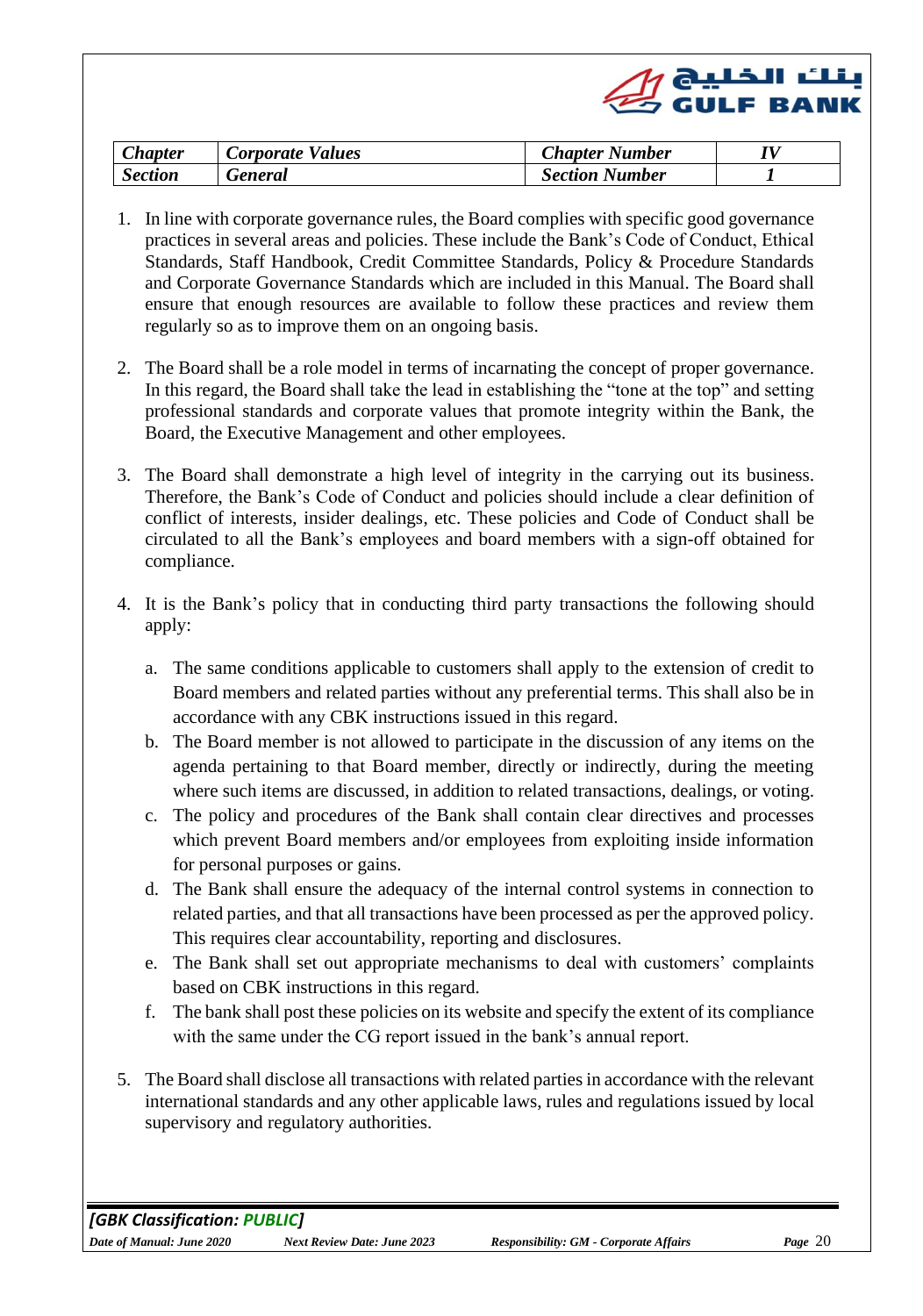| *Chapter* | *Corporate Values* | *Chapter Number* | *IV* |
| --- | --- | --- | --- |
| *Section* | *General* | *Section Number* | *1* |

1. In line with corporate governance rules, the Board complies with specific good governance practices in several areas and policies. These include the Bank's Code of Conduct, Ethical Standards, Staff Handbook, Credit Committee Standards, Policy & Procedure Standards and Corporate Governance Standards which are included in this Manual. The Board shall ensure that enough resources are available to follow these practices and review them regularly so as to improve them on an ongoing basis.

2. The Board shall be a role model in terms of incarnating the concept of proper governance. In this regard, the Board shall take the lead in establishing the "tone at the top" and setting professional standards and corporate values that promote integrity within the Bank, the Board, the Executive Management and other employees.

3. The Board shall demonstrate a high level of integrity in the carrying out its business. Therefore, the Bank's Code of Conduct and policies should include a clear definition of conflict of interests, insider dealings, etc. These policies and Code of Conduct shall be circulated to all the Bank's employees and board members with a sign-off obtained for compliance.

4. It is the Bank's policy that in conducting third party transactions the following should apply:

   a. The same conditions applicable to customers shall apply to the extension of credit to Board members and related parties without any preferential terms. This shall also be in accordance with any CBK instructions issued in this regard.
   b. The Board member is not allowed to participate in the discussion of any items on the agenda pertaining to that Board member, directly or indirectly, during the meeting where such items are discussed, in addition to related transactions, dealings, or voting.
   c. The policy and procedures of the Bank shall contain clear directives and processes which prevent Board members and/or employees from exploiting inside information for personal purposes or gains.
   d. The Bank shall ensure the adequacy of the internal control systems in connection to related parties, and that all transactions have been processed as per the approved policy. This requires clear accountability, reporting and disclosures.
   e. The Bank shall set out appropriate mechanisms to deal with customers' complaints based on CBK instructions in this regard.
   f. The bank shall post these policies on its website and specify the extent of its compliance with the same under the CG report issued in the bank's annual report.

5. The Board shall disclose all transactions with related parties in accordance with the relevant international standards and any other applicable laws, rules and regulations issued by local supervisory and regulatory authorities.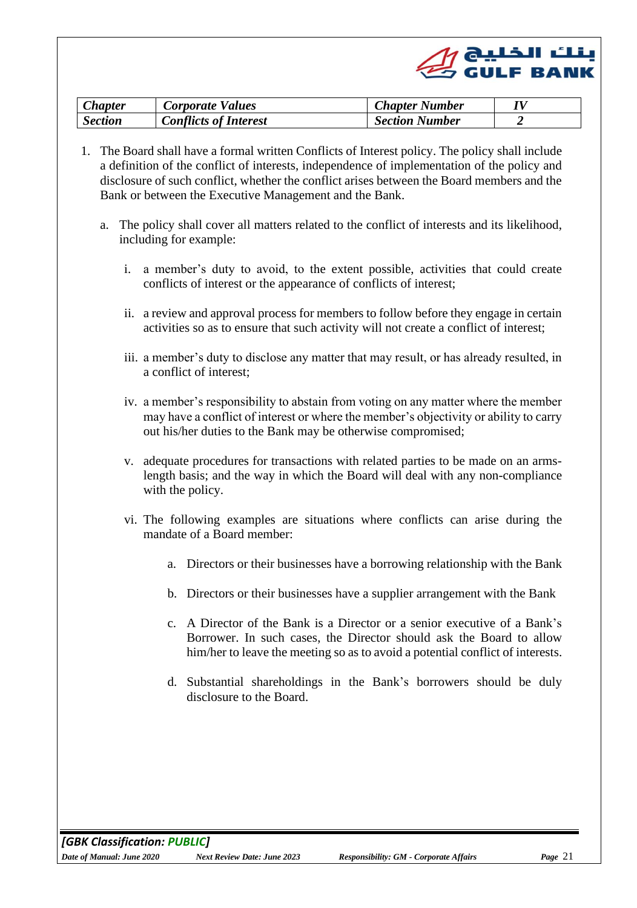| *Chapter* | *Corporate Values* | *Chapter Number* | *IV* |
|---|---|---|---|
| *Section* | *Conflicts of Interest* | *Section Number* | *2* |

1. The Board shall have a formal written Conflicts of Interest policy. The policy shall include a definition of the conflict of interests, independence of implementation of the policy and disclosure of such conflict, whether the conflict arises between the Board members and the Bank or between the Executive Management and the Bank.

   a. The policy shall cover all matters related to the conflict of interests and its likelihood, including for example:

      i. a member's duty to avoid, to the extent possible, activities that could create conflicts of interest or the appearance of conflicts of interest;

      ii. a review and approval process for members to follow before they engage in certain activities so as to ensure that such activity will not create a conflict of interest;

      iii. a member's duty to disclose any matter that may result, or has already resulted, in a conflict of interest;

      iv. a member's responsibility to abstain from voting on any matter where the member may have a conflict of interest or where the member's objectivity or ability to carry out his/her duties to the Bank may be otherwise compromised;

      v. adequate procedures for transactions with related parties to be made on an arms-length basis; and the way in which the Board will deal with any non-compliance with the policy.

      vi. The following examples are situations where conflicts can arise during the mandate of a Board member:

         a. Directors or their businesses have a borrowing relationship with the Bank

         b. Directors or their businesses have a supplier arrangement with the Bank

         c. A Director of the Bank is a Director or a senior executive of a Bank's Borrower. In such cases, the Director should ask the Board to allow him/her to leave the meeting so as to avoid a potential conflict of interests.

         d. Substantial shareholdings in the Bank's borrowers should be duly disclosure to the Board.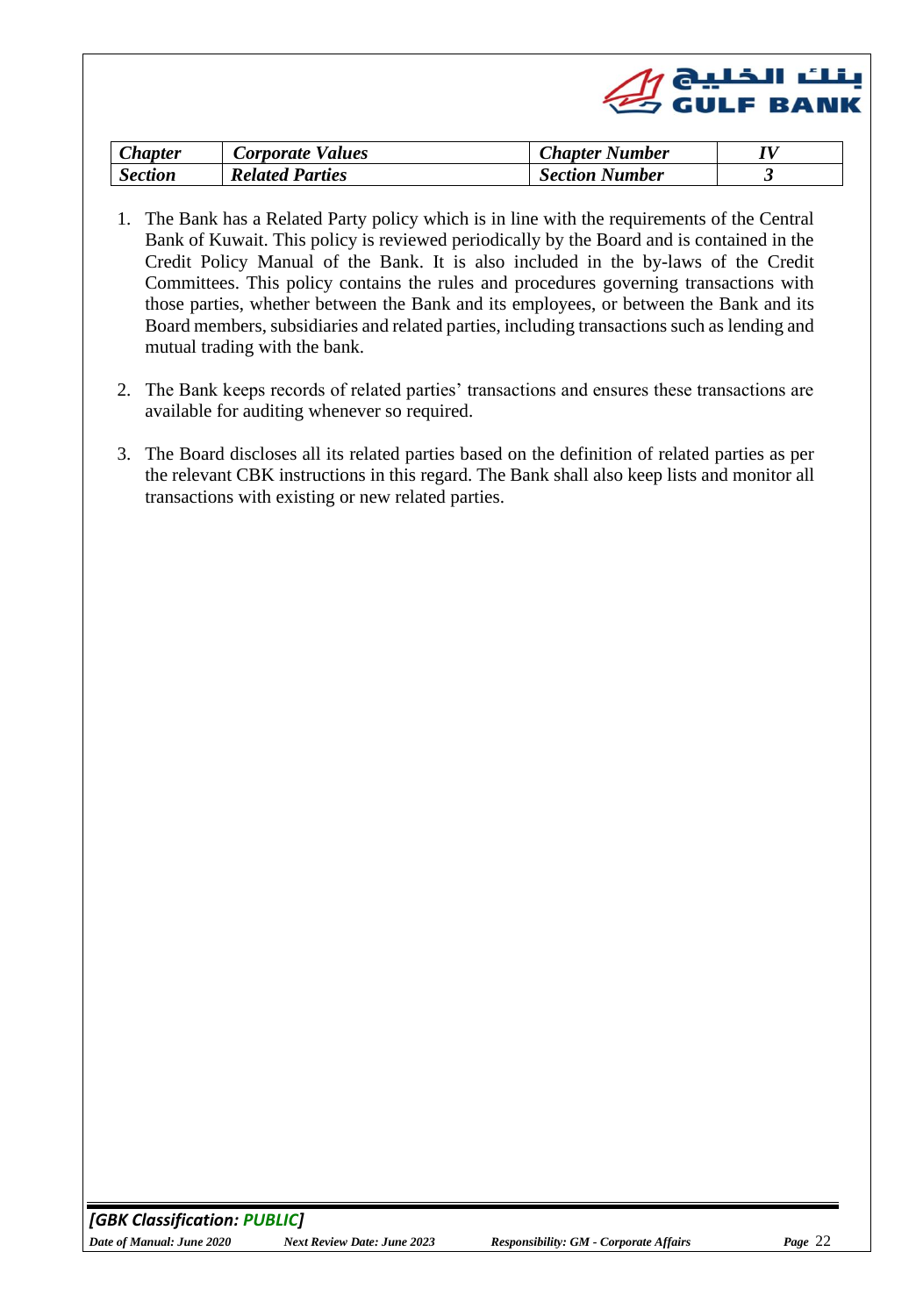| *Chapter* | *Corporate Values* | *Chapter Number* | *IV* |
|---|---|---|---|
| *Section* | *Related Parties* | *Section Number* | *3* |

1. The Bank has a Related Party policy which is in line with the requirements of the Central Bank of Kuwait. This policy is reviewed periodically by the Board and is contained in the Credit Policy Manual of the Bank. It is also included in the by-laws of the Credit Committees. This policy contains the rules and procedures governing transactions with those parties, whether between the Bank and its employees, or between the Bank and its Board members, subsidiaries and related parties, including transactions such as lending and mutual trading with the bank.

2. The Bank keeps records of related parties' transactions and ensures these transactions are available for auditing whenever so required.

3. The Board discloses all its related parties based on the definition of related parties as per the relevant CBK instructions in this regard. The Bank shall also keep lists and monitor all transactions with existing or new related parties.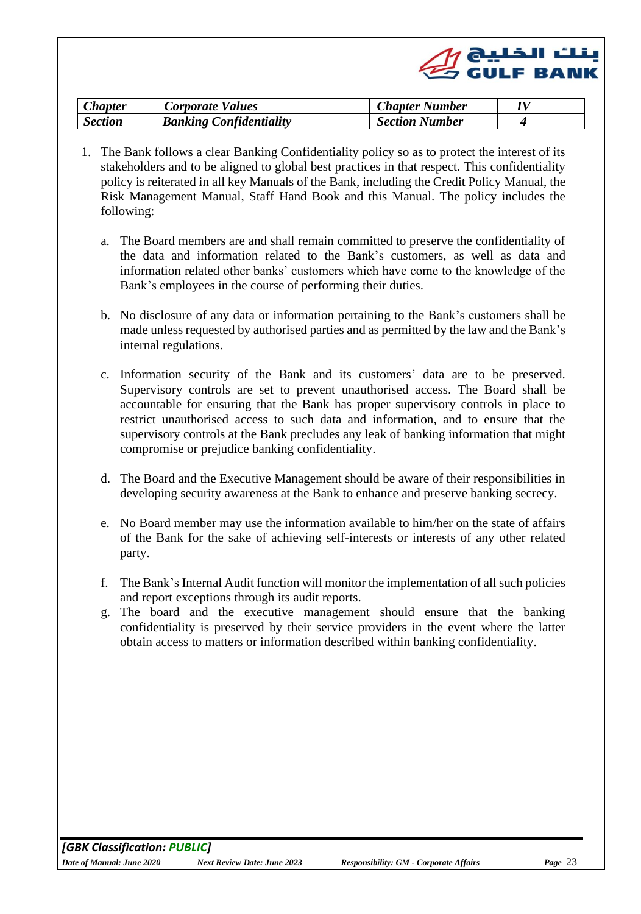| *Chapter* | *Corporate Values* | *Chapter Number* | *IV* |
|---|---|---|---|
| *Section* | *Banking Confidentiality* | *Section Number* | *4* |

1. The Bank follows a clear Banking Confidentiality policy so as to protect the interest of its stakeholders and to be aligned to global best practices in that respect. This confidentiality policy is reiterated in all key Manuals of the Bank, including the Credit Policy Manual, the Risk Management Manual, Staff Hand Book and this Manual. The policy includes the following:

   a. The Board members are and shall remain committed to preserve the confidentiality of the data and information related to the Bank's customers, as well as data and information related other banks' customers which have come to the knowledge of the Bank's employees in the course of performing their duties.

   b. No disclosure of any data or information pertaining to the Bank's customers shall be made unless requested by authorised parties and as permitted by the law and the Bank's internal regulations.

   c. Information security of the Bank and its customers' data are to be preserved. Supervisory controls are set to prevent unauthorised access. The Board shall be accountable for ensuring that the Bank has proper supervisory controls in place to restrict unauthorised access to such data and information, and to ensure that the supervisory controls at the Bank precludes any leak of banking information that might compromise or prejudice banking confidentiality.

   d. The Board and the Executive Management should be aware of their responsibilities in developing security awareness at the Bank to enhance and preserve banking secrecy.

   e. No Board member may use the information available to him/her on the state of affairs of the Bank for the sake of achieving self-interests or interests of any other related party.

   f. The Bank's Internal Audit function will monitor the implementation of all such policies and report exceptions through its audit reports.

   g. The board and the executive management should ensure that the banking confidentiality is preserved by their service providers in the event where the latter obtain access to matters or information described within banking confidentiality.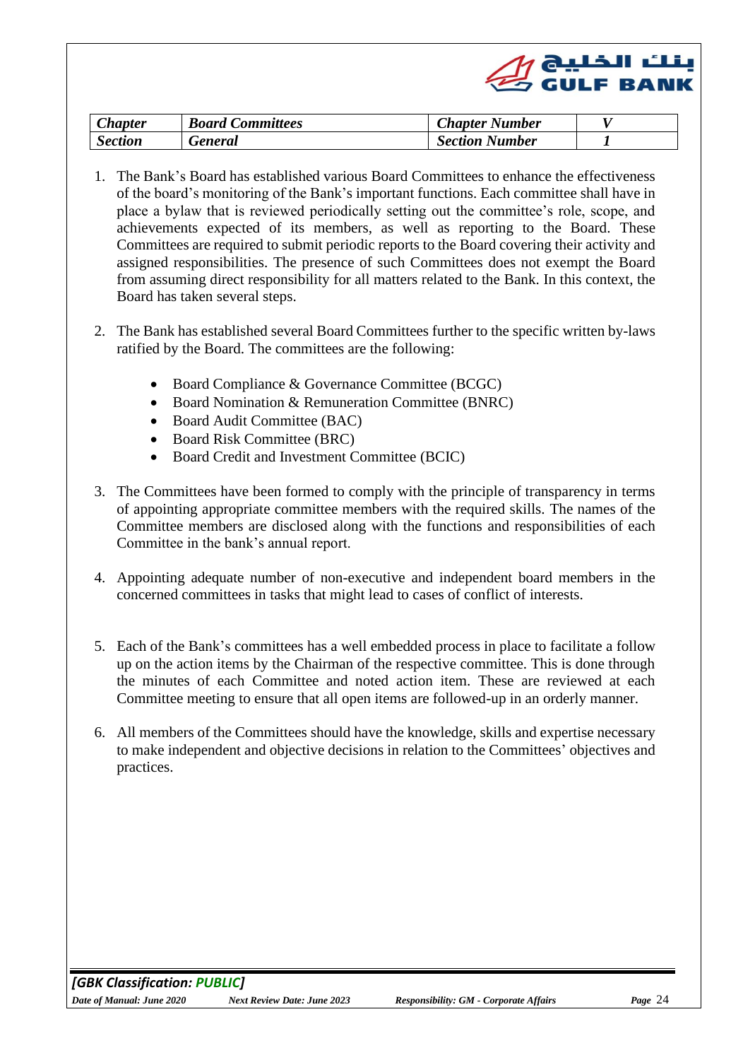| *Chapter* | *Board Committees* | *Chapter Number* | *V* |
|---|---|---|---|
| *Section* | *General* | *Section Number* | *1* |

1. The Bank's Board has established various Board Committees to enhance the effectiveness of the board's monitoring of the Bank's important functions. Each committee shall have in place a bylaw that is reviewed periodically setting out the committee's role, scope, and achievements expected of its members, as well as reporting to the Board. These Committees are required to submit periodic reports to the Board covering their activity and assigned responsibilities. The presence of such Committees does not exempt the Board from assuming direct responsibility for all matters related to the Bank. In this context, the Board has taken several steps.

2. The Bank has established several Board Committees further to the specific written by-laws ratified by the Board. The committees are the following:

   - Board Compliance & Governance Committee (BCGC)
   - Board Nomination & Remuneration Committee (BNRC)
   - Board Audit Committee (BAC)
   - Board Risk Committee (BRC)
   - Board Credit and Investment Committee (BCIC)

3. The Committees have been formed to comply with the principle of transparency in terms of appointing appropriate committee members with the required skills. The names of the Committee members are disclosed along with the functions and responsibilities of each Committee in the bank's annual report.

4. Appointing adequate number of non-executive and independent board members in the concerned committees in tasks that might lead to cases of conflict of interests.

5. Each of the Bank's committees has a well embedded process in place to facilitate a follow up on the action items by the Chairman of the respective committee. This is done through the minutes of each Committee and noted action item. These are reviewed at each Committee meeting to ensure that all open items are followed-up in an orderly manner.

6. All members of the Committees should have the knowledge, skills and expertise necessary to make independent and objective decisions in relation to the Committees' objectives and practices.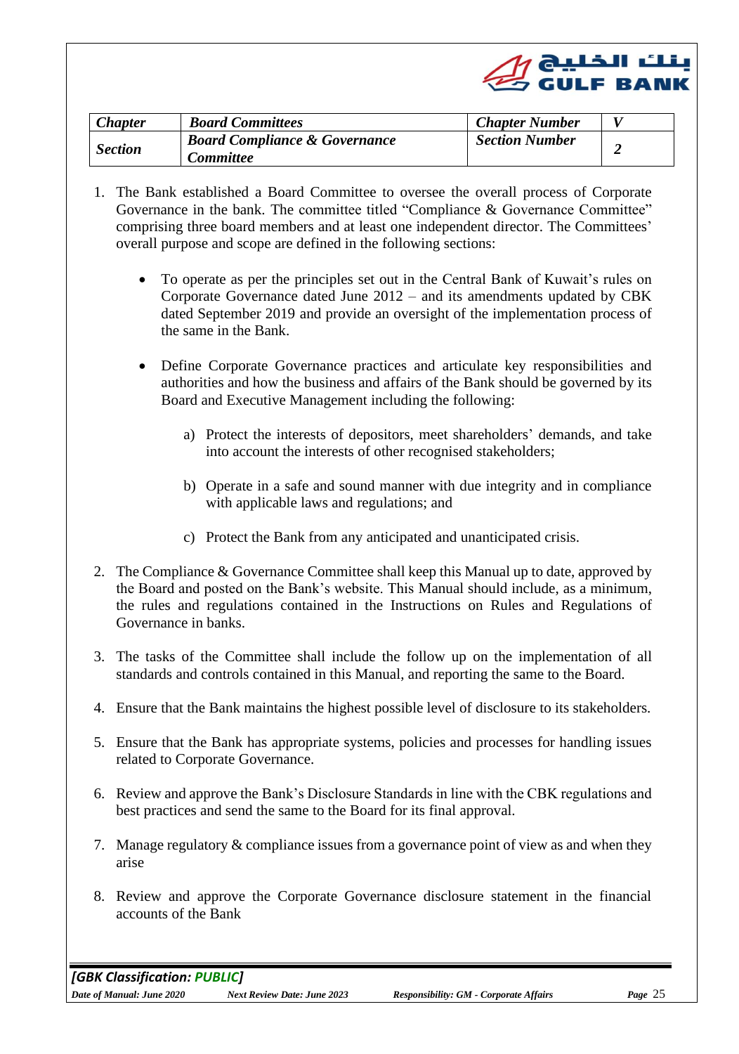| *Chapter* | *Board Committees* | *Chapter Number* | *V* |
|---|---|---|---|
| *Section* | *Board Compliance & Governance Committee* | *Section Number* | *2* |

1. The Bank established a Board Committee to oversee the overall process of Corporate Governance in the bank. The committee titled "Compliance & Governance Committee" comprising three board members and at least one independent director. The Committees' overall purpose and scope are defined in the following sections:

   - To operate as per the principles set out in the Central Bank of Kuwait's rules on Corporate Governance dated June 2012 – and its amendments updated by CBK dated September 2019 and provide an oversight of the implementation process of the same in the Bank.

   - Define Corporate Governance practices and articulate key responsibilities and authorities and how the business and affairs of the Bank should be governed by its Board and Executive Management including the following:

     a) Protect the interests of depositors, meet shareholders' demands, and take into account the interests of other recognised stakeholders;

     b) Operate in a safe and sound manner with due integrity and in compliance with applicable laws and regulations; and

     c) Protect the Bank from any anticipated and unanticipated crisis.

2. The Compliance & Governance Committee shall keep this Manual up to date, approved by the Board and posted on the Bank's website. This Manual should include, as a minimum, the rules and regulations contained in the Instructions on Rules and Regulations of Governance in banks.

3. The tasks of the Committee shall include the follow up on the implementation of all standards and controls contained in this Manual, and reporting the same to the Board.

4. Ensure that the Bank maintains the highest possible level of disclosure to its stakeholders.

5. Ensure that the Bank has appropriate systems, policies and processes for handling issues related to Corporate Governance.

6. Review and approve the Bank's Disclosure Standards in line with the CBK regulations and best practices and send the same to the Board for its final approval.

7. Manage regulatory & compliance issues from a governance point of view as and when they arise

8. Review and approve the Corporate Governance disclosure statement in the financial accounts of the Bank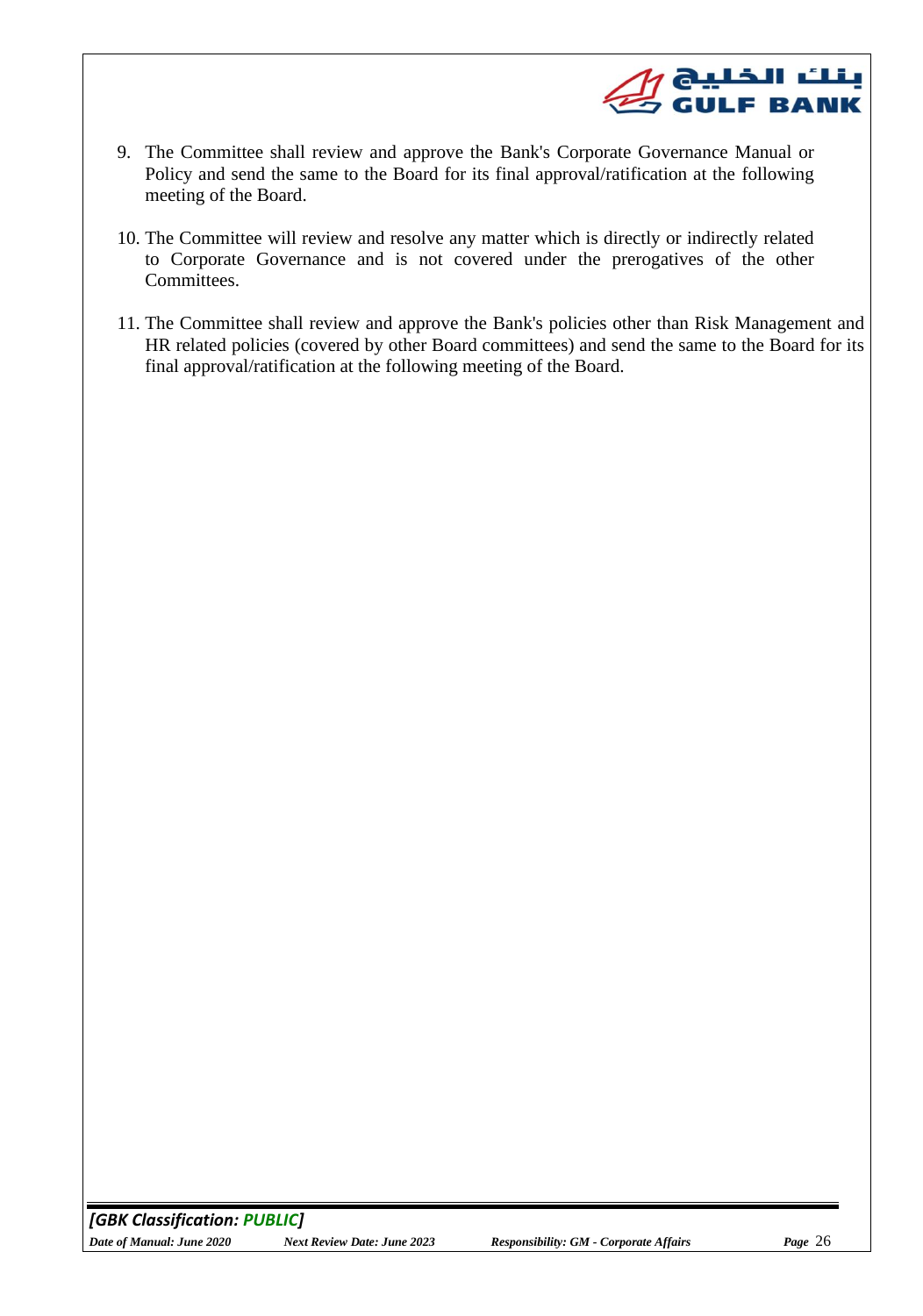9. The Committee shall review and approve the Bank's Corporate Governance Manual or Policy and send the same to the Board for its final approval/ratification at the following meeting of the Board.

10. The Committee will review and resolve any matter which is directly or indirectly related to Corporate Governance and is not covered under the prerogatives of the other Committees.

11. The Committee shall review and approve the Bank's policies other than Risk Management and HR related policies (covered by other Board committees) and send the same to the Board for its final approval/ratification at the following meeting of the Board.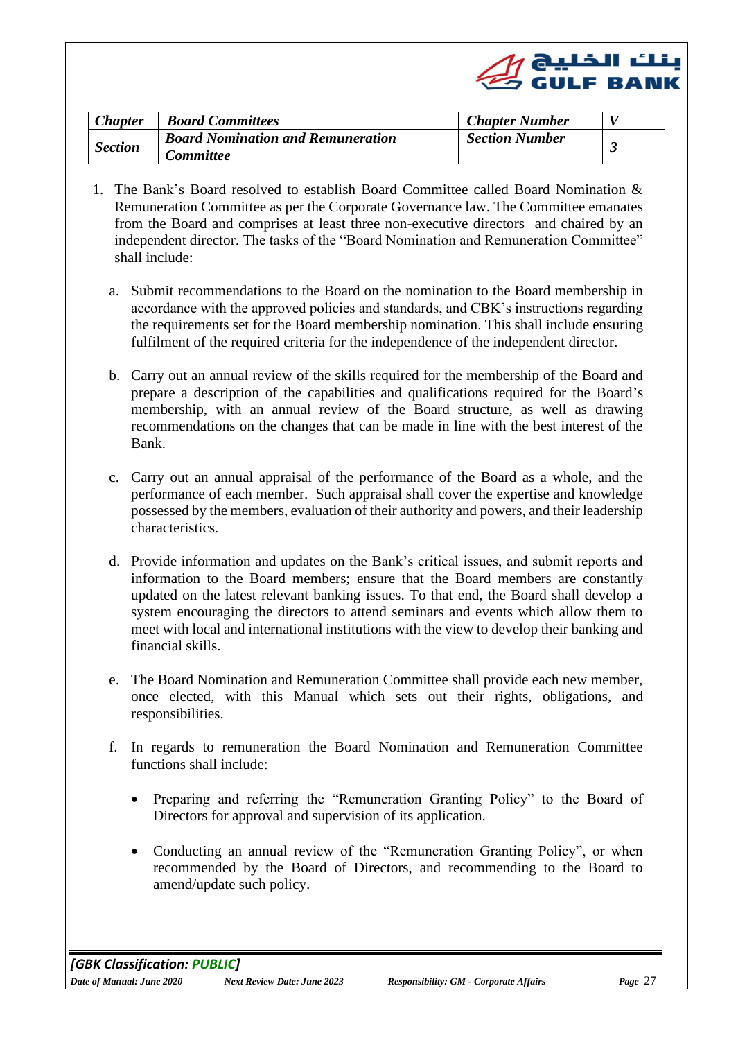| *Chapter* | *Board Committees* | *Chapter Number* | *V* |
|---|---|---|---|
| *Section* | *Board Nomination and Remuneration Committee* | *Section Number* | *3* |

1. The Bank's Board resolved to establish Board Committee called Board Nomination & Remuneration Committee as per the Corporate Governance law. The Committee emanates from the Board and comprises at least three non-executive directors and chaired by an independent director. The tasks of the "Board Nomination and Remuneration Committee" shall include:

   a. Submit recommendations to the Board on the nomination to the Board membership in accordance with the approved policies and standards, and CBK's instructions regarding the requirements set for the Board membership nomination. This shall include ensuring fulfilment of the required criteria for the independence of the independent director.

   b. Carry out an annual review of the skills required for the membership of the Board and prepare a description of the capabilities and qualifications required for the Board's membership, with an annual review of the Board structure, as well as drawing recommendations on the changes that can be made in line with the best interest of the Bank.

   c. Carry out an annual appraisal of the performance of the Board as a whole, and the performance of each member. Such appraisal shall cover the expertise and knowledge possessed by the members, evaluation of their authority and powers, and their leadership characteristics.

   d. Provide information and updates on the Bank's critical issues, and submit reports and information to the Board members; ensure that the Board members are constantly updated on the latest relevant banking issues. To that end, the Board shall develop a system encouraging the directors to attend seminars and events which allow them to meet with local and international institutions with the view to develop their banking and financial skills.

   e. The Board Nomination and Remuneration Committee shall provide each new member, once elected, with this Manual which sets out their rights, obligations, and responsibilities.

   f. In regards to remuneration the Board Nomination and Remuneration Committee functions shall include:

      - Preparing and referring the "Remuneration Granting Policy" to the Board of Directors for approval and supervision of its application.

      - Conducting an annual review of the "Remuneration Granting Policy", or when recommended by the Board of Directors, and recommending to the Board to amend/update such policy.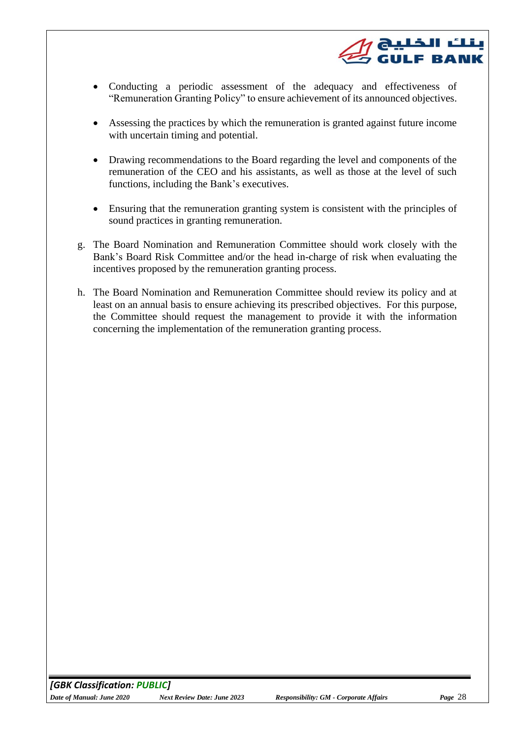- Conducting a periodic assessment of the adequacy and effectiveness of "Remuneration Granting Policy" to ensure achievement of its announced objectives.

- Assessing the practices by which the remuneration is granted against future income with uncertain timing and potential.

- Drawing recommendations to the Board regarding the level and components of the remuneration of the CEO and his assistants, as well as those at the level of such functions, including the Bank's executives.

- Ensuring that the remuneration granting system is consistent with the principles of sound practices in granting remuneration.

g. The Board Nomination and Remuneration Committee should work closely with the Bank's Board Risk Committee and/or the head in-charge of risk when evaluating the incentives proposed by the remuneration granting process.

h. The Board Nomination and Remuneration Committee should review its policy and at least on an annual basis to ensure achieving its prescribed objectives. For this purpose, the Committee should request the management to provide it with the information concerning the implementation of the remuneration granting process.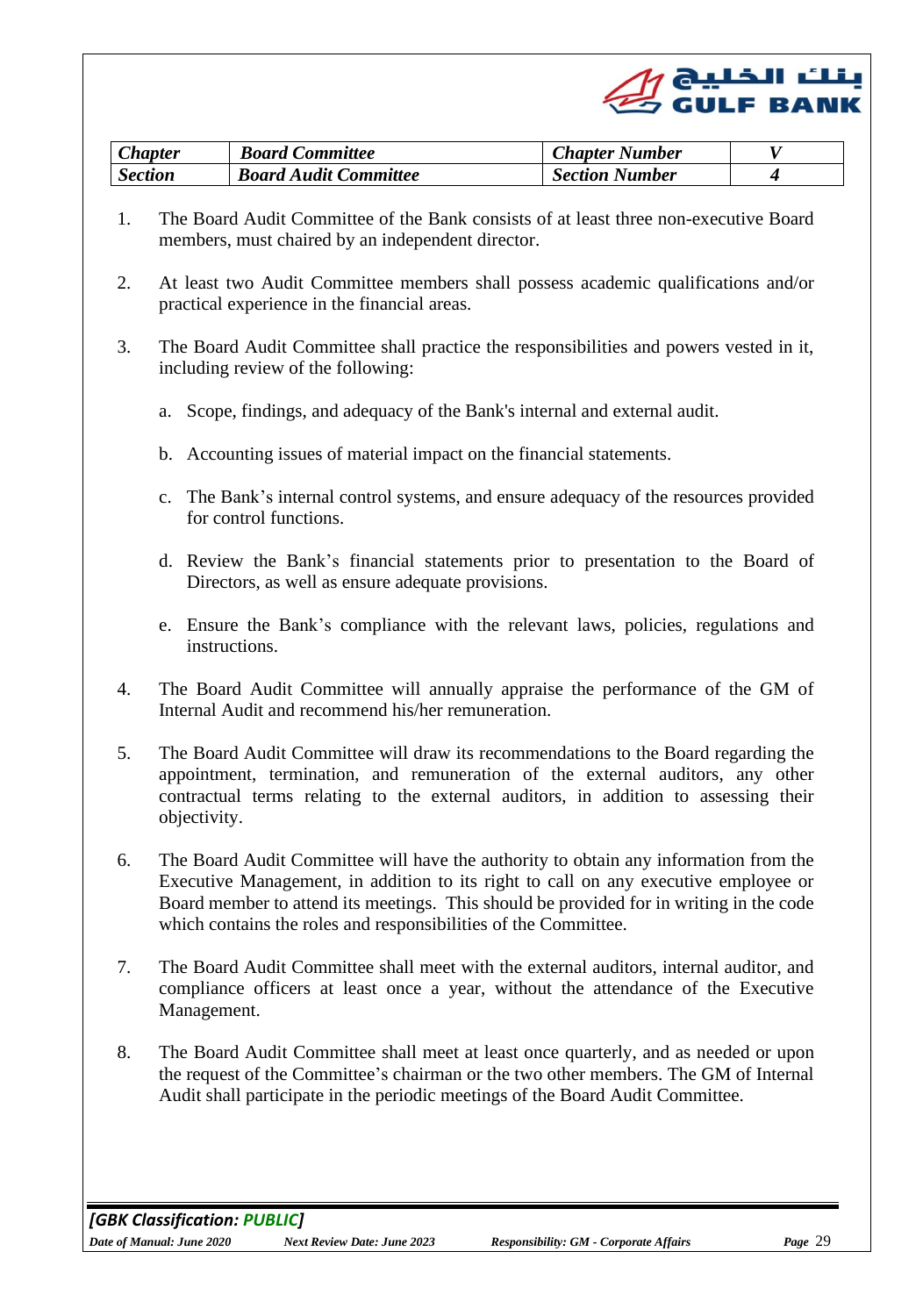| *Chapter* | *Board Committee* | *Chapter Number* | *V* |
|---|---|---|---|
| *Section* | *Board Audit Committee* | *Section Number* | *4* |

1. The Board Audit Committee of the Bank consists of at least three non-executive Board members, must chaired by an independent director.

2. At least two Audit Committee members shall possess academic qualifications and/or practical experience in the financial areas.

3. The Board Audit Committee shall practice the responsibilities and powers vested in it, including review of the following:

   a. Scope, findings, and adequacy of the Bank's internal and external audit.

   b. Accounting issues of material impact on the financial statements.

   c. The Bank's internal control systems, and ensure adequacy of the resources provided for control functions.

   d. Review the Bank's financial statements prior to presentation to the Board of Directors, as well as ensure adequate provisions.

   e. Ensure the Bank's compliance with the relevant laws, policies, regulations and instructions.

4. The Board Audit Committee will annually appraise the performance of the GM of Internal Audit and recommend his/her remuneration.

5. The Board Audit Committee will draw its recommendations to the Board regarding the appointment, termination, and remuneration of the external auditors, any other contractual terms relating to the external auditors, in addition to assessing their objectivity.

6. The Board Audit Committee will have the authority to obtain any information from the Executive Management, in addition to its right to call on any executive employee or Board member to attend its meetings. This should be provided for in writing in the code which contains the roles and responsibilities of the Committee.

7. The Board Audit Committee shall meet with the external auditors, internal auditor, and compliance officers at least once a year, without the attendance of the Executive Management.

8. The Board Audit Committee shall meet at least once quarterly, and as needed or upon the request of the Committee's chairman or the two other members. The GM of Internal Audit shall participate in the periodic meetings of the Board Audit Committee.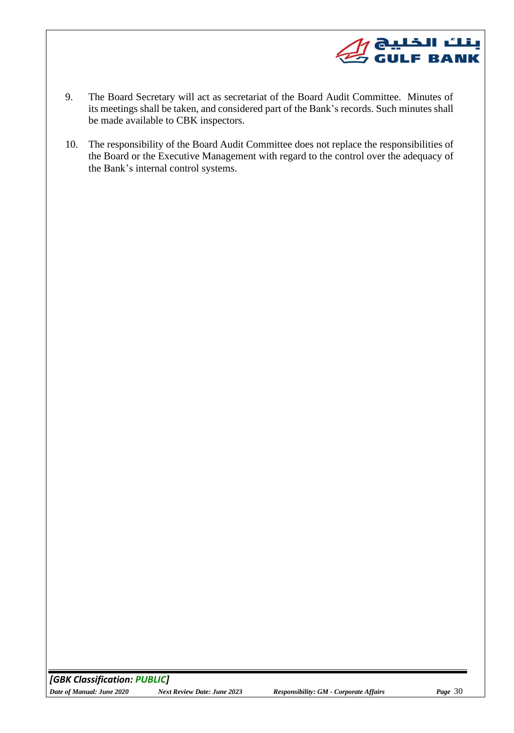9. The Board Secretary will act as secretariat of the Board Audit Committee. Minutes of its meetings shall be taken, and considered part of the Bank's records. Such minutes shall be made available to CBK inspectors.

10. The responsibility of the Board Audit Committee does not replace the responsibilities of the Board or the Executive Management with regard to the control over the adequacy of the Bank's internal control systems.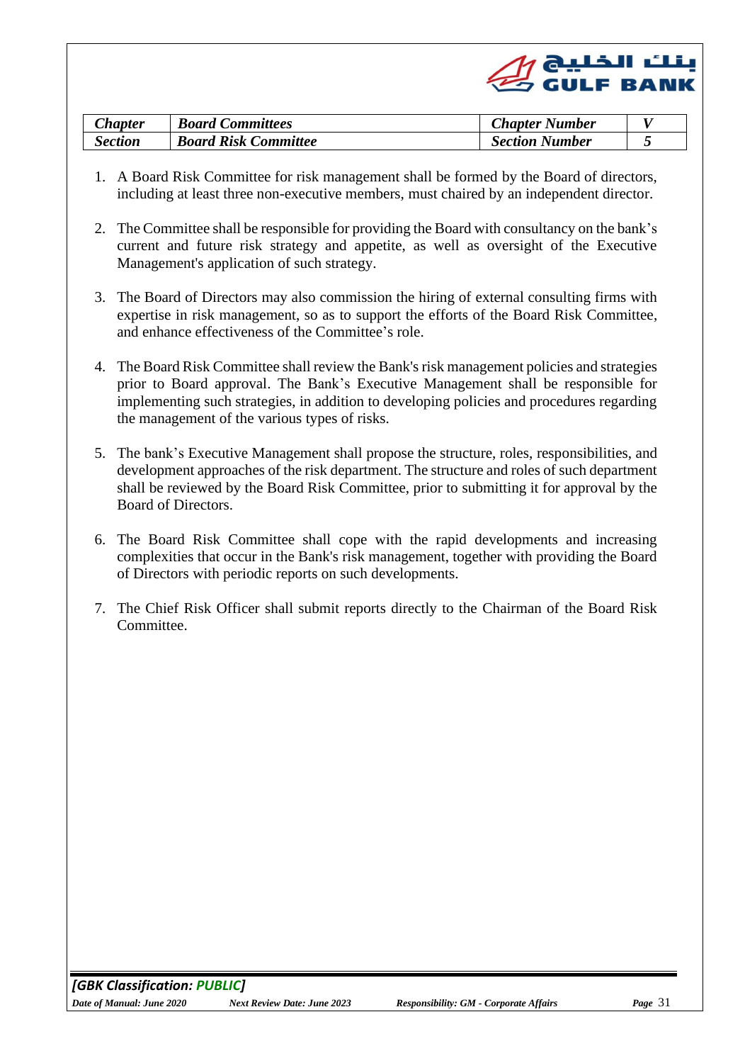| *Chapter* | *Board Committees* | *Chapter Number* | *V* |
|---|---|---|---|
| *Section* | *Board Risk Committee* | *Section Number* | *5* |

1. A Board Risk Committee for risk management shall be formed by the Board of directors, including at least three non-executive members, must chaired by an independent director.

2. The Committee shall be responsible for providing the Board with consultancy on the bank's current and future risk strategy and appetite, as well as oversight of the Executive Management's application of such strategy.

3. The Board of Directors may also commission the hiring of external consulting firms with expertise in risk management, so as to support the efforts of the Board Risk Committee, and enhance effectiveness of the Committee's role.

4. The Board Risk Committee shall review the Bank's risk management policies and strategies prior to Board approval. The Bank's Executive Management shall be responsible for implementing such strategies, in addition to developing policies and procedures regarding the management of the various types of risks.

5. The bank's Executive Management shall propose the structure, roles, responsibilities, and development approaches of the risk department. The structure and roles of such department shall be reviewed by the Board Risk Committee, prior to submitting it for approval by the Board of Directors.

6. The Board Risk Committee shall cope with the rapid developments and increasing complexities that occur in the Bank's risk management, together with providing the Board of Directors with periodic reports on such developments.

7. The Chief Risk Officer shall submit reports directly to the Chairman of the Board Risk Committee.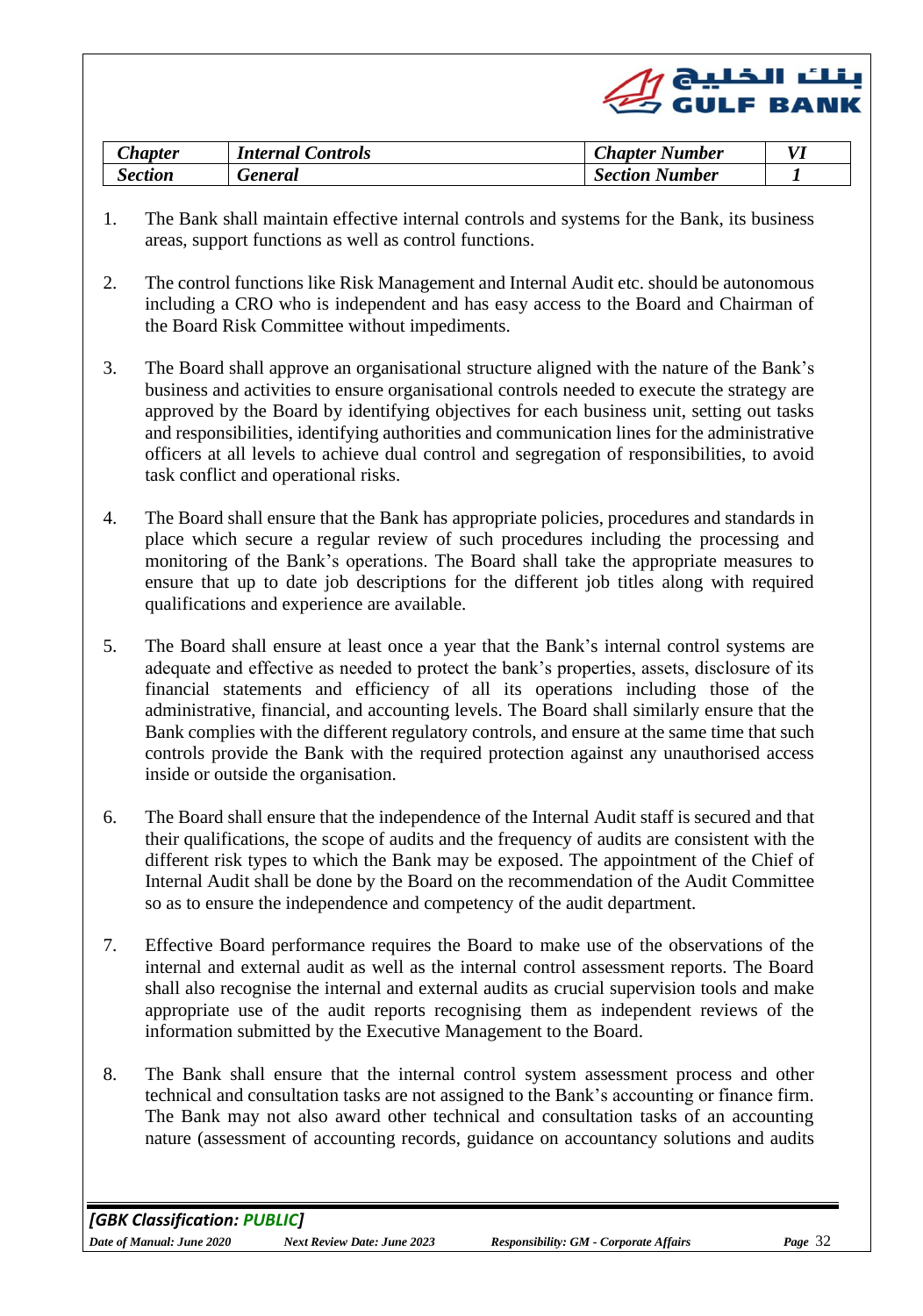| Chapter | Internal Controls | Chapter Number | VI |
|---|---|---|---|
| Section | General | Section Number | 1 |

1. The Bank shall maintain effective internal controls and systems for the Bank, its business areas, support functions as well as control functions.

2. The control functions like Risk Management and Internal Audit etc. should be autonomous including a CRO who is independent and has easy access to the Board and Chairman of the Board Risk Committee without impediments.

3. The Board shall approve an organisational structure aligned with the nature of the Bank's business and activities to ensure organisational controls needed to execute the strategy are approved by the Board by identifying objectives for each business unit, setting out tasks and responsibilities, identifying authorities and communication lines for the administrative officers at all levels to achieve dual control and segregation of responsibilities, to avoid task conflict and operational risks.

4. The Board shall ensure that the Bank has appropriate policies, procedures and standards in place which secure a regular review of such procedures including the processing and monitoring of the Bank's operations. The Board shall take the appropriate measures to ensure that up to date job descriptions for the different job titles along with required qualifications and experience are available.

5. The Board shall ensure at least once a year that the Bank's internal control systems are adequate and effective as needed to protect the bank's properties, assets, disclosure of its financial statements and efficiency of all its operations including those of the administrative, financial, and accounting levels. The Board shall similarly ensure that the Bank complies with the different regulatory controls, and ensure at the same time that such controls provide the Bank with the required protection against any unauthorised access inside or outside the organisation.

6. The Board shall ensure that the independence of the Internal Audit staff is secured and that their qualifications, the scope of audits and the frequency of audits are consistent with the different risk types to which the Bank may be exposed. The appointment of the Chief of Internal Audit shall be done by the Board on the recommendation of the Audit Committee so as to ensure the independence and competency of the audit department.

7. Effective Board performance requires the Board to make use of the observations of the internal and external audit as well as the internal control assessment reports. The Board shall also recognise the internal and external audits as crucial supervision tools and make appropriate use of the audit reports recognising them as independent reviews of the information submitted by the Executive Management to the Board.

8. The Bank shall ensure that the internal control system assessment process and other technical and consultation tasks are not assigned to the Bank's accounting or finance firm. The Bank may not also award other technical and consultation tasks of an accounting nature (assessment of accounting records, guidance on accountancy solutions and audits

*[GBK Classification: PUBLIC]*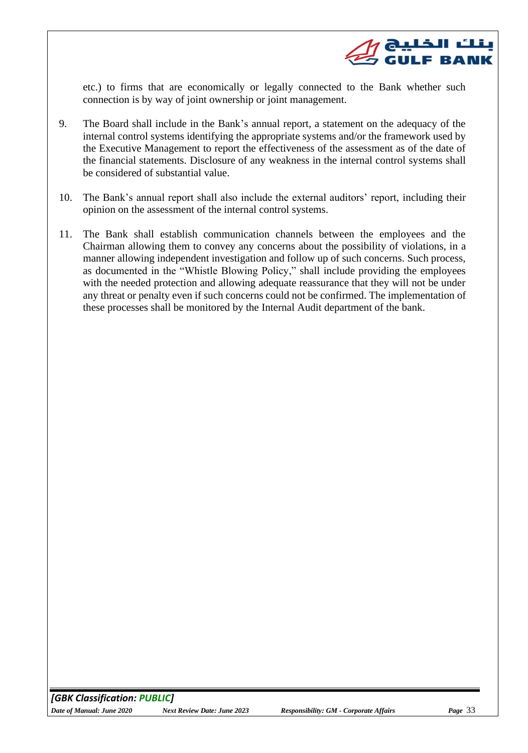etc.) to firms that are economically or legally connected to the Bank whether such connection is by way of joint ownership or joint management.

9. The Board shall include in the Bank's annual report, a statement on the adequacy of the internal control systems identifying the appropriate systems and/or the framework used by the Executive Management to report the effectiveness of the assessment as of the date of the financial statements. Disclosure of any weakness in the internal control systems shall be considered of substantial value.

10. The Bank's annual report shall also include the external auditors' report, including their opinion on the assessment of the internal control systems.

11. The Bank shall establish communication channels between the employees and the Chairman allowing them to convey any concerns about the possibility of violations, in a manner allowing independent investigation and follow up of such concerns. Such process, as documented in the "Whistle Blowing Policy," shall include providing the employees with the needed protection and allowing adequate reassurance that they will not be under any threat or penalty even if such concerns could not be confirmed. The implementation of these processes shall be monitored by the Internal Audit department of the bank.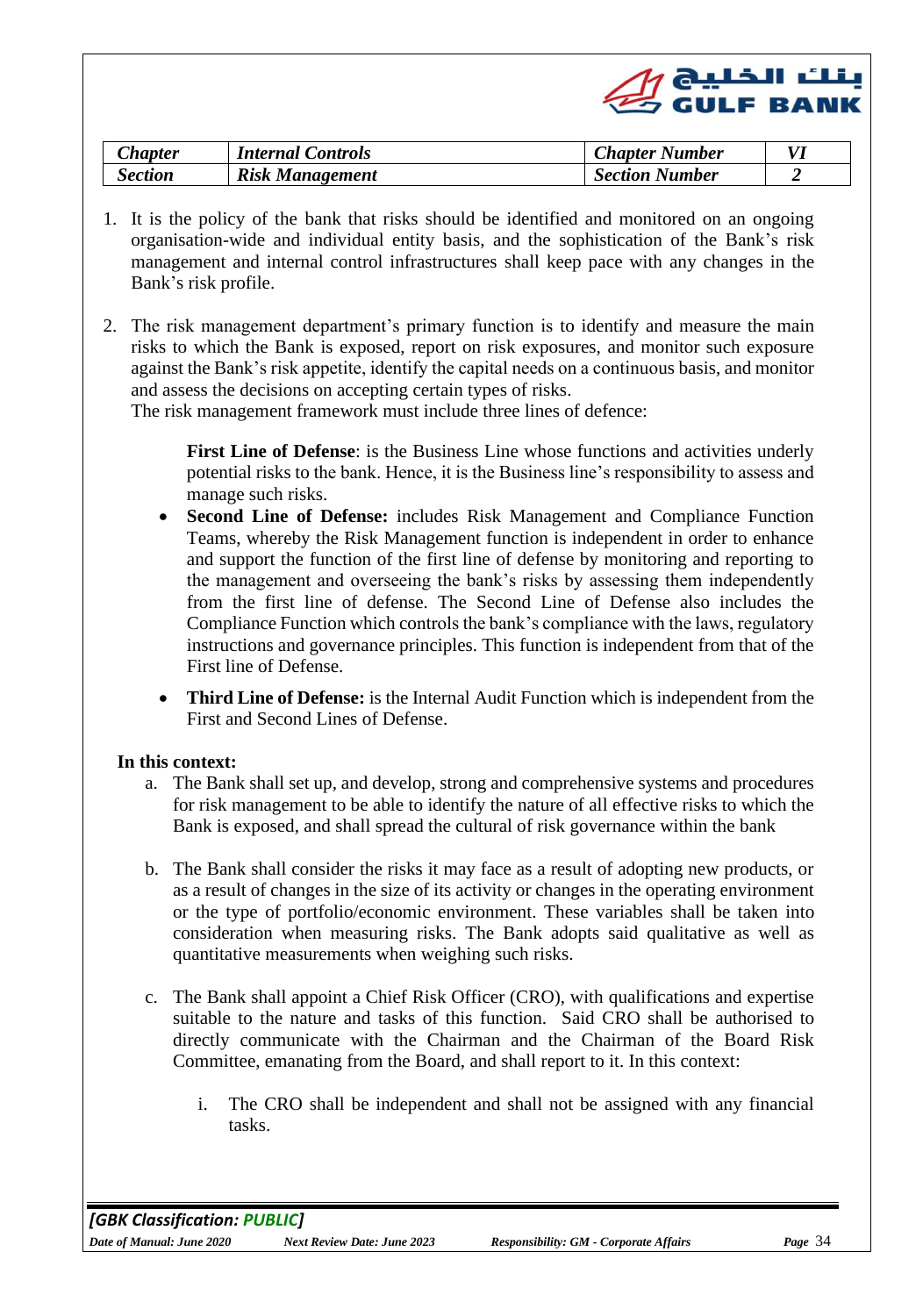| *Chapter* | *Internal Controls* | *Chapter Number* | *VI* |
|---|---|---|---|
| *Section* | *Risk Management* | *Section Number* | *2* |

1. It is the policy of the bank that risks should be identified and monitored on an ongoing organisation-wide and individual entity basis, and the sophistication of the Bank's risk management and internal control infrastructures shall keep pace with any changes in the Bank's risk profile.

2. The risk management department's primary function is to identify and measure the main risks to which the Bank is exposed, report on risk exposures, and monitor such exposure against the Bank's risk appetite, identify the capital needs on a continuous basis, and monitor and assess the decisions on accepting certain types of risks.
   The risk management framework must include three lines of defence:

   **First Line of Defense**: is the Business Line whose functions and activities underly potential risks to the bank. Hence, it is the Business line's responsibility to assess and manage such risks.

   - **Second Line of Defense:** includes Risk Management and Compliance Function Teams, whereby the Risk Management function is independent in order to enhance and support the function of the first line of defense by monitoring and reporting to the management and overseeing the bank's risks by assessing them independently from the first line of defense. The Second Line of Defense also includes the Compliance Function which controls the bank's compliance with the laws, regulatory instructions and governance principles. This function is independent from that of the First line of Defense.

   - **Third Line of Defense:** is the Internal Audit Function which is independent from the First and Second Lines of Defense.

**In this context:**

a. The Bank shall set up, and develop, strong and comprehensive systems and procedures for risk management to be able to identify the nature of all effective risks to which the Bank is exposed, and shall spread the cultural of risk governance within the bank

b. The Bank shall consider the risks it may face as a result of adopting new products, or as a result of changes in the size of its activity or changes in the operating environment or the type of portfolio/economic environment. These variables shall be taken into consideration when measuring risks. The Bank adopts said qualitative as well as quantitative measurements when weighing such risks.

c. The Bank shall appoint a Chief Risk Officer (CRO), with qualifications and expertise suitable to the nature and tasks of this function. Said CRO shall be authorised to directly communicate with the Chairman and the Chairman of the Board Risk Committee, emanating from the Board, and shall report to it. In this context:

   i. The CRO shall be independent and shall not be assigned with any financial tasks.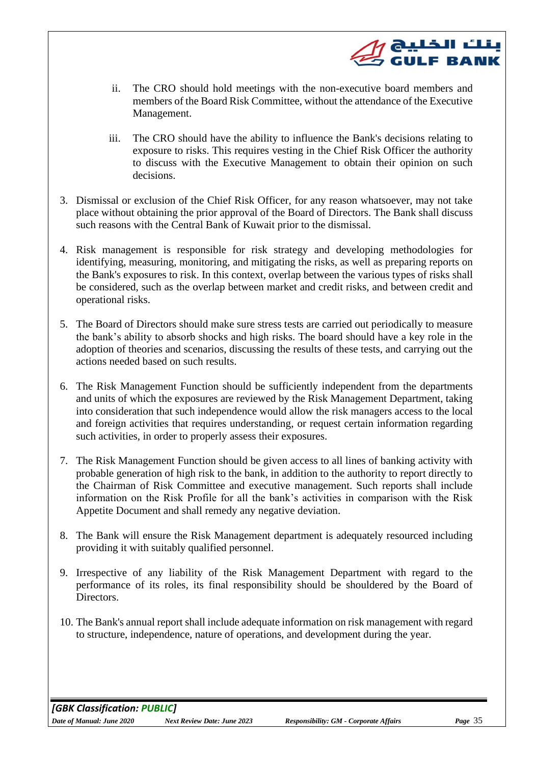ii. The CRO should hold meetings with the non-executive board members and members of the Board Risk Committee, without the attendance of the Executive Management.

iii. The CRO should have the ability to influence the Bank's decisions relating to exposure to risks. This requires vesting in the Chief Risk Officer the authority to discuss with the Executive Management to obtain their opinion on such decisions.

3. Dismissal or exclusion of the Chief Risk Officer, for any reason whatsoever, may not take place without obtaining the prior approval of the Board of Directors. The Bank shall discuss such reasons with the Central Bank of Kuwait prior to the dismissal.

4. Risk management is responsible for risk strategy and developing methodologies for identifying, measuring, monitoring, and mitigating the risks, as well as preparing reports on the Bank's exposures to risk. In this context, overlap between the various types of risks shall be considered, such as the overlap between market and credit risks, and between credit and operational risks.

5. The Board of Directors should make sure stress tests are carried out periodically to measure the bank's ability to absorb shocks and high risks. The board should have a key role in the adoption of theories and scenarios, discussing the results of these tests, and carrying out the actions needed based on such results.

6. The Risk Management Function should be sufficiently independent from the departments and units of which the exposures are reviewed by the Risk Management Department, taking into consideration that such independence would allow the risk managers access to the local and foreign activities that requires understanding, or request certain information regarding such activities, in order to properly assess their exposures.

7. The Risk Management Function should be given access to all lines of banking activity with probable generation of high risk to the bank, in addition to the authority to report directly to the Chairman of Risk Committee and executive management. Such reports shall include information on the Risk Profile for all the bank's activities in comparison with the Risk Appetite Document and shall remedy any negative deviation.

8. The Bank will ensure the Risk Management department is adequately resourced including providing it with suitably qualified personnel.

9. Irrespective of any liability of the Risk Management Department with regard to the performance of its roles, its final responsibility should be shouldered by the Board of Directors.

10. The Bank's annual report shall include adequate information on risk management with regard to structure, independence, nature of operations, and development during the year.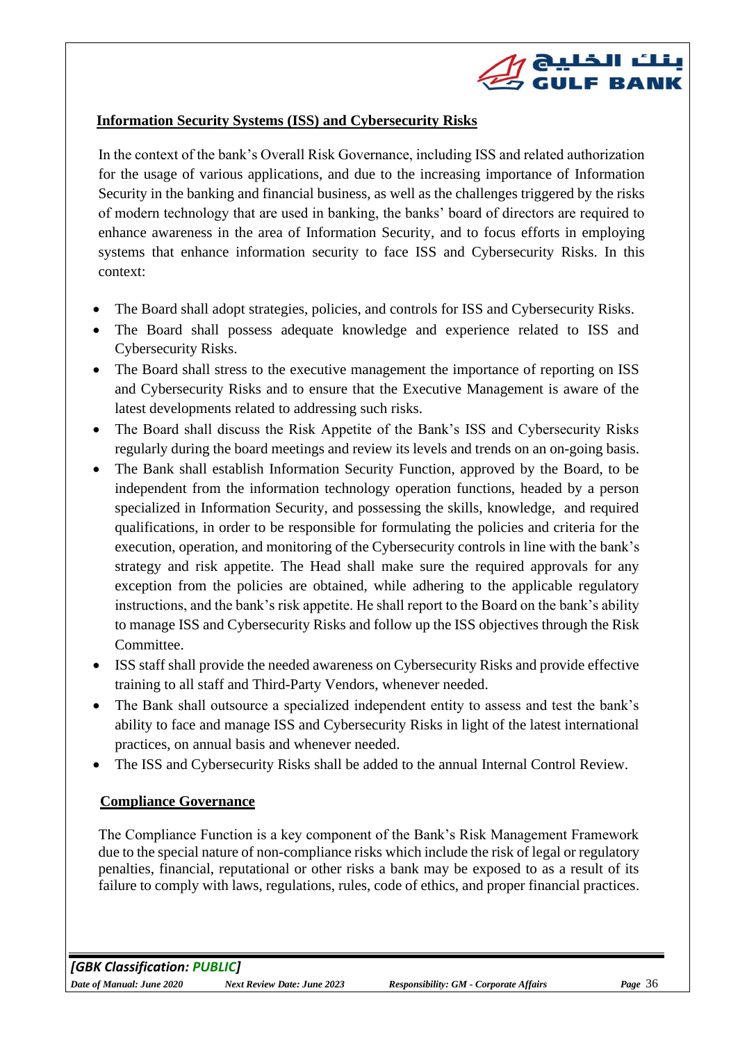## Information Security Systems (ISS) and Cybersecurity Risks

In the context of the bank's Overall Risk Governance, including ISS and related authorization for the usage of various applications, and due to the increasing importance of Information Security in the banking and financial business, as well as the challenges triggered by the risks of modern technology that are used in banking, the banks' board of directors are required to enhance awareness in the area of Information Security, and to focus efforts in employing systems that enhance information security to face ISS and Cybersecurity Risks. In this context:

- The Board shall adopt strategies, policies, and controls for ISS and Cybersecurity Risks.
- The Board shall possess adequate knowledge and experience related to ISS and Cybersecurity Risks.
- The Board shall stress to the executive management the importance of reporting on ISS and Cybersecurity Risks and to ensure that the Executive Management is aware of the latest developments related to addressing such risks.
- The Board shall discuss the Risk Appetite of the Bank's ISS and Cybersecurity Risks regularly during the board meetings and review its levels and trends on an on-going basis.
- The Bank shall establish Information Security Function, approved by the Board, to be independent from the information technology operation functions, headed by a person specialized in Information Security, and possessing the skills, knowledge, and required qualifications, in order to be responsible for formulating the policies and criteria for the execution, operation, and monitoring of the Cybersecurity controls in line with the bank's strategy and risk appetite. The Head shall make sure the required approvals for any exception from the policies are obtained, while adhering to the applicable regulatory instructions, and the bank's risk appetite. He shall report to the Board on the bank's ability to manage ISS and Cybersecurity Risks and follow up the ISS objectives through the Risk Committee.
- ISS staff shall provide the needed awareness on Cybersecurity Risks and provide effective training to all staff and Third-Party Vendors, whenever needed.
- The Bank shall outsource a specialized independent entity to assess and test the bank's ability to face and manage ISS and Cybersecurity Risks in light of the latest international practices, on annual basis and whenever needed.
- The ISS and Cybersecurity Risks shall be added to the annual Internal Control Review.

## Compliance Governance

The Compliance Function is a key component of the Bank's Risk Management Framework due to the special nature of non-compliance risks which include the risk of legal or regulatory penalties, financial, reputational or other risks a bank may be exposed to as a result of its failure to comply with laws, regulations, rules, code of ethics, and proper financial practices.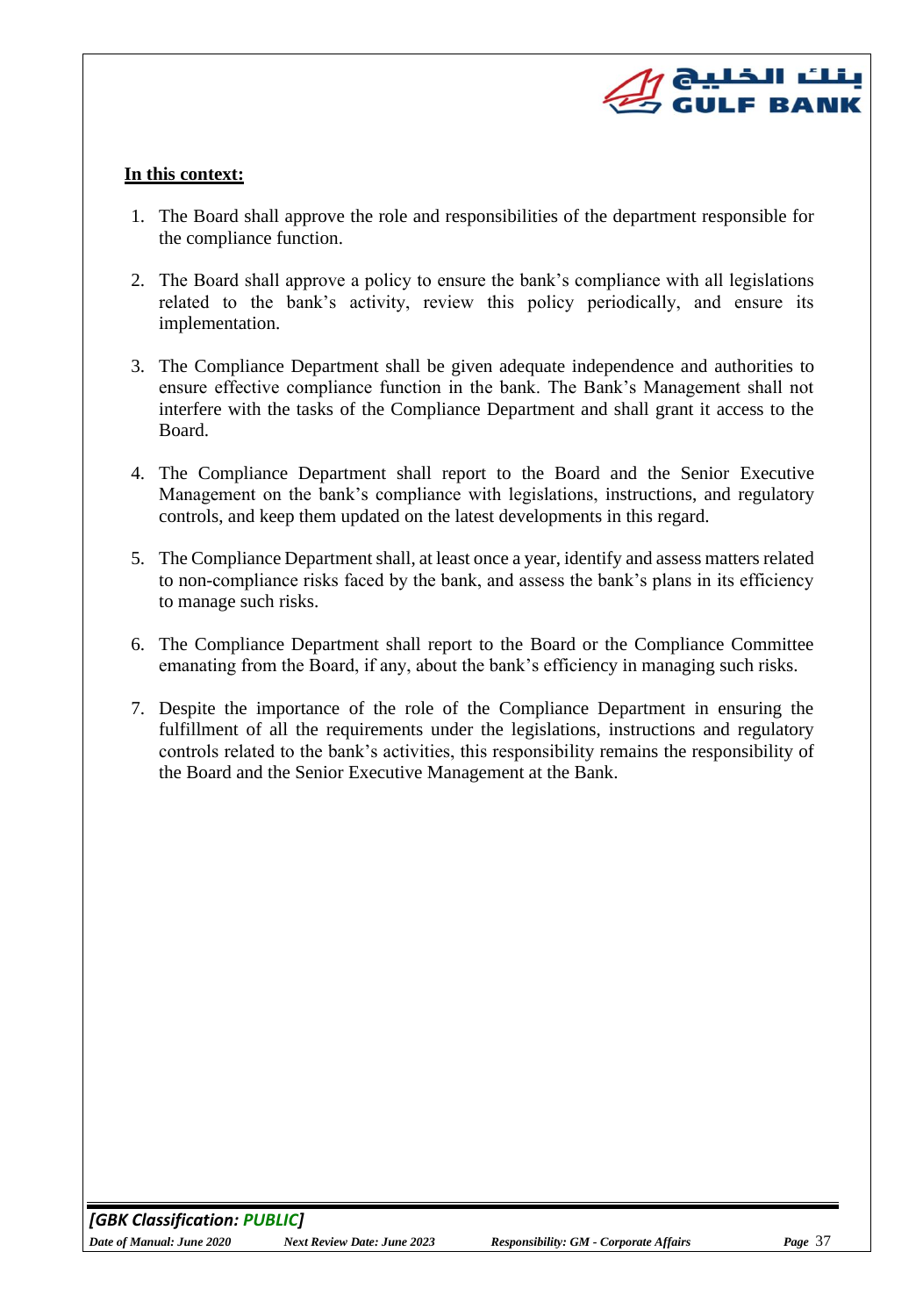**In this context:**

1. The Board shall approve the role and responsibilities of the department responsible for the compliance function.

2. The Board shall approve a policy to ensure the bank's compliance with all legislations related to the bank's activity, review this policy periodically, and ensure its implementation.

3. The Compliance Department shall be given adequate independence and authorities to ensure effective compliance function in the bank. The Bank's Management shall not interfere with the tasks of the Compliance Department and shall grant it access to the Board.

4. The Compliance Department shall report to the Board and the Senior Executive Management on the bank's compliance with legislations, instructions, and regulatory controls, and keep them updated on the latest developments in this regard.

5. The Compliance Department shall, at least once a year, identify and assess matters related to non-compliance risks faced by the bank, and assess the bank's plans in its efficiency to manage such risks.

6. The Compliance Department shall report to the Board or the Compliance Committee emanating from the Board, if any, about the bank's efficiency in managing such risks.

7. Despite the importance of the role of the Compliance Department in ensuring the fulfillment of all the requirements under the legislations, instructions and regulatory controls related to the bank's activities, this responsibility remains the responsibility of the Board and the Senior Executive Management at the Bank.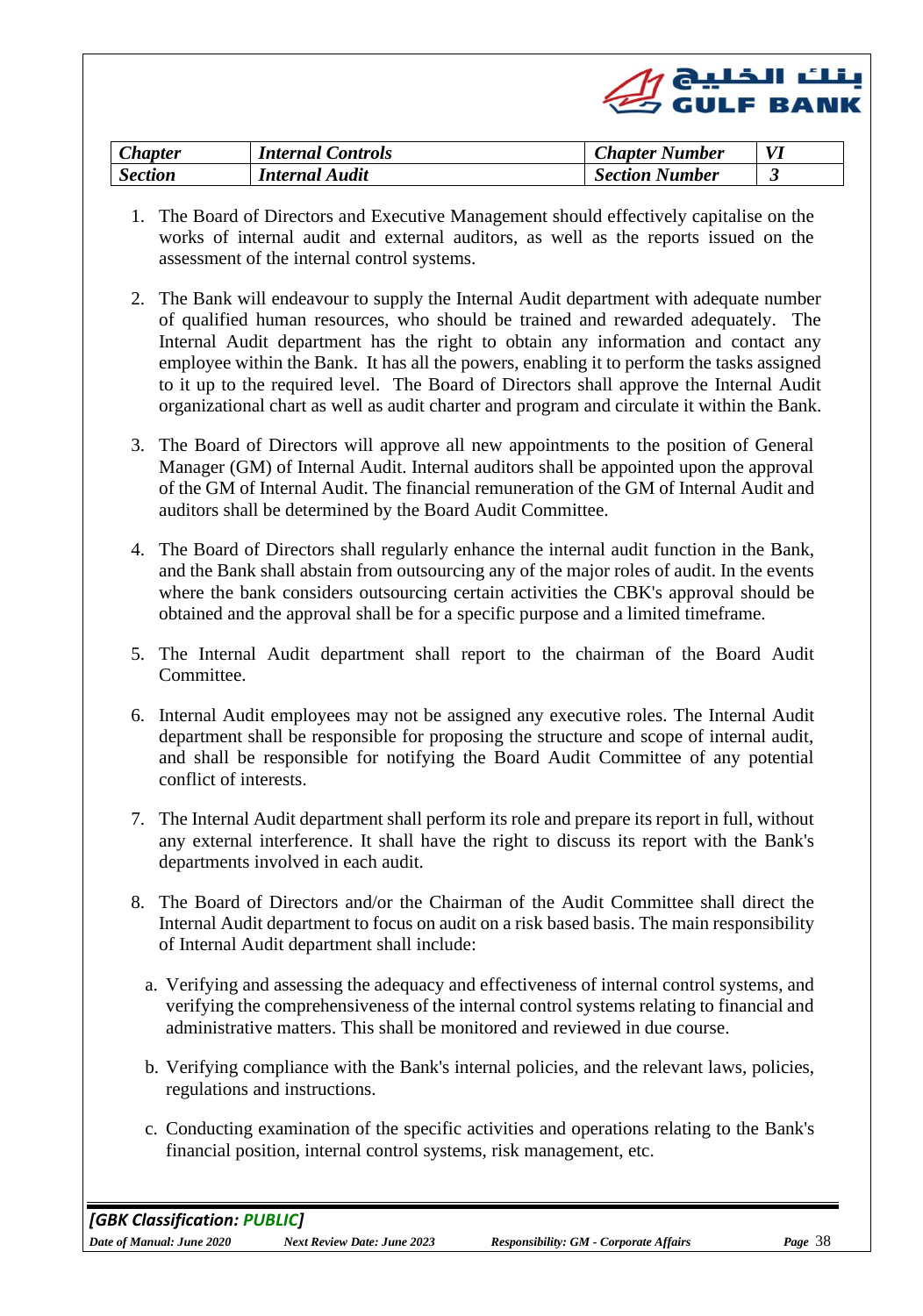| *Chapter* | *Internal Controls* | *Chapter Number* | *VI* |
|---|---|---|---|
| *Section* | *Internal Audit* | *Section Number* | *3* |

1. The Board of Directors and Executive Management should effectively capitalise on the works of internal audit and external auditors, as well as the reports issued on the assessment of the internal control systems.

2. The Bank will endeavour to supply the Internal Audit department with adequate number of qualified human resources, who should be trained and rewarded adequately. The Internal Audit department has the right to obtain any information and contact any employee within the Bank. It has all the powers, enabling it to perform the tasks assigned to it up to the required level. The Board of Directors shall approve the Internal Audit organizational chart as well as audit charter and program and circulate it within the Bank.

3. The Board of Directors will approve all new appointments to the position of General Manager (GM) of Internal Audit. Internal auditors shall be appointed upon the approval of the GM of Internal Audit. The financial remuneration of the GM of Internal Audit and auditors shall be determined by the Board Audit Committee.

4. The Board of Directors shall regularly enhance the internal audit function in the Bank, and the Bank shall abstain from outsourcing any of the major roles of audit. In the events where the bank considers outsourcing certain activities the CBK's approval should be obtained and the approval shall be for a specific purpose and a limited timeframe.

5. The Internal Audit department shall report to the chairman of the Board Audit Committee.

6. Internal Audit employees may not be assigned any executive roles. The Internal Audit department shall be responsible for proposing the structure and scope of internal audit, and shall be responsible for notifying the Board Audit Committee of any potential conflict of interests.

7. The Internal Audit department shall perform its role and prepare its report in full, without any external interference. It shall have the right to discuss its report with the Bank's departments involved in each audit.

8. The Board of Directors and/or the Chairman of the Audit Committee shall direct the Internal Audit department to focus on audit on a risk based basis. The main responsibility of Internal Audit department shall include:

   a. Verifying and assessing the adequacy and effectiveness of internal control systems, and verifying the comprehensiveness of the internal control systems relating to financial and administrative matters. This shall be monitored and reviewed in due course.

   b. Verifying compliance with the Bank's internal policies, and the relevant laws, policies, regulations and instructions.

   c. Conducting examination of the specific activities and operations relating to the Bank's financial position, internal control systems, risk management, etc.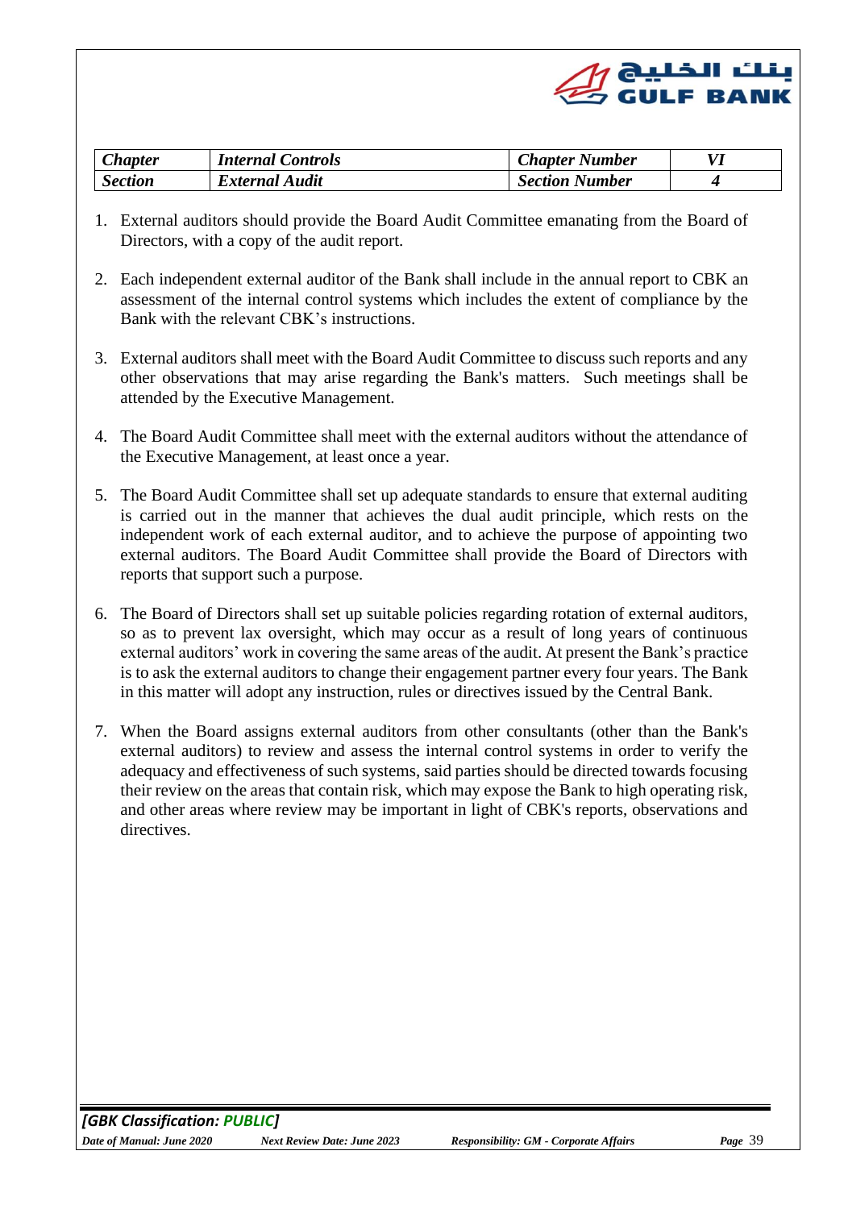| *Chapter* | *Internal Controls* | *Chapter Number* | *VI* |
|---|---|---|---|
| *Section* | *External Audit* | *Section Number* | *4* |

1. External auditors should provide the Board Audit Committee emanating from the Board of Directors, with a copy of the audit report.

2. Each independent external auditor of the Bank shall include in the annual report to CBK an assessment of the internal control systems which includes the extent of compliance by the Bank with the relevant CBK's instructions.

3. External auditors shall meet with the Board Audit Committee to discuss such reports and any other observations that may arise regarding the Bank's matters. Such meetings shall be attended by the Executive Management.

4. The Board Audit Committee shall meet with the external auditors without the attendance of the Executive Management, at least once a year.

5. The Board Audit Committee shall set up adequate standards to ensure that external auditing is carried out in the manner that achieves the dual audit principle, which rests on the independent work of each external auditor, and to achieve the purpose of appointing two external auditors. The Board Audit Committee shall provide the Board of Directors with reports that support such a purpose.

6. The Board of Directors shall set up suitable policies regarding rotation of external auditors, so as to prevent lax oversight, which may occur as a result of long years of continuous external auditors' work in covering the same areas of the audit. At present the Bank's practice is to ask the external auditors to change their engagement partner every four years. The Bank in this matter will adopt any instruction, rules or directives issued by the Central Bank.

7. When the Board assigns external auditors from other consultants (other than the Bank's external auditors) to review and assess the internal control systems in order to verify the adequacy and effectiveness of such systems, said parties should be directed towards focusing their review on the areas that contain risk, which may expose the Bank to high operating risk, and other areas where review may be important in light of CBK's reports, observations and directives.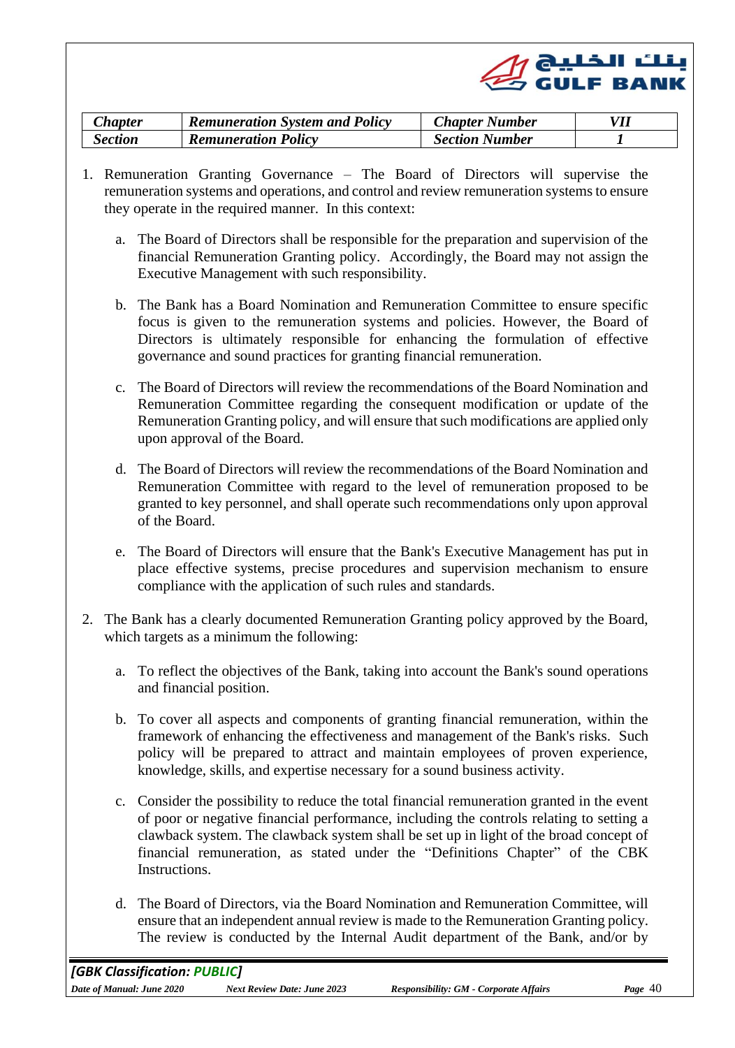| *Chapter* | *Remuneration System and Policy* | *Chapter Number* | *VII* |
|---|---|---|---|
| *Section* | *Remuneration Policy* | *Section Number* | *1* |

1. Remuneration Granting Governance – The Board of Directors will supervise the remuneration systems and operations, and control and review remuneration systems to ensure they operate in the required manner. In this context:

    a. The Board of Directors shall be responsible for the preparation and supervision of the financial Remuneration Granting policy. Accordingly, the Board may not assign the Executive Management with such responsibility.

    b. The Bank has a Board Nomination and Remuneration Committee to ensure specific focus is given to the remuneration systems and policies. However, the Board of Directors is ultimately responsible for enhancing the formulation of effective governance and sound practices for granting financial remuneration.

    c. The Board of Directors will review the recommendations of the Board Nomination and Remuneration Committee regarding the consequent modification or update of the Remuneration Granting policy, and will ensure that such modifications are applied only upon approval of the Board.

    d. The Board of Directors will review the recommendations of the Board Nomination and Remuneration Committee with regard to the level of remuneration proposed to be granted to key personnel, and shall operate such recommendations only upon approval of the Board.

    e. The Board of Directors will ensure that the Bank's Executive Management has put in place effective systems, precise procedures and supervision mechanism to ensure compliance with the application of such rules and standards.

2. The Bank has a clearly documented Remuneration Granting policy approved by the Board, which targets as a minimum the following:

    a. To reflect the objectives of the Bank, taking into account the Bank's sound operations and financial position.

    b. To cover all aspects and components of granting financial remuneration, within the framework of enhancing the effectiveness and management of the Bank's risks. Such policy will be prepared to attract and maintain employees of proven experience, knowledge, skills, and expertise necessary for a sound business activity.

    c. Consider the possibility to reduce the total financial remuneration granted in the event of poor or negative financial performance, including the controls relating to setting a clawback system. The clawback system shall be set up in light of the broad concept of financial remuneration, as stated under the "Definitions Chapter" of the CBK Instructions.

    d. The Board of Directors, via the Board Nomination and Remuneration Committee, will ensure that an independent annual review is made to the Remuneration Granting policy. The review is conducted by the Internal Audit department of the Bank, and/or by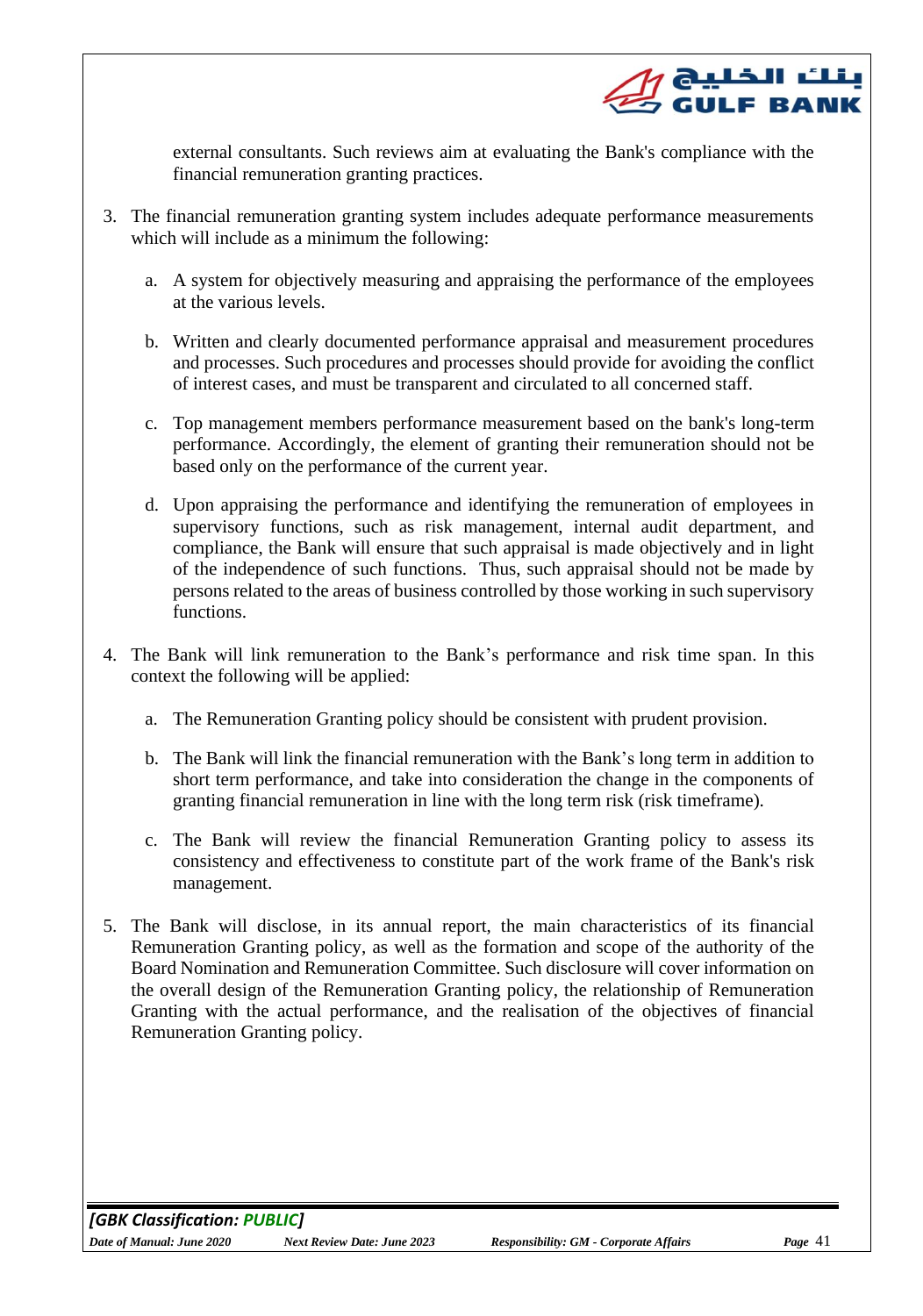external consultants. Such reviews aim at evaluating the Bank's compliance with the financial remuneration granting practices.

3. The financial remuneration granting system includes adequate performance measurements which will include as a minimum the following:

   a. A system for objectively measuring and appraising the performance of the employees at the various levels.

   b. Written and clearly documented performance appraisal and measurement procedures and processes. Such procedures and processes should provide for avoiding the conflict of interest cases, and must be transparent and circulated to all concerned staff.

   c. Top management members performance measurement based on the bank's long-term performance. Accordingly, the element of granting their remuneration should not be based only on the performance of the current year.

   d. Upon appraising the performance and identifying the remuneration of employees in supervisory functions, such as risk management, internal audit department, and compliance, the Bank will ensure that such appraisal is made objectively and in light of the independence of such functions. Thus, such appraisal should not be made by persons related to the areas of business controlled by those working in such supervisory functions.

4. The Bank will link remuneration to the Bank's performance and risk time span. In this context the following will be applied:

   a. The Remuneration Granting policy should be consistent with prudent provision.

   b. The Bank will link the financial remuneration with the Bank's long term in addition to short term performance, and take into consideration the change in the components of granting financial remuneration in line with the long term risk (risk timeframe).

   c. The Bank will review the financial Remuneration Granting policy to assess its consistency and effectiveness to constitute part of the work frame of the Bank's risk management.

5. The Bank will disclose, in its annual report, the main characteristics of its financial Remuneration Granting policy, as well as the formation and scope of the authority of the Board Nomination and Remuneration Committee. Such disclosure will cover information on the overall design of the Remuneration Granting policy, the relationship of Remuneration Granting with the actual performance, and the realisation of the objectives of financial Remuneration Granting policy.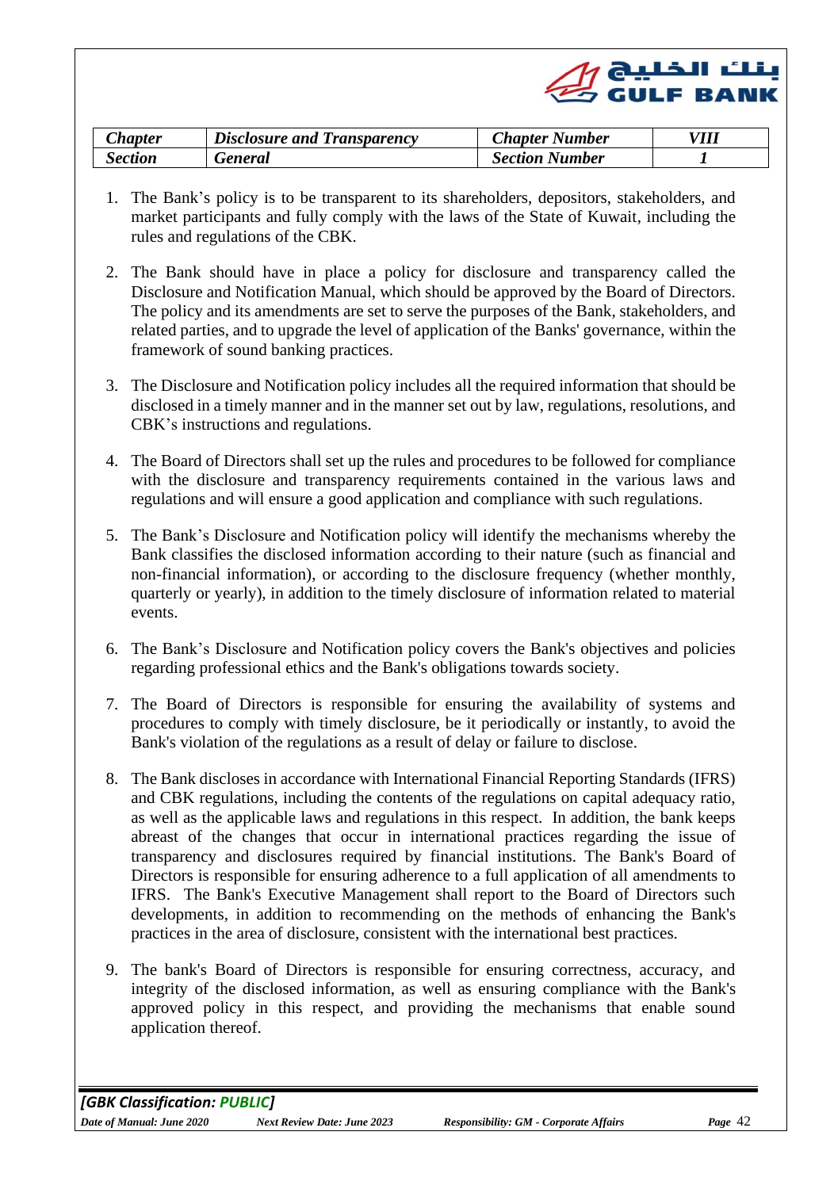| *Chapter* | *Disclosure and Transparency* | *Chapter Number* | *VIII* |
|---|---|---|---|
| *Section* | *General* | *Section Number* | *1* |

1. The Bank's policy is to be transparent to its shareholders, depositors, stakeholders, and market participants and fully comply with the laws of the State of Kuwait, including the rules and regulations of the CBK.

2. The Bank should have in place a policy for disclosure and transparency called the Disclosure and Notification Manual, which should be approved by the Board of Directors. The policy and its amendments are set to serve the purposes of the Bank, stakeholders, and related parties, and to upgrade the level of application of the Banks' governance, within the framework of sound banking practices.

3. The Disclosure and Notification policy includes all the required information that should be disclosed in a timely manner and in the manner set out by law, regulations, resolutions, and CBK's instructions and regulations.

4. The Board of Directors shall set up the rules and procedures to be followed for compliance with the disclosure and transparency requirements contained in the various laws and regulations and will ensure a good application and compliance with such regulations.

5. The Bank's Disclosure and Notification policy will identify the mechanisms whereby the Bank classifies the disclosed information according to their nature (such as financial and non-financial information), or according to the disclosure frequency (whether monthly, quarterly or yearly), in addition to the timely disclosure of information related to material events.

6. The Bank's Disclosure and Notification policy covers the Bank's objectives and policies regarding professional ethics and the Bank's obligations towards society.

7. The Board of Directors is responsible for ensuring the availability of systems and procedures to comply with timely disclosure, be it periodically or instantly, to avoid the Bank's violation of the regulations as a result of delay or failure to disclose.

8. The Bank discloses in accordance with International Financial Reporting Standards (IFRS) and CBK regulations, including the contents of the regulations on capital adequacy ratio, as well as the applicable laws and regulations in this respect. In addition, the bank keeps abreast of the changes that occur in international practices regarding the issue of transparency and disclosures required by financial institutions. The Bank's Board of Directors is responsible for ensuring adherence to a full application of all amendments to IFRS. The Bank's Executive Management shall report to the Board of Directors such developments, in addition to recommending on the methods of enhancing the Bank's practices in the area of disclosure, consistent with the international best practices.

9. The bank's Board of Directors is responsible for ensuring correctness, accuracy, and integrity of the disclosed information, as well as ensuring compliance with the Bank's approved policy in this respect, and providing the mechanisms that enable sound application thereof.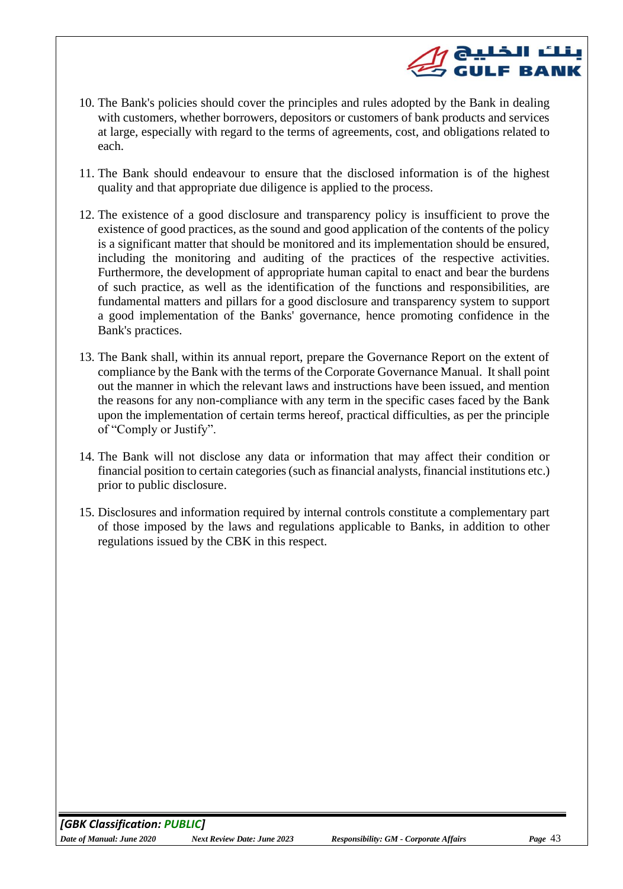10. The Bank's policies should cover the principles and rules adopted by the Bank in dealing with customers, whether borrowers, depositors or customers of bank products and services at large, especially with regard to the terms of agreements, cost, and obligations related to each.

11. The Bank should endeavour to ensure that the disclosed information is of the highest quality and that appropriate due diligence is applied to the process.

12. The existence of a good disclosure and transparency policy is insufficient to prove the existence of good practices, as the sound and good application of the contents of the policy is a significant matter that should be monitored and its implementation should be ensured, including the monitoring and auditing of the practices of the respective activities. Furthermore, the development of appropriate human capital to enact and bear the burdens of such practice, as well as the identification of the functions and responsibilities, are fundamental matters and pillars for a good disclosure and transparency system to support a good implementation of the Banks' governance, hence promoting confidence in the Bank's practices.

13. The Bank shall, within its annual report, prepare the Governance Report on the extent of compliance by the Bank with the terms of the Corporate Governance Manual. It shall point out the manner in which the relevant laws and instructions have been issued, and mention the reasons for any non-compliance with any term in the specific cases faced by the Bank upon the implementation of certain terms hereof, practical difficulties, as per the principle of "Comply or Justify".

14. The Bank will not disclose any data or information that may affect their condition or financial position to certain categories (such as financial analysts, financial institutions etc.) prior to public disclosure.

15. Disclosures and information required by internal controls constitute a complementary part of those imposed by the laws and regulations applicable to Banks, in addition to other regulations issued by the CBK in this respect.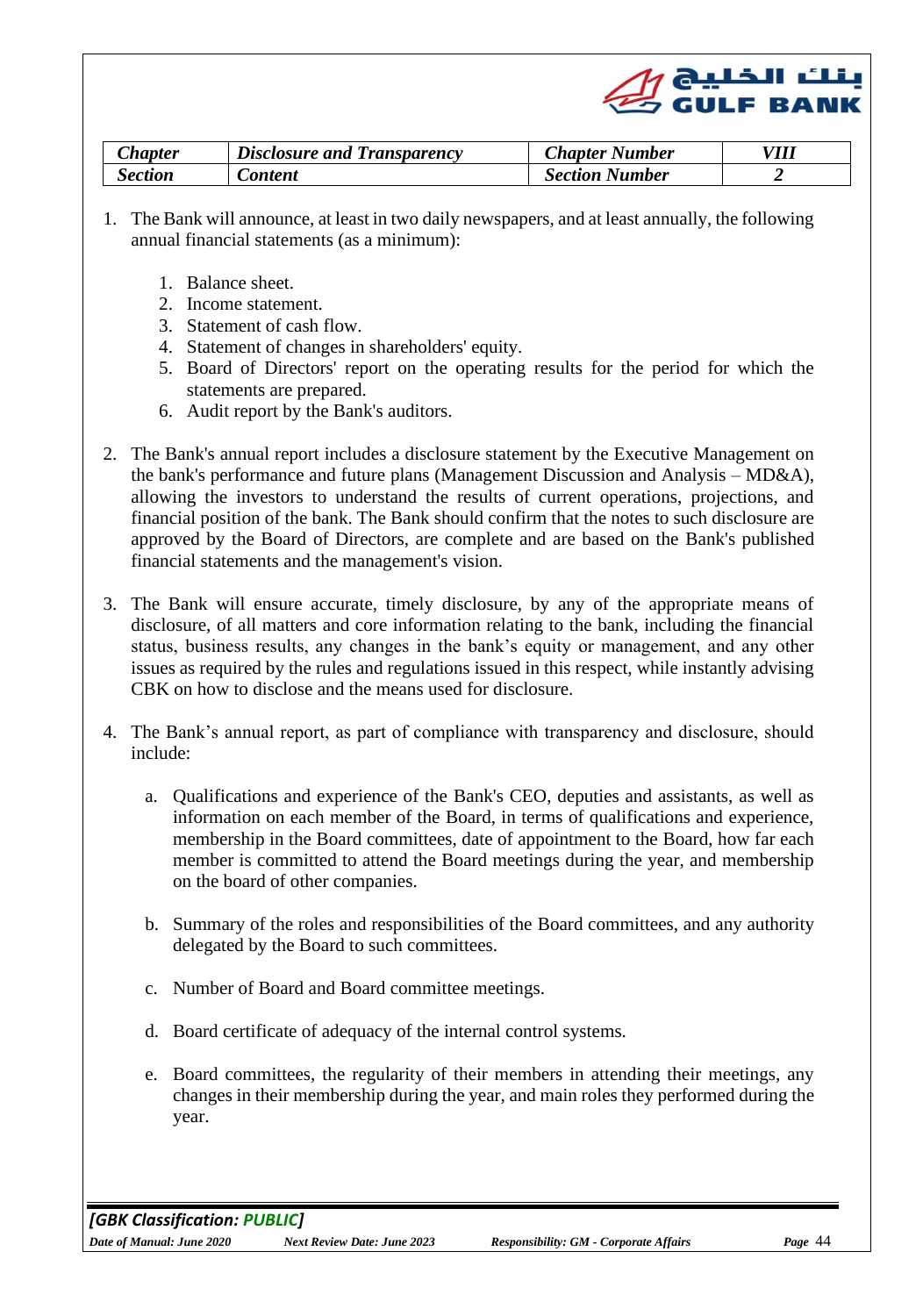| *Chapter* | *Disclosure and Transparency* | *Chapter Number* | *VIII* |
|---|---|---|---|
| *Section* | *Content* | *Section Number* | *2* |

1. The Bank will announce, at least in two daily newspapers, and at least annually, the following annual financial statements (as a minimum):

    1. Balance sheet.
    2. Income statement.
    3. Statement of cash flow.
    4. Statement of changes in shareholders' equity.
    5. Board of Directors' report on the operating results for the period for which the statements are prepared.
    6. Audit report by the Bank's auditors.

2. The Bank's annual report includes a disclosure statement by the Executive Management on the bank's performance and future plans (Management Discussion and Analysis – MD&A), allowing the investors to understand the results of current operations, projections, and financial position of the bank. The Bank should confirm that the notes to such disclosure are approved by the Board of Directors, are complete and are based on the Bank's published financial statements and the management's vision.

3. The Bank will ensure accurate, timely disclosure, by any of the appropriate means of disclosure, of all matters and core information relating to the bank, including the financial status, business results, any changes in the bank's equity or management, and any other issues as required by the rules and regulations issued in this respect, while instantly advising CBK on how to disclose and the means used for disclosure.

4. The Bank's annual report, as part of compliance with transparency and disclosure, should include:

    a. Qualifications and experience of the Bank's CEO, deputies and assistants, as well as information on each member of the Board, in terms of qualifications and experience, membership in the Board committees, date of appointment to the Board, how far each member is committed to attend the Board meetings during the year, and membership on the board of other companies.

    b. Summary of the roles and responsibilities of the Board committees, and any authority delegated by the Board to such committees.

    c. Number of Board and Board committee meetings.

    d. Board certificate of adequacy of the internal control systems.

    e. Board committees, the regularity of their members in attending their meetings, any changes in their membership during the year, and main roles they performed during the year.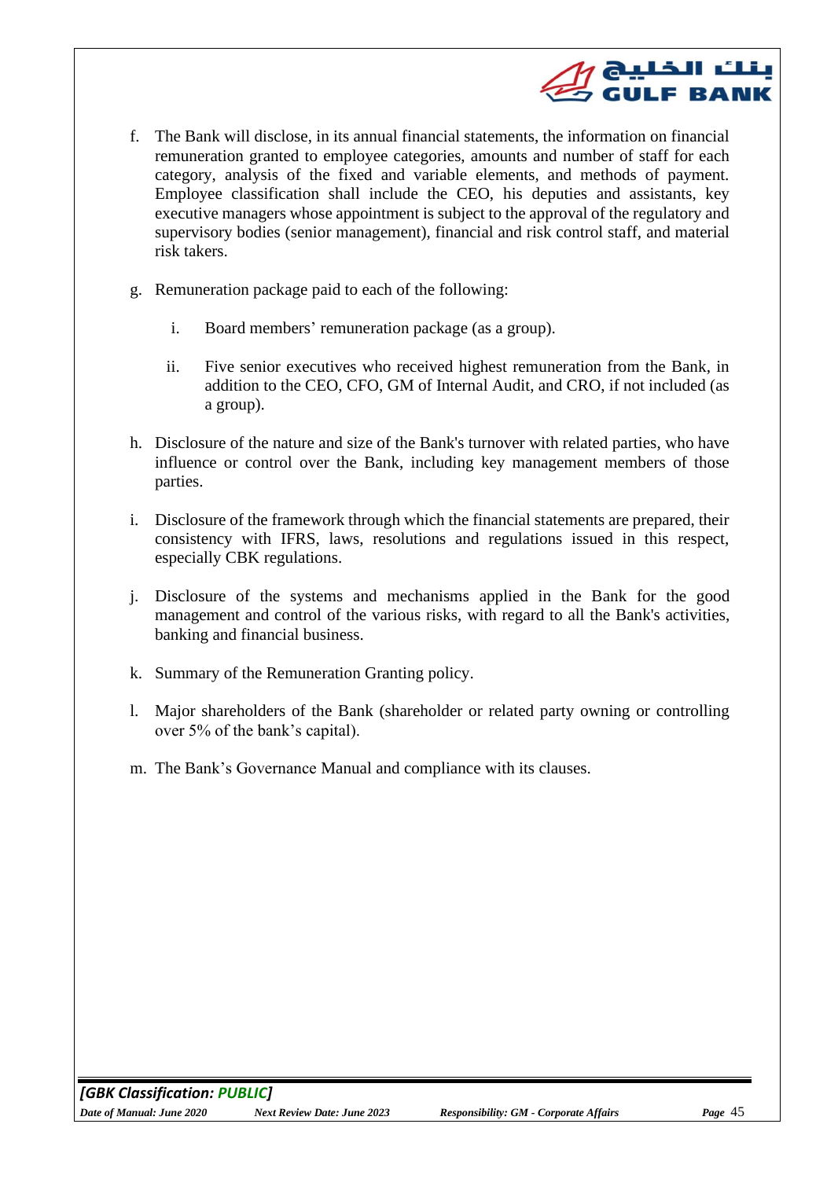f. The Bank will disclose, in its annual financial statements, the information on financial remuneration granted to employee categories, amounts and number of staff for each category, analysis of the fixed and variable elements, and methods of payment. Employee classification shall include the CEO, his deputies and assistants, key executive managers whose appointment is subject to the approval of the regulatory and supervisory bodies (senior management), financial and risk control staff, and material risk takers.

g. Remuneration package paid to each of the following:

   i. Board members' remuneration package (as a group).

   ii. Five senior executives who received highest remuneration from the Bank, in addition to the CEO, CFO, GM of Internal Audit, and CRO, if not included (as a group).

h. Disclosure of the nature and size of the Bank's turnover with related parties, who have influence or control over the Bank, including key management members of those parties.

i. Disclosure of the framework through which the financial statements are prepared, their consistency with IFRS, laws, resolutions and regulations issued in this respect, especially CBK regulations.

j. Disclosure of the systems and mechanisms applied in the Bank for the good management and control of the various risks, with regard to all the Bank's activities, banking and financial business.

k. Summary of the Remuneration Granting policy.

l. Major shareholders of the Bank (shareholder or related party owning or controlling over 5% of the bank's capital).

m. The Bank's Governance Manual and compliance with its clauses.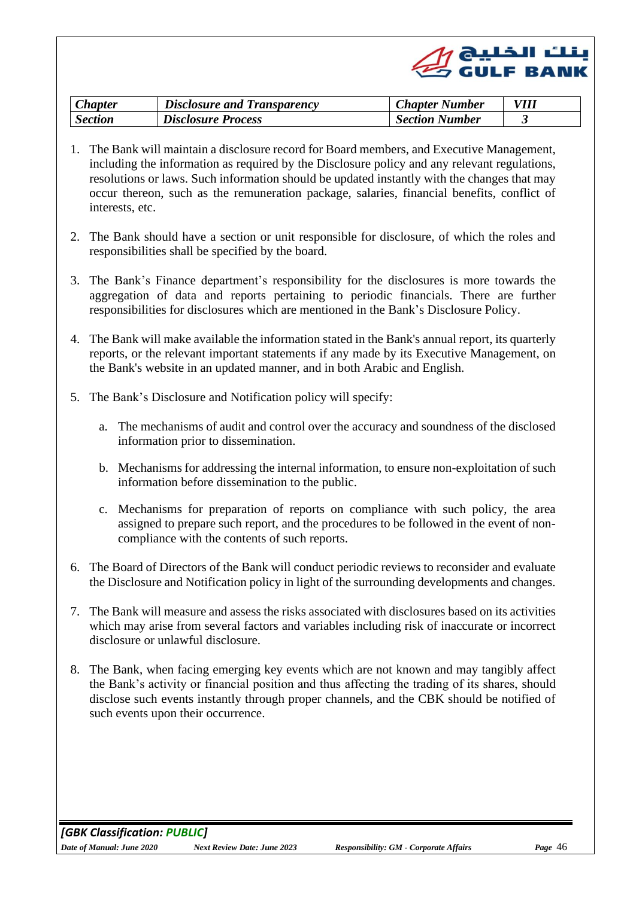| *Chapter* | *Disclosure and Transparency* | *Chapter Number* | *VIII* |
|---|---|---|---|
| *Section* | *Disclosure Process* | *Section Number* | *3* |

1. The Bank will maintain a disclosure record for Board members, and Executive Management, including the information as required by the Disclosure policy and any relevant regulations, resolutions or laws. Such information should be updated instantly with the changes that may occur thereon, such as the remuneration package, salaries, financial benefits, conflict of interests, etc.

2. The Bank should have a section or unit responsible for disclosure, of which the roles and responsibilities shall be specified by the board.

3. The Bank's Finance department's responsibility for the disclosures is more towards the aggregation of data and reports pertaining to periodic financials. There are further responsibilities for disclosures which are mentioned in the Bank's Disclosure Policy.

4. The Bank will make available the information stated in the Bank's annual report, its quarterly reports, or the relevant important statements if any made by its Executive Management, on the Bank's website in an updated manner, and in both Arabic and English.

5. The Bank's Disclosure and Notification policy will specify:

   a. The mechanisms of audit and control over the accuracy and soundness of the disclosed information prior to dissemination.

   b. Mechanisms for addressing the internal information, to ensure non-exploitation of such information before dissemination to the public.

   c. Mechanisms for preparation of reports on compliance with such policy, the area assigned to prepare such report, and the procedures to be followed in the event of non-compliance with the contents of such reports.

6. The Board of Directors of the Bank will conduct periodic reviews to reconsider and evaluate the Disclosure and Notification policy in light of the surrounding developments and changes.

7. The Bank will measure and assess the risks associated with disclosures based on its activities which may arise from several factors and variables including risk of inaccurate or incorrect disclosure or unlawful disclosure.

8. The Bank, when facing emerging key events which are not known and may tangibly affect the Bank's activity or financial position and thus affecting the trading of its shares, should disclose such events instantly through proper channels, and the CBK should be notified of such events upon their occurrence.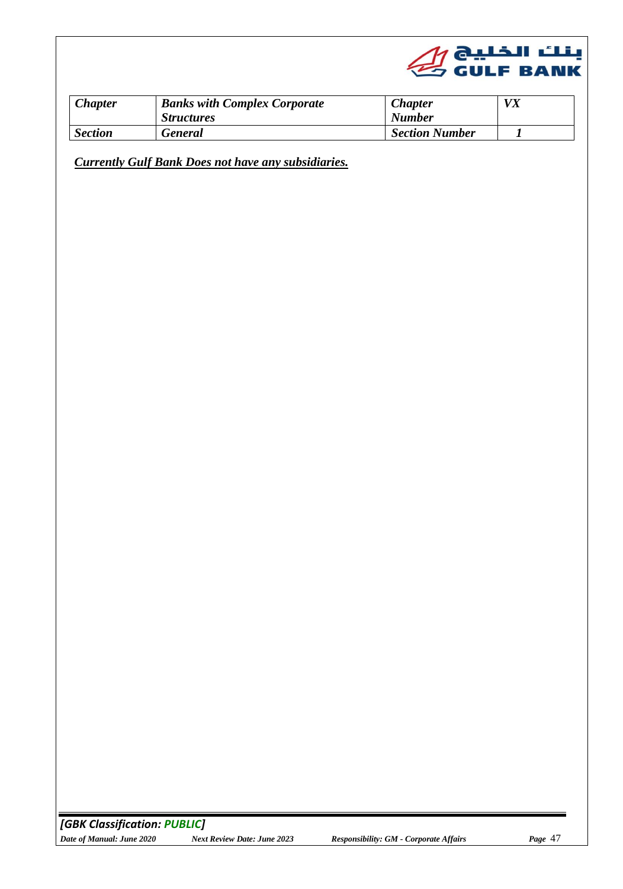| *Chapter* | *Banks with Complex Corporate Structures* | *Chapter Number* | *VX* |
|---|---|---|---|
| *Section* | *General* | *Section Number* | *1* |

***Currently Gulf Bank Does not have any subsidiaries.***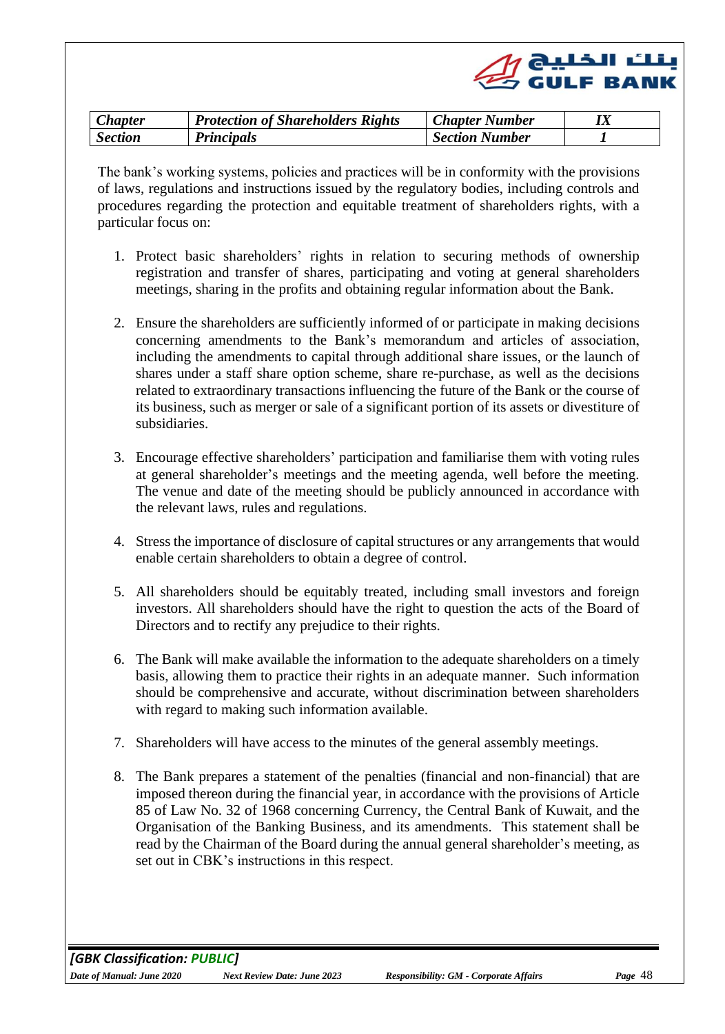| *Chapter* | *Protection of Shareholders Rights* | *Chapter Number* | *IX* |
|---|---|---|---|
| *Section* | *Principals* | *Section Number* | *1* |

The bank's working systems, policies and practices will be in conformity with the provisions of laws, regulations and instructions issued by the regulatory bodies, including controls and procedures regarding the protection and equitable treatment of shareholders rights, with a particular focus on:

1. Protect basic shareholders' rights in relation to securing methods of ownership registration and transfer of shares, participating and voting at general shareholders meetings, sharing in the profits and obtaining regular information about the Bank.

2. Ensure the shareholders are sufficiently informed of or participate in making decisions concerning amendments to the Bank's memorandum and articles of association, including the amendments to capital through additional share issues, or the launch of shares under a staff share option scheme, share re-purchase, as well as the decisions related to extraordinary transactions influencing the future of the Bank or the course of its business, such as merger or sale of a significant portion of its assets or divestiture of subsidiaries.

3. Encourage effective shareholders' participation and familiarise them with voting rules at general shareholder's meetings and the meeting agenda, well before the meeting. The venue and date of the meeting should be publicly announced in accordance with the relevant laws, rules and regulations.

4. Stress the importance of disclosure of capital structures or any arrangements that would enable certain shareholders to obtain a degree of control.

5. All shareholders should be equitably treated, including small investors and foreign investors. All shareholders should have the right to question the acts of the Board of Directors and to rectify any prejudice to their rights.

6. The Bank will make available the information to the adequate shareholders on a timely basis, allowing them to practice their rights in an adequate manner. Such information should be comprehensive and accurate, without discrimination between shareholders with regard to making such information available.

7. Shareholders will have access to the minutes of the general assembly meetings.

8. The Bank prepares a statement of the penalties (financial and non-financial) that are imposed thereon during the financial year, in accordance with the provisions of Article 85 of Law No. 32 of 1968 concerning Currency, the Central Bank of Kuwait, and the Organisation of the Banking Business, and its amendments. This statement shall be read by the Chairman of the Board during the annual general shareholder's meeting, as set out in CBK's instructions in this respect.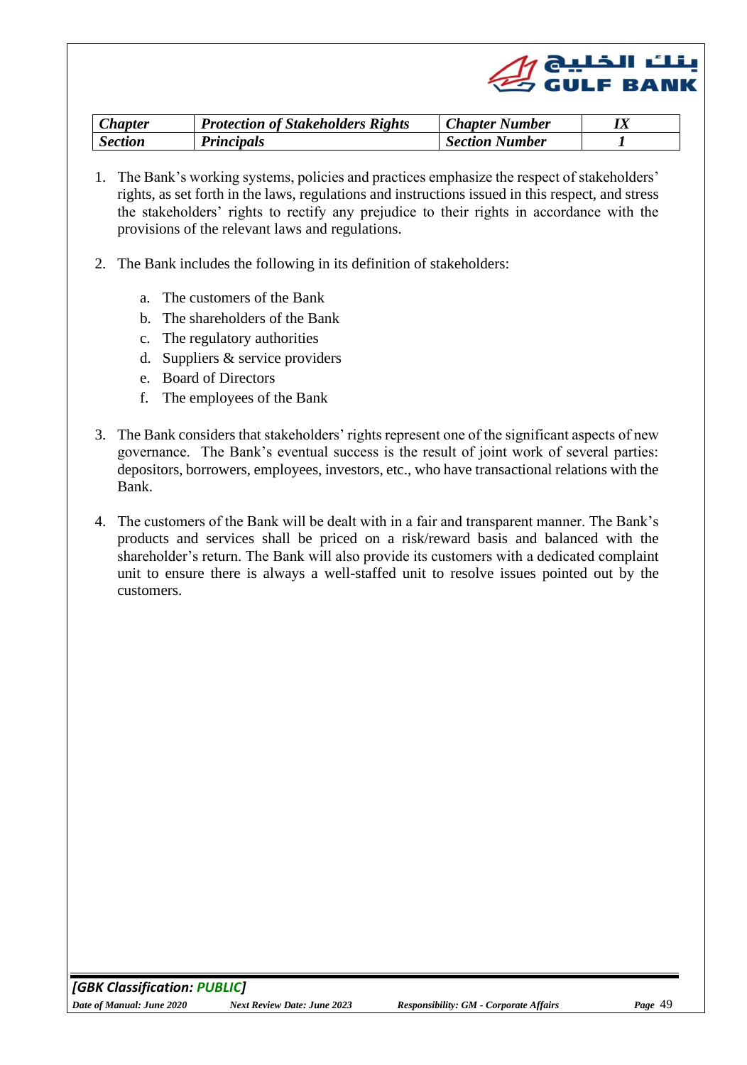| *Chapter* | *Protection of Stakeholders Rights* | *Chapter Number* | *IX* |
|---|---|---|---|
| *Section* | *Principals* | *Section Number* | *1* |

1. The Bank's working systems, policies and practices emphasize the respect of stakeholders' rights, as set forth in the laws, regulations and instructions issued in this respect, and stress the stakeholders' rights to rectify any prejudice to their rights in accordance with the provisions of the relevant laws and regulations.

2. The Bank includes the following in its definition of stakeholders:

   a. The customers of the Bank
   b. The shareholders of the Bank
   c. The regulatory authorities
   d. Suppliers & service providers
   e. Board of Directors
   f. The employees of the Bank

3. The Bank considers that stakeholders' rights represent one of the significant aspects of new governance. The Bank's eventual success is the result of joint work of several parties: depositors, borrowers, employees, investors, etc., who have transactional relations with the Bank.

4. The customers of the Bank will be dealt with in a fair and transparent manner. The Bank's products and services shall be priced on a risk/reward basis and balanced with the shareholder's return. The Bank will also provide its customers with a dedicated complaint unit to ensure there is always a well-staffed unit to resolve issues pointed out by the customers.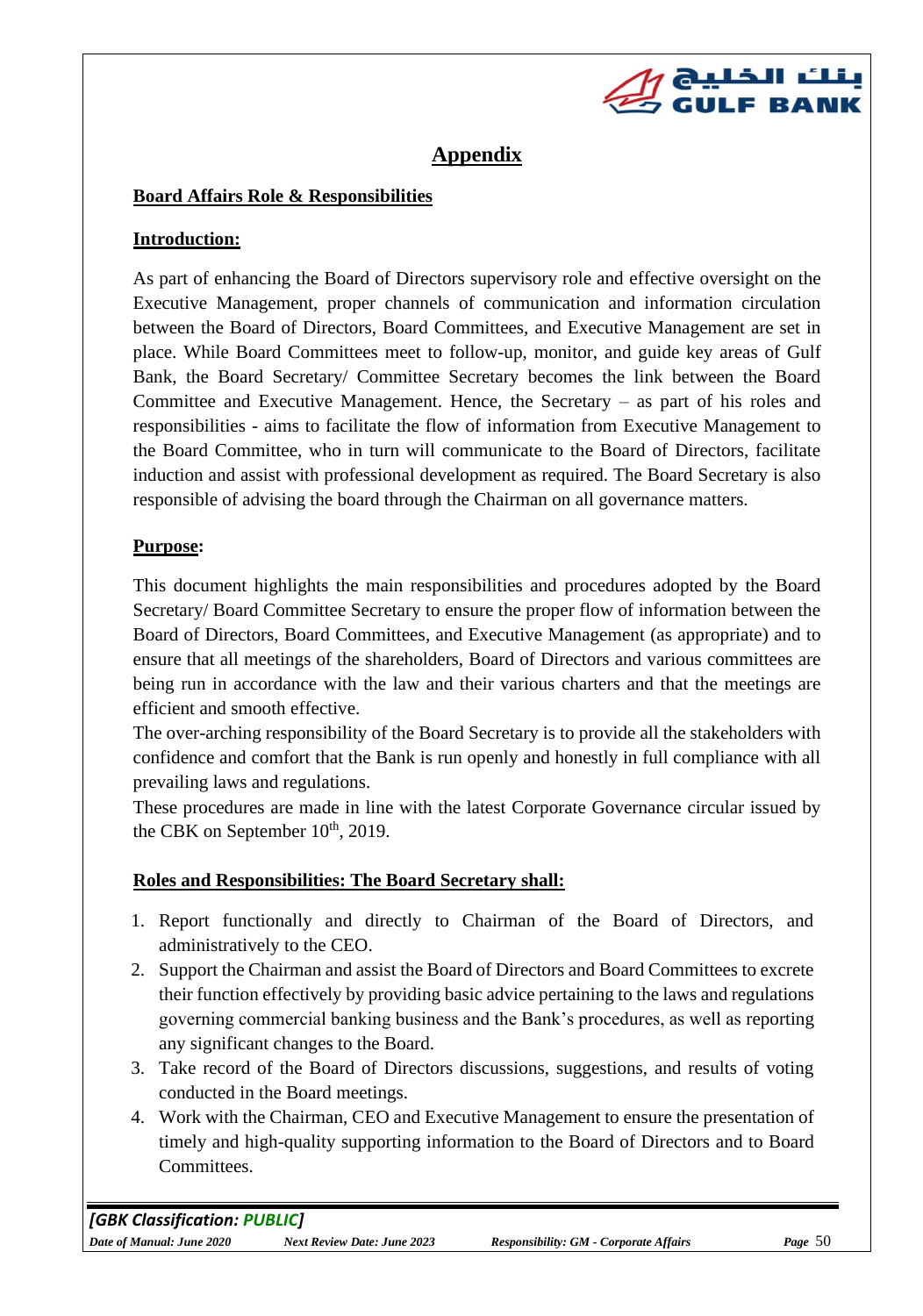# Appendix

## Board Affairs Role & Responsibilities

### Introduction:

As part of enhancing the Board of Directors supervisory role and effective oversight on the Executive Management, proper channels of communication and information circulation between the Board of Directors, Board Committees, and Executive Management are set in place. While Board Committees meet to follow-up, monitor, and guide key areas of Gulf Bank, the Board Secretary/ Committee Secretary becomes the link between the Board Committee and Executive Management. Hence, the Secretary – as part of his roles and responsibilities - aims to facilitate the flow of information from Executive Management to the Board Committee, who in turn will communicate to the Board of Directors, facilitate induction and assist with professional development as required. The Board Secretary is also responsible of advising the board through the Chairman on all governance matters.

### Purpose:

This document highlights the main responsibilities and procedures adopted by the Board Secretary/ Board Committee Secretary to ensure the proper flow of information between the Board of Directors, Board Committees, and Executive Management (as appropriate) and to ensure that all meetings of the shareholders, Board of Directors and various committees are being run in accordance with the law and their various charters and that the meetings are efficient and smooth effective.

The over-arching responsibility of the Board Secretary is to provide all the stakeholders with confidence and comfort that the Bank is run openly and honestly in full compliance with all prevailing laws and regulations.

These procedures are made in line with the latest Corporate Governance circular issued by the CBK on September 10th, 2019.

### Roles and Responsibilities: The Board Secretary shall:

1. Report functionally and directly to Chairman of the Board of Directors, and administratively to the CEO.
2. Support the Chairman and assist the Board of Directors and Board Committees to excrete their function effectively by providing basic advice pertaining to the laws and regulations governing commercial banking business and the Bank's procedures, as well as reporting any significant changes to the Board.
3. Take record of the Board of Directors discussions, suggestions, and results of voting conducted in the Board meetings.
4. Work with the Chairman, CEO and Executive Management to ensure the presentation of timely and high-quality supporting information to the Board of Directors and to Board Committees.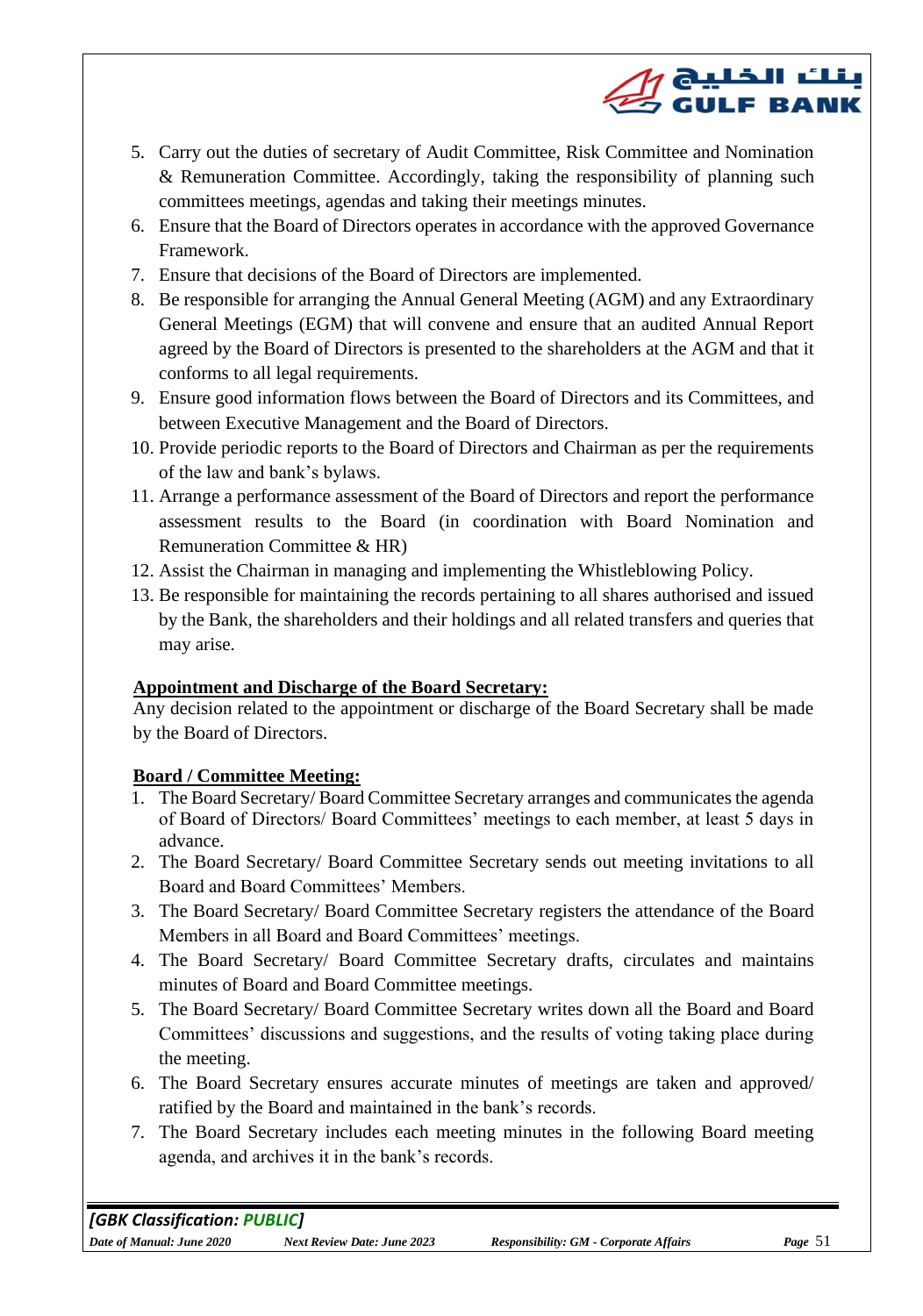5. Carry out the duties of secretary of Audit Committee, Risk Committee and Nomination & Remuneration Committee. Accordingly, taking the responsibility of planning such committees meetings, agendas and taking their meetings minutes.
6. Ensure that the Board of Directors operates in accordance with the approved Governance Framework.
7. Ensure that decisions of the Board of Directors are implemented.
8. Be responsible for arranging the Annual General Meeting (AGM) and any Extraordinary General Meetings (EGM) that will convene and ensure that an audited Annual Report agreed by the Board of Directors is presented to the shareholders at the AGM and that it conforms to all legal requirements.
9. Ensure good information flows between the Board of Directors and its Committees, and between Executive Management and the Board of Directors.
10. Provide periodic reports to the Board of Directors and Chairman as per the requirements of the law and bank's bylaws.
11. Arrange a performance assessment of the Board of Directors and report the performance assessment results to the Board (in coordination with Board Nomination and Remuneration Committee & HR)
12. Assist the Chairman in managing and implementing the Whistleblowing Policy.
13. Be responsible for maintaining the records pertaining to all shares authorised and issued by the Bank, the shareholders and their holdings and all related transfers and queries that may arise.

**Appointment and Discharge of the Board Secretary:**

Any decision related to the appointment or discharge of the Board Secretary shall be made by the Board of Directors.

**Board / Committee Meeting:**

1. The Board Secretary/ Board Committee Secretary arranges and communicates the agenda of Board of Directors/ Board Committees' meetings to each member, at least 5 days in advance.
2. The Board Secretary/ Board Committee Secretary sends out meeting invitations to all Board and Board Committees' Members.
3. The Board Secretary/ Board Committee Secretary registers the attendance of the Board Members in all Board and Board Committees' meetings.
4. The Board Secretary/ Board Committee Secretary drafts, circulates and maintains minutes of Board and Board Committee meetings.
5. The Board Secretary/ Board Committee Secretary writes down all the Board and Board Committees' discussions and suggestions, and the results of voting taking place during the meeting.
6. The Board Secretary ensures accurate minutes of meetings are taken and approved/ ratified by the Board and maintained in the bank's records.
7. The Board Secretary includes each meeting minutes in the following Board meeting agenda, and archives it in the bank's records.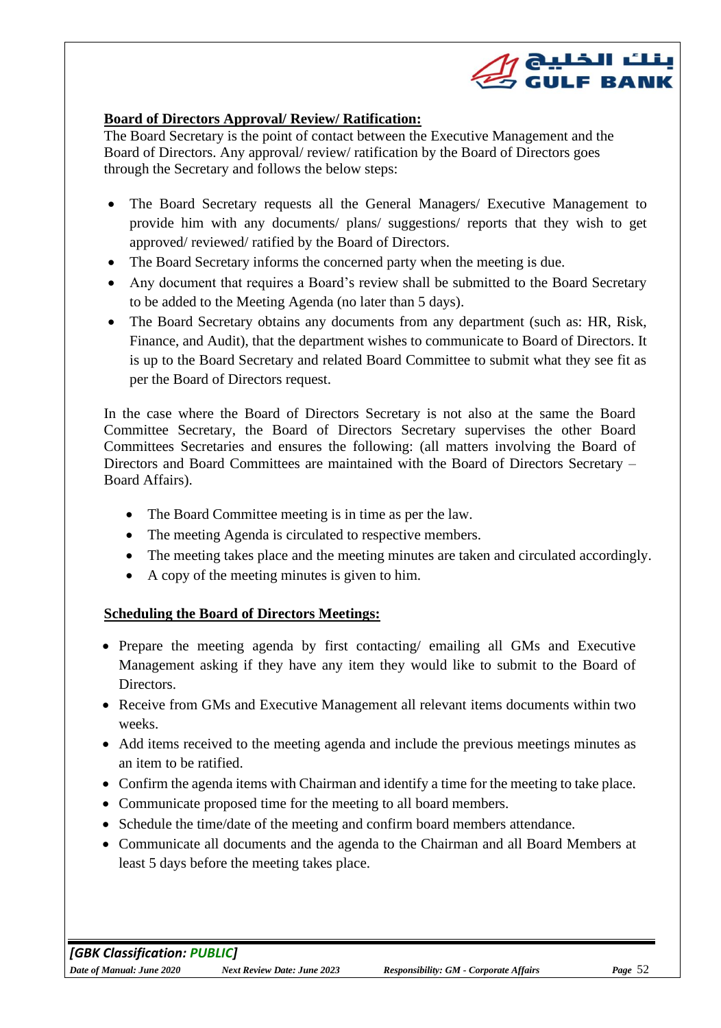**Board of Directors Approval/ Review/ Ratification:**

The Board Secretary is the point of contact between the Executive Management and the Board of Directors. Any approval/ review/ ratification by the Board of Directors goes through the Secretary and follows the below steps:

- The Board Secretary requests all the General Managers/ Executive Management to provide him with any documents/ plans/ suggestions/ reports that they wish to get approved/ reviewed/ ratified by the Board of Directors.
- The Board Secretary informs the concerned party when the meeting is due.
- Any document that requires a Board's review shall be submitted to the Board Secretary to be added to the Meeting Agenda (no later than 5 days).
- The Board Secretary obtains any documents from any department (such as: HR, Risk, Finance, and Audit), that the department wishes to communicate to Board of Directors. It is up to the Board Secretary and related Board Committee to submit what they see fit as per the Board of Directors request.

In the case where the Board of Directors Secretary is not also at the same the Board Committee Secretary, the Board of Directors Secretary supervises the other Board Committees Secretaries and ensures the following: (all matters involving the Board of Directors and Board Committees are maintained with the Board of Directors Secretary – Board Affairs).

- The Board Committee meeting is in time as per the law.
- The meeting Agenda is circulated to respective members.
- The meeting takes place and the meeting minutes are taken and circulated accordingly.
- A copy of the meeting minutes is given to him.

**Scheduling the Board of Directors Meetings:**

- Prepare the meeting agenda by first contacting/ emailing all GMs and Executive Management asking if they have any item they would like to submit to the Board of Directors.
- Receive from GMs and Executive Management all relevant items documents within two weeks.
- Add items received to the meeting agenda and include the previous meetings minutes as an item to be ratified.
- Confirm the agenda items with Chairman and identify a time for the meeting to take place.
- Communicate proposed time for the meeting to all board members.
- Schedule the time/date of the meeting and confirm board members attendance.
- Communicate all documents and the agenda to the Chairman and all Board Members at least 5 days before the meeting takes place.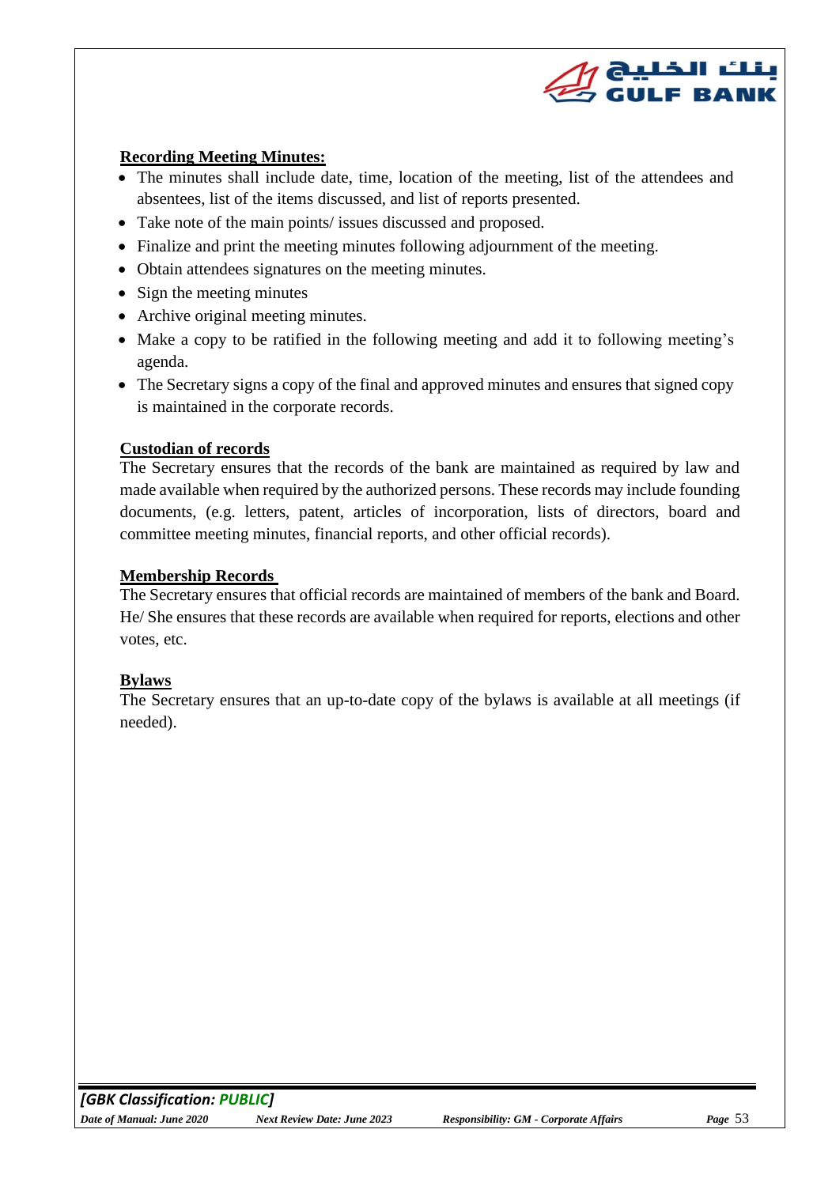**Recording Meeting Minutes:**

- The minutes shall include date, time, location of the meeting, list of the attendees and absentees, list of the items discussed, and list of reports presented.
- Take note of the main points/ issues discussed and proposed.
- Finalize and print the meeting minutes following adjournment of the meeting.
- Obtain attendees signatures on the meeting minutes.
- Sign the meeting minutes
- Archive original meeting minutes.
- Make a copy to be ratified in the following meeting and add it to following meeting's agenda.
- The Secretary signs a copy of the final and approved minutes and ensures that signed copy is maintained in the corporate records.

**Custodian of records**

The Secretary ensures that the records of the bank are maintained as required by law and made available when required by the authorized persons. These records may include founding documents, (e.g. letters, patent, articles of incorporation, lists of directors, board and committee meeting minutes, financial reports, and other official records).

**Membership Records**

The Secretary ensures that official records are maintained of members of the bank and Board. He/ She ensures that these records are available when required for reports, elections and other votes, etc.

**Bylaws**

The Secretary ensures that an up-to-date copy of the bylaws is available at all meetings (if needed).